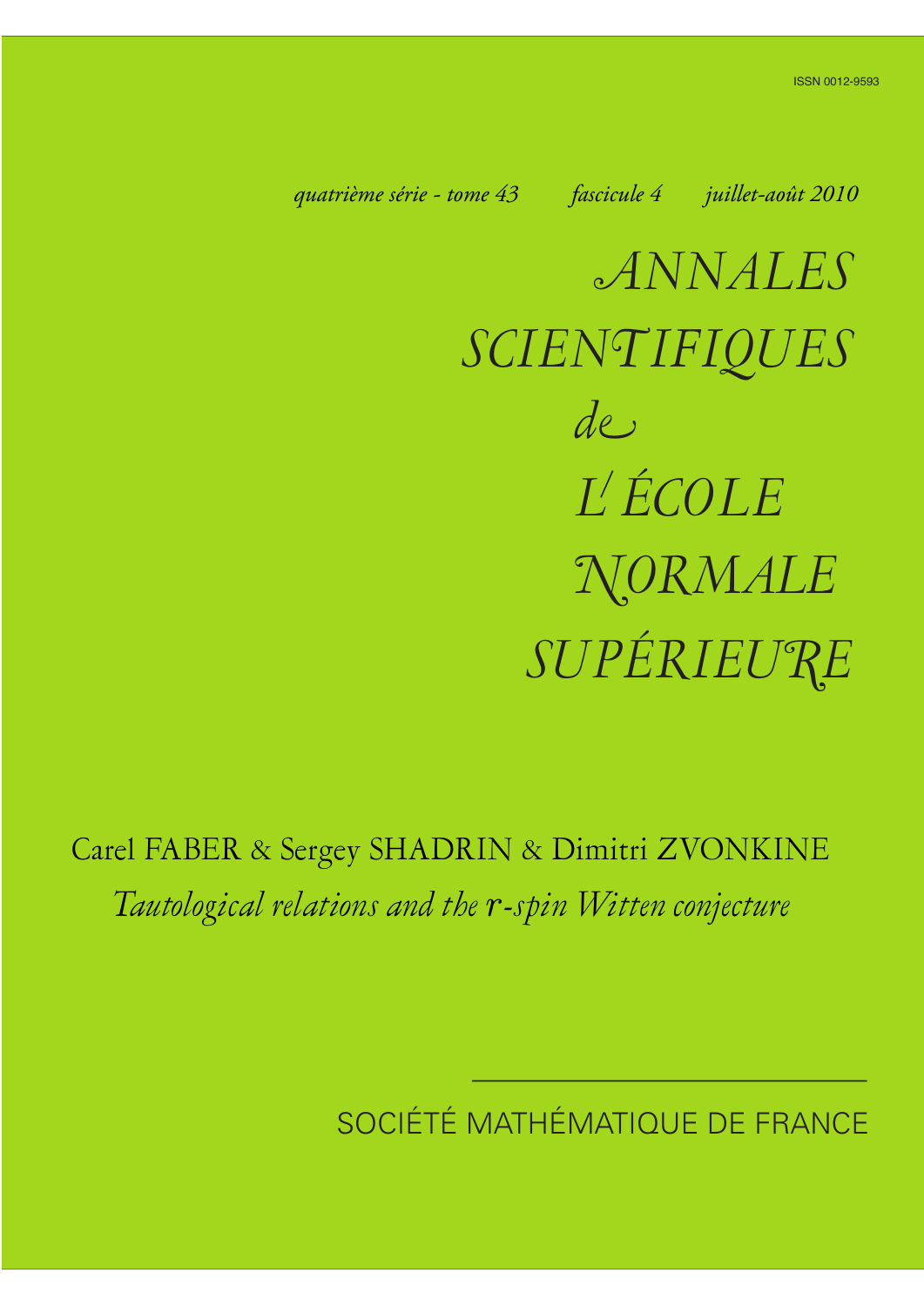ISSN 0012-9593

*quatrième série - tome 43 fascicule 4 juillet-août 2010*

# ANNALES SCIENTIFIQUES de L'ÉCOLE NORMALE SUPÉRIEURE

Carel FABER & Sergey SHADRIN & Dimitri ZVONKINE

*Tautological relations and the $r$-spin Witten conjecture*

SOCIÉTÉ MATHÉMATIQUE DE FRANCE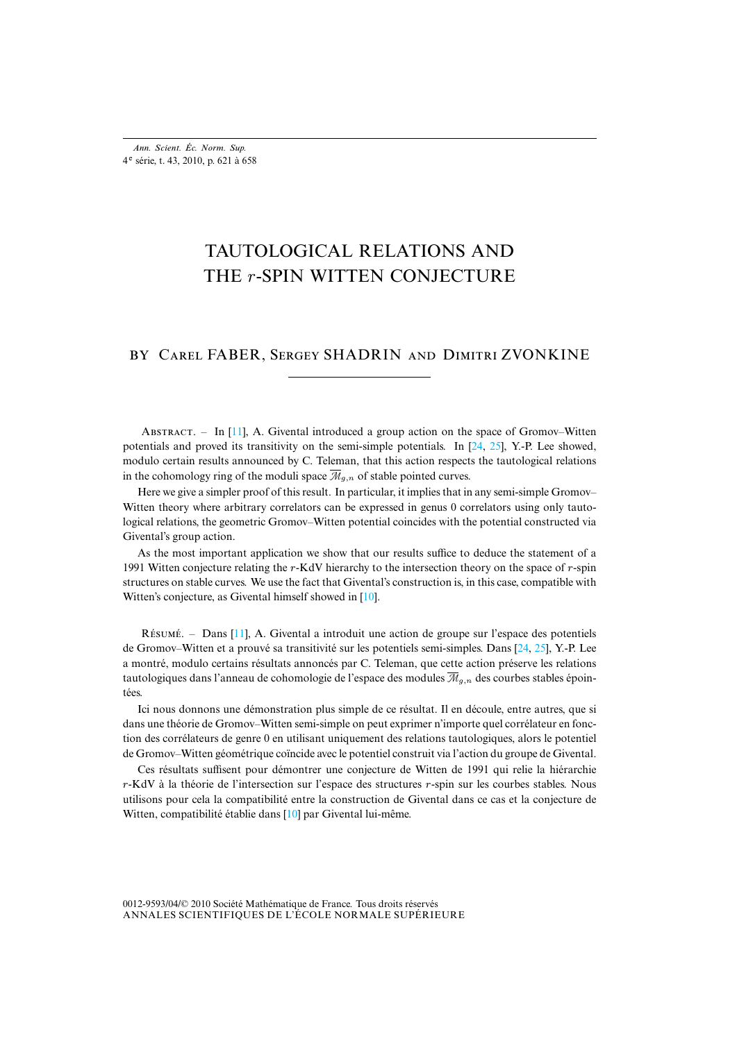# TAUTOLOGICAL RELATIONS AND THE $r$-SPIN WITTEN CONJECTURE

BY Carel FABER, Sergey SHADRIN AND Dimitri ZVONKINE

ABSTRACT. – In [11], A. Givental introduced a group action on the space of Gromov–Witten potentials and proved its transitivity on the semi-simple potentials. In [24, 25], Y.-P. Lee showed, modulo certain results announced by C. Teleman, that this action respects the tautological relations in the cohomology ring of the moduli space $\overline{\mathcal{M}}_{g,n}$ of stable pointed curves.

Here we give a simpler proof of this result. In particular, it implies that in any semi-simple Gromov–Witten theory where arbitrary correlators can be expressed in genus 0 correlators using only tautological relations, the geometric Gromov–Witten potential coincides with the potential constructed via Givental's group action.

As the most important application we show that our results suffice to deduce the statement of a 1991 Witten conjecture relating the $r$-KdV hierarchy to the intersection theory on the space of $r$-spin structures on stable curves. We use the fact that Givental's construction is, in this case, compatible with Witten's conjecture, as Givental himself showed in [10].

RÉSUMÉ. – Dans [11], A. Givental a introduit une action de groupe sur l'espace des potentiels de Gromov–Witten et a prouvé sa transitivité sur les potentiels semi-simples. Dans [24, 25], Y.-P. Lee a montré, modulo certains résultats annoncés par C. Teleman, que cette action préserve les relations tautologiques dans l'anneau de cohomologie de l'espace des modules $\overline{\mathcal{M}}_{g,n}$ des courbes stables épointées.

Ici nous donnons une démonstration plus simple de ce résultat. Il en découle, entre autres, que si dans une théorie de Gromov–Witten semi-simple on peut exprimer n'importe quel corrélateur en fonction des corrélateurs de genre 0 en utilisant uniquement des relations tautologiques, alors le potentiel de Gromov–Witten géométrique coïncide avec le potentiel construit via l'action du groupe de Givental.

Ces résultats suffisent pour démontrer une conjecture de Witten de 1991 qui relie la hiérarchie $r$-KdV à la théorie de l'intersection sur l'espace des structures $r$-spin sur les courbes stables. Nous utilisons pour cela la compatibilité entre la construction de Givental dans ce cas et la conjecture de Witten, compatibilité établie dans [10] par Givental lui-même.

0012-9593/04/© 2010 Société Mathématique de France. Tous droits réservés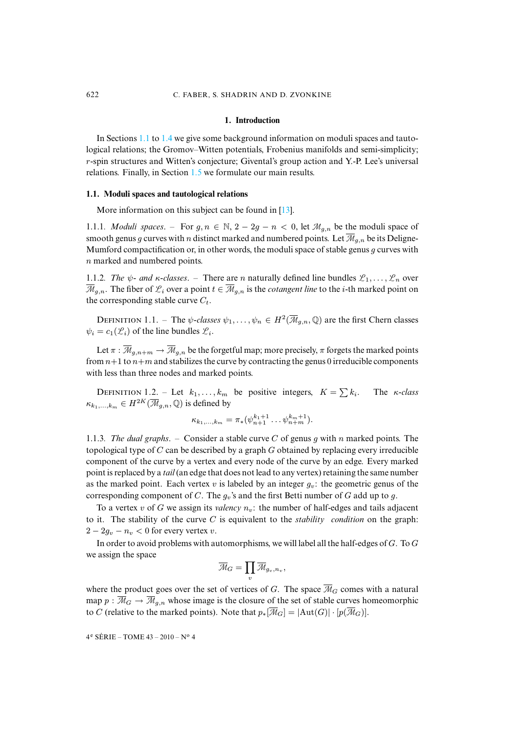## 1. Introduction

In Sections 1.1 to 1.4 we give some background information on moduli spaces and tautological relations; the Gromov–Witten potentials, Frobenius manifolds and semi-simplicity; $r$-spin structures and Witten's conjecture; Givental's group action and Y.-P. Lee's universal relations. Finally, in Section 1.5 we formulate our main results.

### 1.1. Moduli spaces and tautological relations

More information on this subject can be found in [13].

1.1.1. *Moduli spaces*. – For $g, n \in \mathbb{N}$, $2-2g-n<0$, let $\mathcal{M}_{g,n}$ be the moduli space of smooth genus $g$ curves with $n$ distinct marked and numbered points. Let $\overline{\mathcal{M}}_{g,n}$ be its Deligne-Mumford compactification or, in other words, the moduli space of stable genus $g$ curves with $n$ marked and numbered points.

1.1.2. *The $\psi$- and $\kappa$-classes*. – There are $n$ naturally defined line bundles $\mathcal{L}_1, \dots, \mathcal{L}_n$ over $\overline{\mathcal{M}}_{g,n}$. The fiber of $\mathcal{L}_i$ over a point $t \in \overline{\mathcal{M}}_{g,n}$ is the *cotangent line* to the $i$-th marked point on the corresponding stable curve $C_t$.

Definition 1.1. – The *$\psi$-classes* $\psi_1, \dots, \psi_n \in H^2(\overline{\mathcal{M}}_{g,n}, \mathbb{Q})$ are the first Chern classes $\psi_i = c_1(\mathcal{L}_i)$ of the line bundles $\mathcal{L}_i$.

Let $\pi : \overline{\mathcal{M}}_{g,n+m} \to \overline{\mathcal{M}}_{g,n}$ be the forgetful map; more precisely, $\pi$ forgets the marked points from $n+1$ to $n+m$ and stabilizes the curve by contracting the genus 0 irreducible components with less than three nodes and marked points.

Definition 1.2. – Let $k_1, \dots, k_m$ be positive integers, $K = \sum k_i$. The *$\kappa$-class* $\kappa_{k_1,\dots,k_m} \in H^{2K}(\overline{\mathcal{M}}_{g,n}, \mathbb{Q})$ is defined by

$$\kappa_{k_1,\dots,k_m} = \pi_*(\psi_{n+1}^{k_1+1} \dots \psi_{n+m}^{k_m+1}).$$

1.1.3. *The dual graphs*. – Consider a stable curve $C$ of genus $g$ with $n$ marked points. The topological type of $C$ can be described by a graph $G$ obtained by replacing every irreducible component of the curve by a vertex and every node of the curve by an edge. Every marked point is replaced by a *tail* (an edge that does not lead to any vertex) retaining the same number as the marked point. Each vertex $v$ is labeled by an integer $g_v$: the geometric genus of the corresponding component of $C$. The $g_v$'s and the first Betti number of $G$ add up to $g$.

To a vertex $v$ of $G$ we assign its *valency* $n_v$: the number of half-edges and tails adjacent to it. The stability of the curve $C$ is equivalent to the *stability condition* on the graph: $2-2g_v-n_v<0$ for every vertex $v$.

In order to avoid problems with automorphisms, we will label all the half-edges of $G$. To $G$ we assign the space

$$\overline{\mathcal{M}}_G = \prod_v \overline{\mathcal{M}}_{g_v,n_v},$$

where the product goes over the set of vertices of $G$. The space $\overline{\mathcal{M}}_G$ comes with a natural map $p : \overline{\mathcal{M}}_G \to \overline{\mathcal{M}}_{g,n}$ whose image is the closure of the set of stable curves homeomorphic to $C$ (relative to the marked points). Note that $p_*[\overline{\mathcal{M}}_G] = |\mathrm{Aut}(G)| \cdot [p(\overline{\mathcal{M}}_G)]$.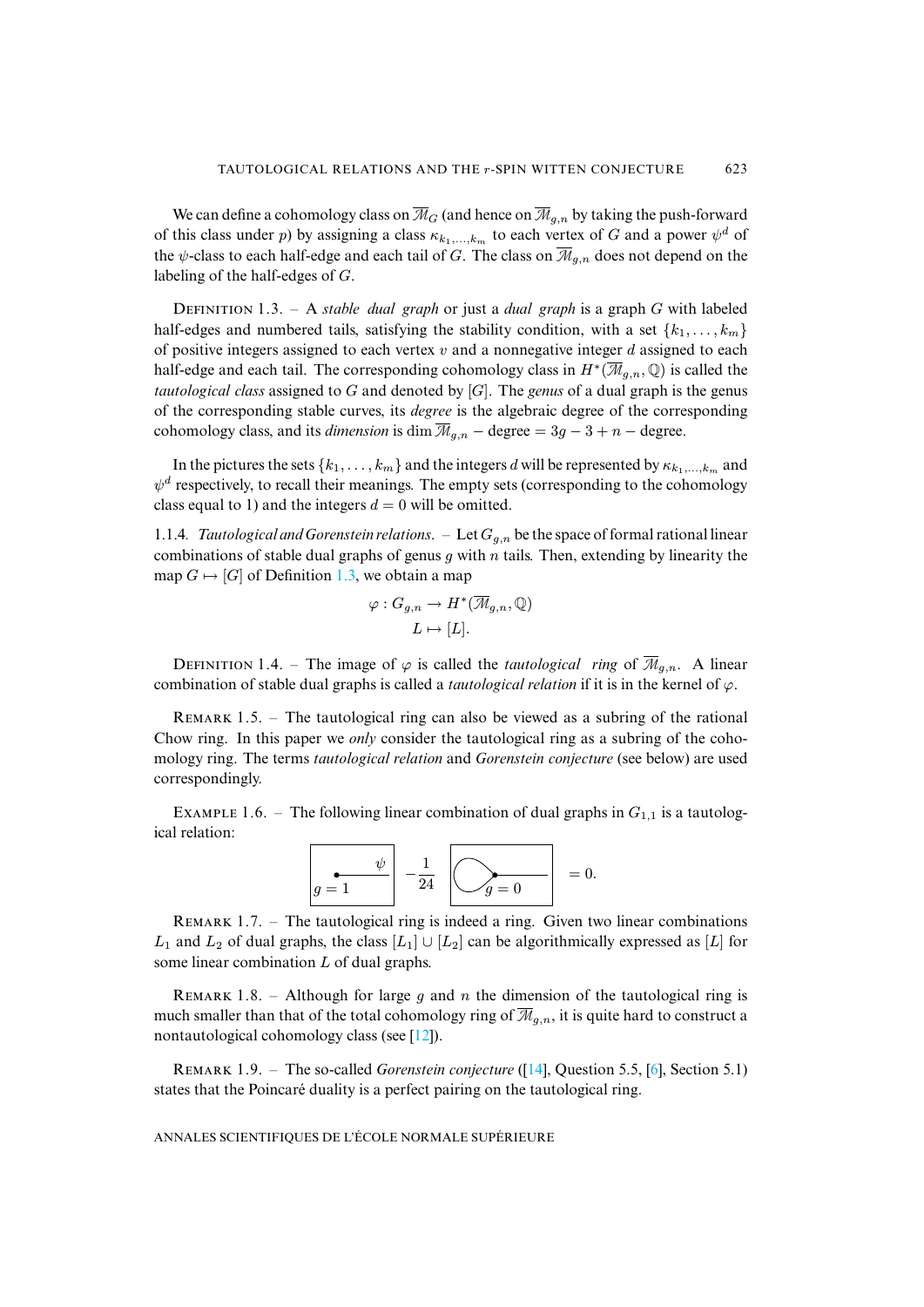We can define a cohomology class on $\overline{\mathcal{M}}_G$ (and hence on $\overline{\mathcal{M}}_{g,n}$ by taking the push-forward of this class under $p$) by assigning a class $\kappa_{k_1,\dots,k_m}$ to each vertex of $G$ and a power $\psi^d$ of the $\psi$-class to each half-edge and each tail of $G$. The class on $\overline{\mathcal{M}}_{g,n}$ does not depend on the labeling of the half-edges of $G$.

Definition 1.3. – A *stable dual graph* or just a *dual graph* is a graph $G$ with labeled half-edges and numbered tails, satisfying the stability condition, with a set $\{k_1, \dots, k_m\}$ of positive integers assigned to each vertex $v$ and a nonnegative integer $d$ assigned to each half-edge and each tail. The corresponding cohomology class in $H^*(\overline{\mathcal{M}}_{g,n}, \mathbb{Q})$ is called the *tautological class* assigned to $G$ and denoted by $[G]$. The *genus* of a dual graph is the genus of the corresponding stable curves, its *degree* is the algebraic degree of the corresponding cohomology class, and its *dimension* is $\dim \overline{\mathcal{M}}_{g,n} - \text{degree} = 3g - 3 + n - \text{degree}$.

In the pictures the sets $\{k_1, \dots, k_m\}$ and the integers $d$ will be represented by $\kappa_{k_1,\dots,k_m}$ and $\psi^d$ respectively, to recall their meanings. The empty sets (corresponding to the cohomology class equal to 1) and the integers $d = 0$ will be omitted.

1.1.4. *Tautological and Gorenstein relations.* – Let $G_{g,n}$ be the space of formal rational linear combinations of stable dual graphs of genus $g$ with $n$ tails. Then, extending by linearity the map $G \mapsto [G]$ of Definition 1.3, we obtain a map

$$\varphi : G_{g,n} \to H^*(\overline{\mathcal{M}}_{g,n}, \mathbb{Q})$$
$$L \mapsto [L].$$

Definition 1.4. – The image of $\varphi$ is called the *tautological ring* of $\overline{\mathcal{M}}_{g,n}$. A linear combination of stable dual graphs is called a *tautological relation* if it is in the kernel of $\varphi$.

Remark 1.5. – The tautological ring can also be viewed as a subring of the rational Chow ring. In this paper we *only* consider the tautological ring as a subring of the cohomology ring. The terms *tautological relation* and *Gorenstein conjecture* (see below) are used correspondingly.

Example 1.6. – The following linear combination of dual graphs in $G_{1,1}$ is a tautological relation:

$$\left[\ g=1,\ \psi\ \right] - \frac{1}{24}\left[\ g=0 \text{ with a loop}\ \right] = 0.$$

Remark 1.7. – The tautological ring is indeed a ring. Given two linear combinations $L_1$ and $L_2$ of dual graphs, the class $[L_1] \cup [L_2]$ can be algorithmically expressed as $[L]$ for some linear combination $L$ of dual graphs.

Remark 1.8. – Although for large $g$ and $n$ the dimension of the tautological ring is much smaller than that of the total cohomology ring of $\overline{\mathcal{M}}_{g,n}$, it is quite hard to construct a nontautological cohomology class (see [12]).

Remark 1.9. – The so-called *Gorenstein conjecture* ([14], Question 5.5, [6], Section 5.1) states that the Poincaré duality is a perfect pairing on the tautological ring.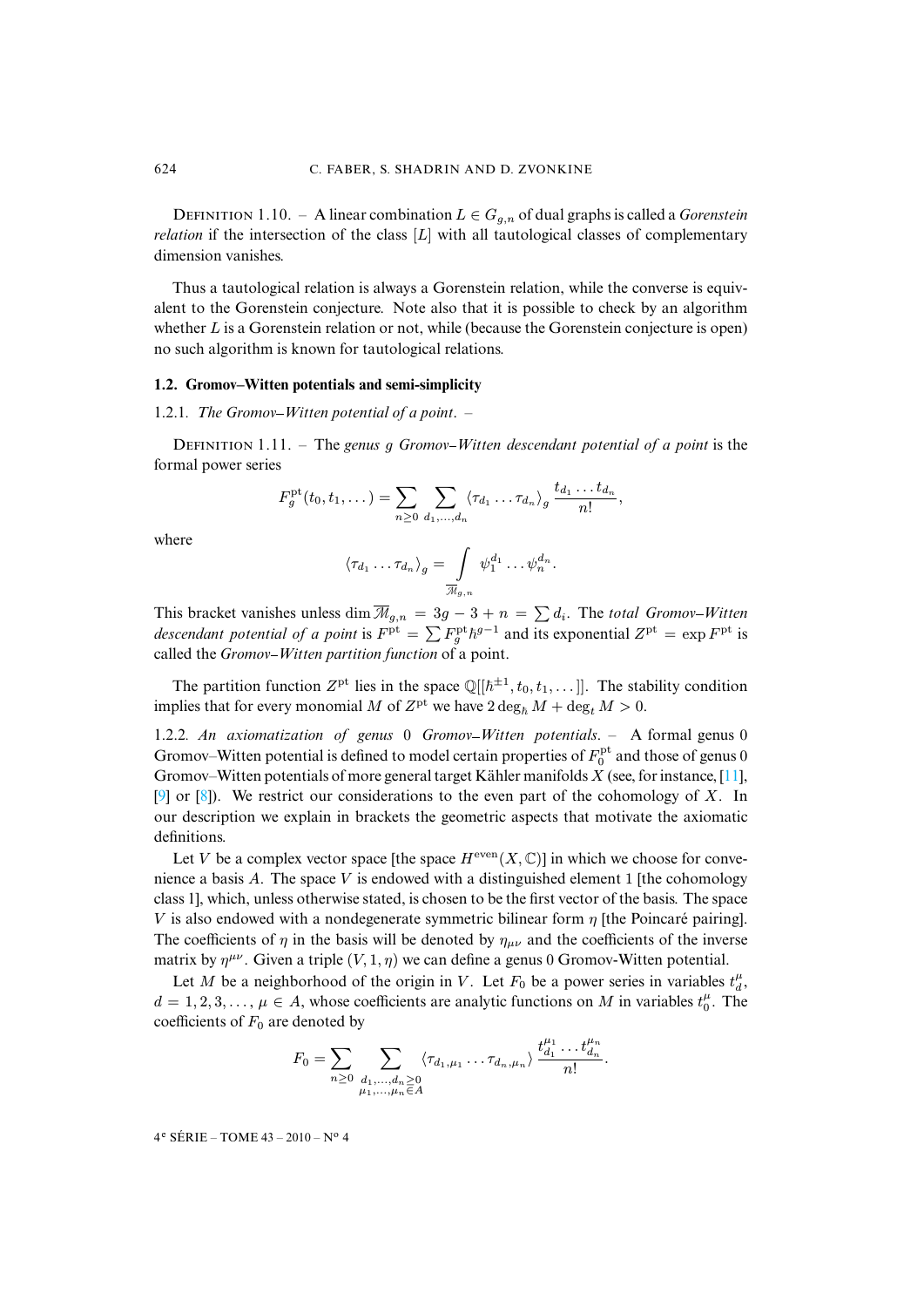Definition 1.10. – A linear combination $L \in G_{g,n}$ of dual graphs is called a *Gorenstein relation* if the intersection of the class $[L]$ with all tautological classes of complementary dimension vanishes.

Thus a tautological relation is always a Gorenstein relation, while the converse is equivalent to the Gorenstein conjecture. Note also that it is possible to check by an algorithm whether $L$ is a Gorenstein relation or not, while (because the Gorenstein conjecture is open) no such algorithm is known for tautological relations.

### 1.2. Gromov–Witten potentials and semi-simplicity

1.2.1. *The Gromov–Witten potential of a point*. –

Definition 1.11. – The *genus $g$ Gromov–Witten descendant potential of a point* is the formal power series

$$F_g^{\mathrm{pt}}(t_0, t_1, \dots) = \sum_{n \geq 0} \sum_{d_1, \dots, d_n} \langle \tau_{d_1} \dots \tau_{d_n} \rangle_g \frac{t_{d_1} \dots t_{d_n}}{n!},$$

where

$$\langle \tau_{d_1} \dots \tau_{d_n} \rangle_g = \int_{\overline{\mathcal{M}}_{g,n}} \psi_1^{d_1} \dots \psi_n^{d_n}.$$

This bracket vanishes unless $\dim \overline{\mathcal{M}}_{g,n} = 3g - 3 + n = \sum d_i$. The *total Gromov–Witten descendant potential of a point* is $F^{\mathrm{pt}} = \sum F_g^{\mathrm{pt}} \hbar^{g-1}$ and its exponential $Z^{\mathrm{pt}} = \exp F^{\mathrm{pt}}$ is called the *Gromov–Witten partition function* of a point.

The partition function $Z^{\mathrm{pt}}$ lies in the space $\mathbb{Q}[[\hbar^{\pm 1}, t_0, t_1, \dots]]$. The stability condition implies that for every monomial $M$ of $Z^{\mathrm{pt}}$ we have $2 \deg_\hbar M + \deg_t M > 0$.

1.2.2. *An axiomatization of genus 0 Gromov–Witten potentials*. – A formal genus 0 Gromov–Witten potential is defined to model certain properties of $F_0^{\mathrm{pt}}$ and those of genus 0 Gromov–Witten potentials of more general target Kähler manifolds $X$ (see, for instance, [11], [9] or [8]). We restrict our considerations to the even part of the cohomology of $X$. In our description we explain in brackets the geometric aspects that motivate the axiomatic definitions.

Let $V$ be a complex vector space [the space $H^{\mathrm{even}}(X, \mathbb{C})$] in which we choose for convenience a basis $A$. The space $V$ is endowed with a distinguished element 1 [the cohomology class 1], which, unless otherwise stated, is chosen to be the first vector of the basis. The space $V$ is also endowed with a nondegenerate symmetric bilinear form $\eta$ [the Poincaré pairing]. The coefficients of $\eta$ in the basis will be denoted by $\eta_{\mu\nu}$ and the coefficients of the inverse matrix by $\eta^{\mu\nu}$. Given a triple $(V, 1, \eta)$ we can define a genus 0 Gromov-Witten potential.

Let $M$ be a neighborhood of the origin in $V$. Let $F_0$ be a power series in variables $t_d^\mu$, $d = 1, 2, 3, \dots$, $\mu \in A$, whose coefficients are analytic functions on $M$ in variables $t_0^\mu$. The coefficients of $F_0$ are denoted by

$$F_0 = \sum_{n \geq 0} \sum_{\substack{d_1, \dots, d_n \geq 0 \\ \mu_1, \dots, \mu_n \in A}} \langle \tau_{d_1, \mu_1} \dots \tau_{d_n, \mu_n} \rangle \frac{t_{d_1}^{\mu_1} \dots t_{d_n}^{\mu_n}}{n!}.$$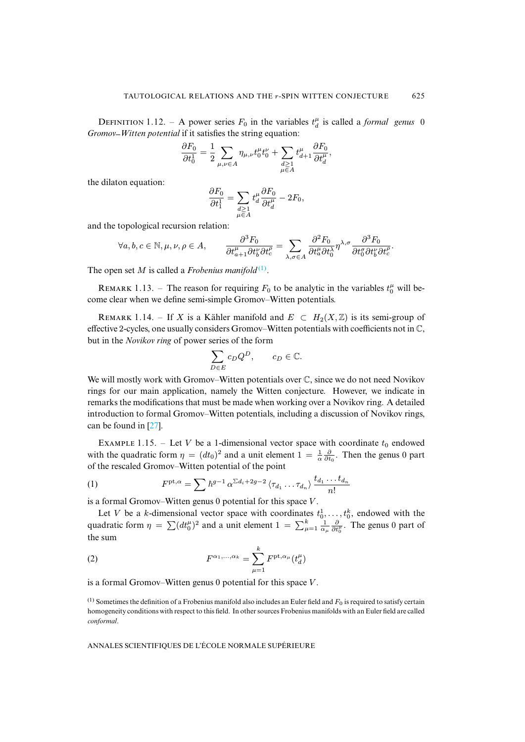Definition 1.12. – A power series $F_0$ in the variables $t_d^\mu$ is called a *formal genus 0 Gromov–Witten potential* if it satisfies the string equation:

$$\frac{\partial F_0}{\partial t_0^1} = \frac{1}{2}\sum_{\mu,\nu\in A} \eta_{\mu,\nu} t_0^\mu t_0^\nu + \sum_{\substack{d\geq 1\\ \mu\in A}} t_{d+1}^\mu \frac{\partial F_0}{\partial t_d^\mu},$$

the dilaton equation:

$$\frac{\partial F_0}{\partial t_1^1} = \sum_{\substack{d\geq 1\\ \mu\in A}} t_d^\mu \frac{\partial F_0}{\partial t_d^\mu} - 2F_0,$$

and the topological recursion relation:

$$\forall a,b,c\in\mathbb{N}, \mu,\nu,\rho\in A, \qquad \frac{\partial^3 F_0}{\partial t_{a+1}^\mu \partial t_b^\nu \partial t_c^\rho} = \sum_{\lambda,\sigma\in A} \frac{\partial^2 F_0}{\partial t_a^\mu \partial t_0^\lambda} \eta^{\lambda,\sigma} \frac{\partial^3 F_0}{\partial t_0^\sigma \partial t_b^\nu \partial t_c^\rho}.$$

The open set $M$ is called a *Frobenius manifold* [(1)].

Remark 1.13. – The reason for requiring $F_0$ to be analytic in the variables $t_0^\mu$ will become clear when we define semi-simple Gromov–Witten potentials.

Remark 1.14. – If $X$ is a Kähler manifold and $E \subset H_2(X,\mathbb{Z})$ is its semi-group of effective 2-cycles, one usually considers Gromov–Witten potentials with coefficients not in $\mathbb{C}$, but in the *Novikov ring* of power series of the form

$$\sum_{D\in E} c_D Q^D, \qquad c_D\in\mathbb{C}.$$

We will mostly work with Gromov–Witten potentials over $\mathbb{C}$, since we do not need Novikov rings for our main application, namely the Witten conjecture. However, we indicate in remarks the modifications that must be made when working over a Novikov ring. A detailed introduction to formal Gromov–Witten potentials, including a discussion of Novikov rings, can be found in [27].

Example 1.15. – Let $V$ be a 1-dimensional vector space with coordinate $t_0$ endowed with the quadratic form $\eta = (dt_0)^2$ and a unit element $1 = \frac{1}{\alpha}\frac{\partial}{\partial t_0}$. Then the genus 0 part of the rescaled Gromov–Witten potential of the point

$$F^{\mathrm{pt},\alpha} = \sum \hbar^{g-1}\, \alpha^{\Sigma d_i + 2g-2} \left\langle \tau_{d_1}\dots\tau_{d_n}\right\rangle \frac{t_{d_1}\dots t_{d_n}}{n!} \tag{1}$$

is a formal Gromov–Witten genus 0 potential for this space $V$.

Let $V$ be a $k$-dimensional vector space with coordinates $t_0^1,\dots,t_0^k$, endowed with the quadratic form $\eta = \sum (dt_0^\mu)^2$ and a unit element $1 = \sum_{\mu=1}^k \frac{1}{\alpha_\mu}\frac{\partial}{\partial t_0^\mu}$. The genus 0 part of the sum

$$F^{\alpha_1,\dots,\alpha_k} = \sum_{\mu=1}^k F^{\mathrm{pt},\alpha_\mu}(t_d^\mu) \tag{2}$$

is a formal Gromov–Witten genus 0 potential for this space $V$.

(1) Sometimes the definition of a Frobenius manifold also includes an Euler field and $F_0$ is required to satisfy certain homogeneity conditions with respect to this field. In other sources Frobenius manifolds with an Euler field are called *conformal*.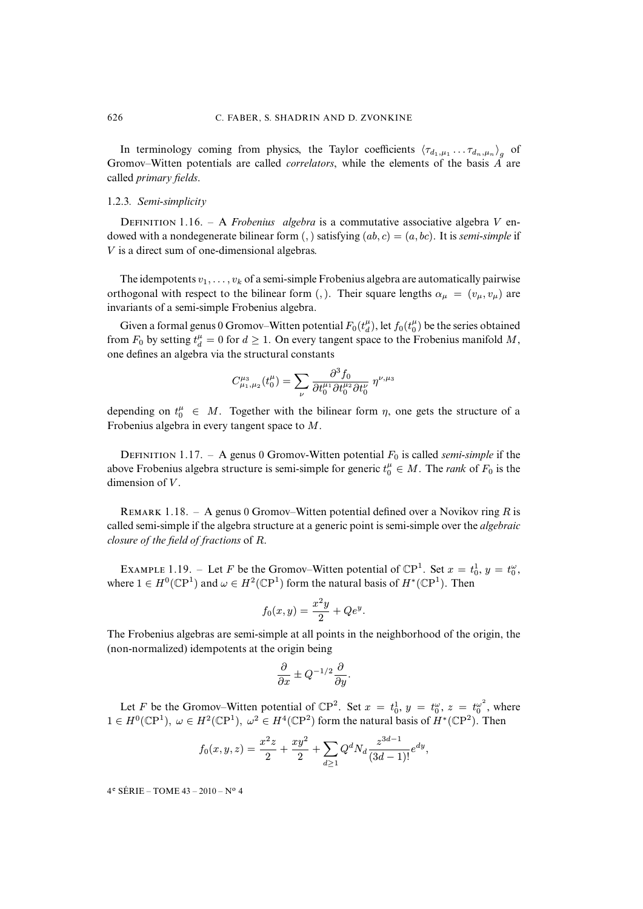In terminology coming from physics, the Taylor coefficients $\langle \tau_{d_1,\mu_1} \dots \tau_{d_n,\mu_n} \rangle_g$ of Gromov–Witten potentials are called *correlators*, while the elements of the basis $A$ are called *primary fields*.

### 1.2.3. *Semi-simplicity*

Definition 1.16. – A *Frobenius algebra* is a commutative associative algebra $V$ endowed with a nondegenerate bilinear form $(,)$ satisfying $(ab, c) = (a, bc)$. It is *semi-simple* if $V$ is a direct sum of one-dimensional algebras.

The idempotents $v_1, \dots, v_k$ of a semi-simple Frobenius algebra are automatically pairwise orthogonal with respect to the bilinear form $(,)$. Their square lengths $\alpha_\mu = (v_\mu, v_\mu)$ are invariants of a semi-simple Frobenius algebra.

Given a formal genus 0 Gromov–Witten potential $F_0(t_d^\mu)$, let $f_0(t_0^\mu)$ be the series obtained from $F_0$ by setting $t_d^\mu = 0$ for $d \geq 1$. On every tangent space to the Frobenius manifold $M$, one defines an algebra via the structural constants

$$C_{\mu_1,\mu_2}^{\mu_3}(t_0^\mu) = \sum_\nu \frac{\partial^3 f_0}{\partial t_0^{\mu_1} \partial t_0^{\mu_2} \partial t_0^\nu} \, \eta^{\nu,\mu_3}$$

depending on $t_0^\mu \in M$. Together with the bilinear form $\eta$, one gets the structure of a Frobenius algebra in every tangent space to $M$.

Definition 1.17. – A genus 0 Gromov-Witten potential $F_0$ is called *semi-simple* if the above Frobenius algebra structure is semi-simple for generic $t_0^\mu \in M$. The *rank* of $F_0$ is the dimension of $V$.

Remark 1.18. – A genus 0 Gromov–Witten potential defined over a Novikov ring $R$ is called semi-simple if the algebra structure at a generic point is semi-simple over the *algebraic closure of the field of fractions* of $R$.

Example 1.19. – Let $F$ be the Gromov–Witten potential of $\mathbb{CP}^1$. Set $x = t_0^1$, $y = t_0^\omega$, where $1 \in H^0(\mathbb{CP}^1)$ and $\omega \in H^2(\mathbb{CP}^1)$ form the natural basis of $H^*(\mathbb{CP}^1)$. Then

$$f_0(x, y) = \frac{x^2 y}{2} + Q e^y.$$

The Frobenius algebras are semi-simple at all points in the neighborhood of the origin, the (non-normalized) idempotents at the origin being

$$\frac{\partial}{\partial x} \pm Q^{-1/2} \frac{\partial}{\partial y}.$$

Let $F$ be the Gromov–Witten potential of $\mathbb{CP}^2$. Set $x = t_0^1$, $y = t_0^\omega$, $z = t_0^{\omega^2}$, where $1 \in H^0(\mathbb{CP}^1)$, $\omega \in H^2(\mathbb{CP}^1)$, $\omega^2 \in H^4(\mathbb{CP}^2)$ form the natural basis of $H^*(\mathbb{CP}^2)$. Then

$$f_0(x, y, z) = \frac{x^2 z}{2} + \frac{x y^2}{2} + \sum_{d \geq 1} Q^d N_d \frac{z^{3d-1}}{(3d-1)!} e^{dy},$$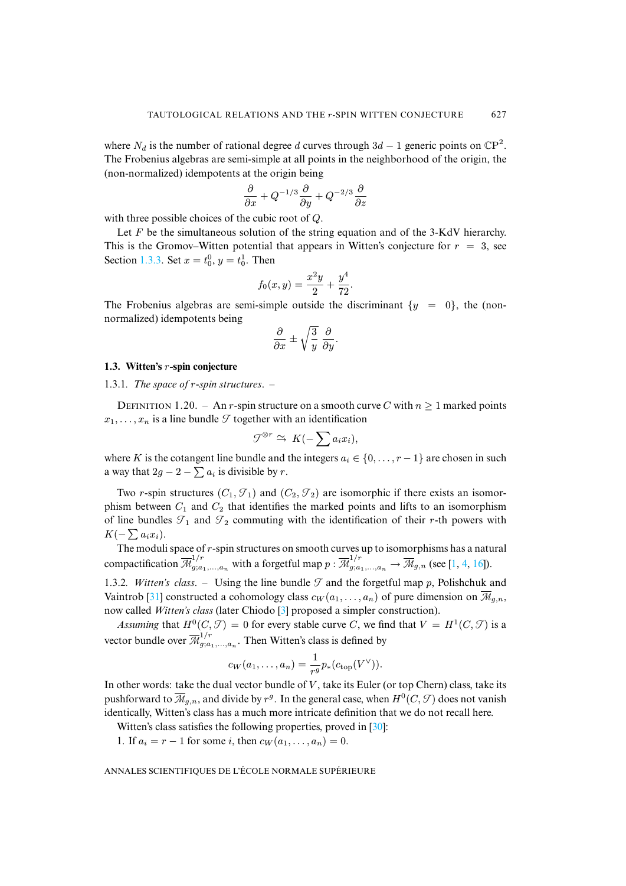where $N_d$ is the number of rational degree $d$ curves through $3d-1$ generic points on $\mathbb{CP}^2$. The Frobenius algebras are semi-simple at all points in the neighborhood of the origin, the (non-normalized) idempotents at the origin being

$$\frac{\partial}{\partial x} + Q^{-1/3}\frac{\partial}{\partial y} + Q^{-2/3}\frac{\partial}{\partial z}$$

with three possible choices of the cubic root of $Q$.

Let $F$ be the simultaneous solution of the string equation and of the 3-KdV hierarchy. This is the Gromov–Witten potential that appears in Witten's conjecture for $r = 3$, see Section 1.3.3. Set $x = t_0^0$, $y = t_0^1$. Then

$$f_0(x,y) = \frac{x^2 y}{2} + \frac{y^4}{72}.$$

The Frobenius algebras are semi-simple outside the discriminant $\{y = 0\}$, the (non-normalized) idempotents being

$$\frac{\partial}{\partial x} \pm \sqrt{\frac{3}{y}}\,\frac{\partial}{\partial y}.$$

### 1.3. Witten's $r$-spin conjecture

1.3.1. *The space of $r$-spin structures*. –

Definition 1.20. – An $r$-spin structure on a smooth curve $C$ with $n \geq 1$ marked points $x_1, \ldots, x_n$ is a line bundle $\mathcal{T}$ together with an identification

$$\mathcal{T}^{\otimes r} \simeq K(-\sum a_i x_i),$$

where $K$ is the cotangent line bundle and the integers $a_i \in \{0, \ldots, r-1\}$ are chosen in such a way that $2g - 2 - \sum a_i$ is divisible by $r$.

Two $r$-spin structures $(C_1, \mathcal{T}_1)$ and $(C_2, \mathcal{T}_2)$ are isomorphic if there exists an isomorphism between $C_1$ and $C_2$ that identifies the marked points and lifts to an isomorphism of line bundles $\mathcal{T}_1$ and $\mathcal{T}_2$ commuting with the identification of their $r$-th powers with $K(-\sum a_i x_i)$.

The moduli space of $r$-spin structures on smooth curves up to isomorphisms has a natural compactification $\overline{\mathcal{M}}^{1/r}_{g;a_1,\ldots,a_n}$ with a forgetful map $p : \overline{\mathcal{M}}^{1/r}_{g;a_1,\ldots,a_n} \to \overline{\mathcal{M}}_{g,n}$ (see [1, 4, 16]).

1.3.2. *Witten's class*. – Using the line bundle $\mathcal{T}$ and the forgetful map $p$, Polishchuk and Vaintrob [31] constructed a cohomology class $c_W(a_1, \ldots, a_n)$ of pure dimension on $\overline{\mathcal{M}}_{g,n}$, now called *Witten's class* (later Chiodo [3] proposed a simpler construction).

*Assuming* that $H^0(C, \mathcal{T}) = 0$ for every stable curve $C$, we find that $V = H^1(C, \mathcal{T})$ is a vector bundle over $\overline{\mathcal{M}}^{1/r}_{g;a_1,\ldots,a_n}$. Then Witten's class is defined by

$$c_W(a_1, \ldots, a_n) = \frac{1}{r^g} p_*(c_{\mathrm{top}}(V^\vee)).$$

In other words: take the dual vector bundle of $V$, take its Euler (or top Chern) class, take its pushforward to $\overline{\mathcal{M}}_{g,n}$, and divide by $r^g$. In the general case, when $H^0(C, \mathcal{T})$ does not vanish identically, Witten's class has a much more intricate definition that we do not recall here.

Witten's class satisfies the following properties, proved in [30]:

1. If $a_i = r - 1$ for some $i$, then $c_W(a_1, \ldots, a_n) = 0$.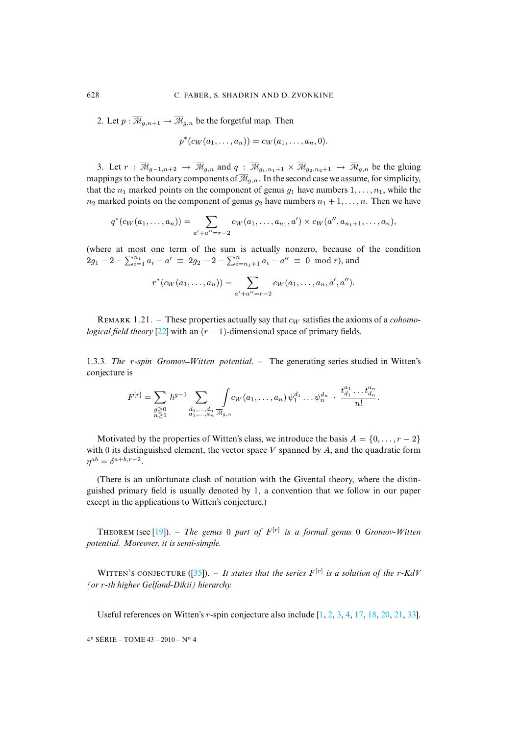2. Let $p : \overline{\mathcal{M}}_{g,n+1} \to \overline{\mathcal{M}}_{g,n}$ be the forgetful map. Then

$$p^*(c_W(a_1,\dots,a_n)) = c_W(a_1,\dots,a_n,0).$$

3. Let $r : \overline{\mathcal{M}}_{g-1,n+2} \to \overline{\mathcal{M}}_{g,n}$ and $q : \overline{\mathcal{M}}_{g_1,n_1+1} \times \overline{\mathcal{M}}_{g_2,n_2+1} \to \overline{\mathcal{M}}_{g,n}$ be the gluing mappings to the boundary components of $\overline{\mathcal{M}}_{g,n}$. In the second case we assume, for simplicity, that the $n_1$ marked points on the component of genus $g_1$ have numbers $1,\dots,n_1$, while the $n_2$ marked points on the component of genus $g_2$ have numbers $n_1+1,\dots,n$. Then we have

$$q^*(c_W(a_1,\dots,a_n)) = \sum_{a'+a''=r-2} c_W(a_1,\dots,a_{n_1},a') \times c_W(a'',a_{n_1+1},\dots,a_n),$$

(where at most one term of the sum is actually nonzero, because of the condition $2g_1 - 2 - \sum_{i=1}^{n_1} a_i - a' \equiv 2g_2 - 2 - \sum_{i=n_1+1}^{n} a_i - a'' \equiv 0 \mod r$), and

$$r^*(c_W(a_1,\dots,a_n)) = \sum_{a'+a''=r-2} c_W(a_1,\dots,a_n,a',a'').$$

Remark 1.21. – These properties actually say that $c_W$ satisfies the axioms of a *cohomological field theory* [22] with an $(r-1)$-dimensional space of primary fields.

1.3.3. *The r-spin Gromov–Witten potential.* – The generating series studied in Witten's conjecture is

$$F^{[r]} = \sum_{\substack{g\geq 0\\ n\geq 1}} \hbar^{g-1} \sum_{\substack{d_1,\dots,d_n\\ a_1,\dots,a_n}} \int_{\overline{\mathcal{M}}_{g,n}} c_W(a_1,\dots,a_n)\, \psi_1^{d_1}\dots\psi_n^{d_n} \cdot \frac{t_{d_1}^{a_1}\dots t_{d_n}^{a_n}}{n!}.$$

Motivated by the properties of Witten's class, we introduce the basis $A = \{0,\dots,r-2\}$ with 0 its distinguished element, the vector space $V$ spanned by $A$, and the quadratic form $\eta^{ab} = \delta^{a+b,r-2}$.

(There is an unfortunate clash of notation with the Givental theory, where the distinguished primary field is usually denoted by 1, a convention that we follow in our paper except in the applications to Witten's conjecture.)

Theorem (see [19]). – *The genus 0 part of $F^{[r]}$ is a formal genus 0 Gromov-Witten potential. Moreover, it is semi-simple.*

Witten's conjecture ([35]). – *It states that the series $F^{[r]}$ is a solution of the r-KdV (or r-th higher Gelfand-Dikii) hierarchy.*

Useful references on Witten's $r$-spin conjecture also include [1, 2, 3, 4, 17, 18, 20, 21, 33].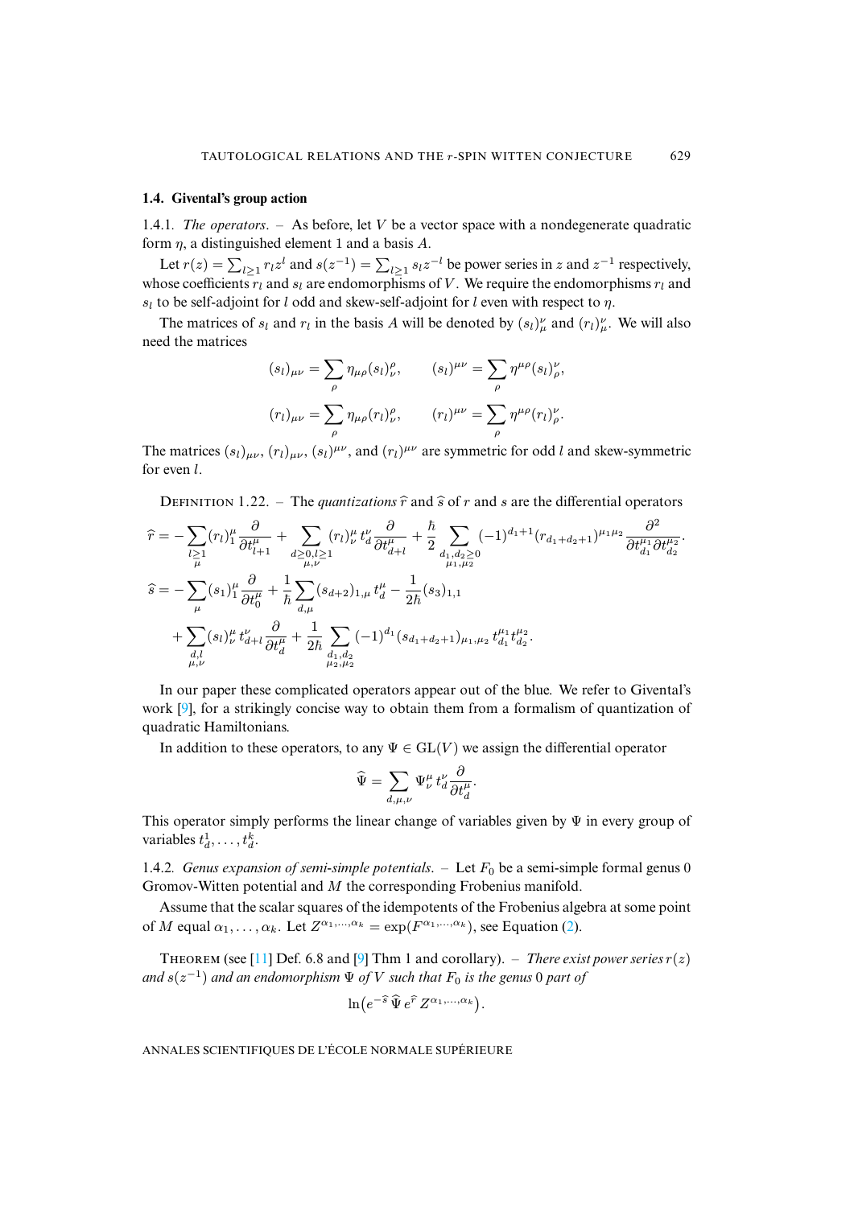### 1.4. Givental's group action

1.4.1. *The operators*. – As before, let $V$ be a vector space with a nondegenerate quadratic form $\eta$, a distinguished element 1 and a basis $A$.

Let $r(z) = \sum_{l \geq 1} r_l z^l$ and $s(z^{-1}) = \sum_{l \geq 1} s_l z^{-l}$ be power series in $z$ and $z^{-1}$ respectively, whose coefficients $r_l$ and $s_l$ are endomorphisms of $V$. We require the endomorphisms $r_l$ and $s_l$ to be self-adjoint for $l$ odd and skew-self-adjoint for $l$ even with respect to $\eta$.

The matrices of $s_l$ and $r_l$ in the basis $A$ will be denoted by $(s_l)_\mu^\nu$ and $(r_l)_\mu^\nu$. We will also need the matrices

$$(s_l)_{\mu\nu} = \sum_\rho \eta_{\mu\rho}(s_l)_\nu^\rho, \qquad (s_l)^{\mu\nu} = \sum_\rho \eta^{\mu\rho}(s_l)_\rho^\nu,$$

$$(r_l)_{\mu\nu} = \sum_\rho \eta_{\mu\rho}(r_l)_\nu^\rho, \qquad (r_l)^{\mu\nu} = \sum_\rho \eta^{\mu\rho}(r_l)_\rho^\nu.$$

The matrices $(s_l)_{\mu\nu}$, $(r_l)_{\mu\nu}$, $(s_l)^{\mu\nu}$, and $(r_l)^{\mu\nu}$ are symmetric for odd $l$ and skew-symmetric for even $l$.

Definition 1.22. – The *quantizations* $\widehat{r}$ and $\widehat{s}$ of $r$ and $s$ are the differential operators

$$\widehat{r} = -\sum_{\substack{l \geq 1 \\ \mu}} (r_l)_1^\mu \frac{\partial}{\partial t_{l+1}^\mu} + \sum_{\substack{d \geq 0, l \geq 1 \\ \mu,\nu}} (r_l)_\nu^\mu \, t_d^\nu \frac{\partial}{\partial t_{d+l}^\mu} + \frac{\hbar}{2} \sum_{\substack{d_1,d_2 \geq 0 \\ \mu_1,\mu_2}} (-1)^{d_1+1} (r_{d_1+d_2+1})^{\mu_1\mu_2} \frac{\partial^2}{\partial t_{d_1}^{\mu_1} \partial t_{d_2}^{\mu_2}}.$$

$$\widehat{s} = -\sum_\mu (s_1)_1^\mu \frac{\partial}{\partial t_0^\mu} + \frac{1}{\hbar} \sum_{d,\mu} (s_{d+2})_{1,\mu} \, t_d^\mu - \frac{1}{2\hbar}(s_3)_{1,1}$$

$$+ \sum_{\substack{d,l \\ \mu,\nu}} (s_l)_\nu^\mu \, t_{d+l}^\nu \frac{\partial}{\partial t_d^\mu} + \frac{1}{2\hbar} \sum_{\substack{d_1,d_2 \\ \mu_2,\mu_2}} (-1)^{d_1} (s_{d_1+d_2+1})_{\mu_1,\mu_2} \, t_{d_1}^{\mu_1} t_{d_2}^{\mu_2}.$$

In our paper these complicated operators appear out of the blue. We refer to Givental's work [9], for a strikingly concise way to obtain them from a formalism of quantization of quadratic Hamiltonians.

In addition to these operators, to any $\Psi \in \mathrm{GL}(V)$ we assign the differential operator

$$\widehat{\Psi} = \sum_{d,\mu,\nu} \Psi_\nu^\mu \, t_d^\nu \frac{\partial}{\partial t_d^\mu}.$$

This operator simply performs the linear change of variables given by $\Psi$ in every group of variables $t_d^1, \ldots, t_d^k$.

1.4.2. *Genus expansion of semi-simple potentials*. – Let $F_0$ be a semi-simple formal genus 0 Gromov-Witten potential and $M$ the corresponding Frobenius manifold.

Assume that the scalar squares of the idempotents of the Frobenius algebra at some point of $M$ equal $\alpha_1, \ldots, \alpha_k$. Let $Z^{\alpha_1,\ldots,\alpha_k} = \exp(F^{\alpha_1,\ldots,\alpha_k})$, see Equation (2).

Theorem (see [11] Def. 6.8 and [9] Thm 1 and corollary). – *There exist power series $r(z)$ and $s(z^{-1})$ and an endomorphism $\Psi$ of $V$ such that $F_0$ is the genus 0 part of*

$$\ln\big(e^{-\widehat{s}} \, \widehat{\Psi} \, e^{\widehat{r}} \, Z^{\alpha_1,\ldots,\alpha_k}\big).$$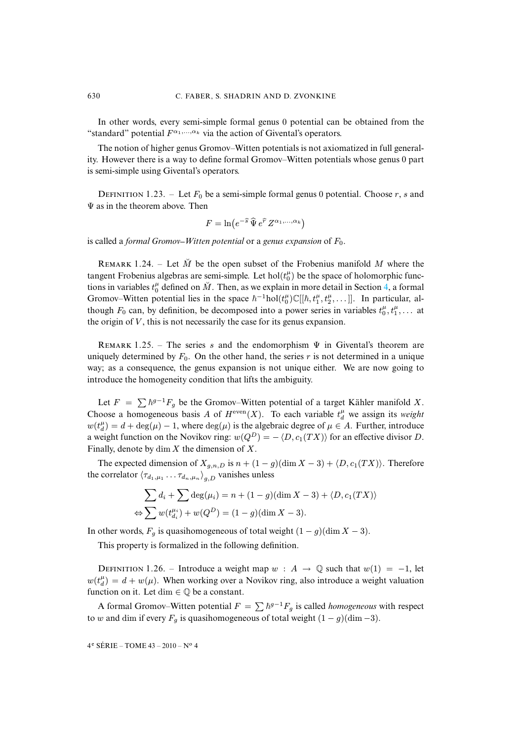In other words, every semi-simple formal genus 0 potential can be obtained from the "standard" potential $F^{\alpha_1,\dots,\alpha_k}$ via the action of Givental's operators.

The notion of higher genus Gromov–Witten potentials is not axiomatized in full generality. However there is a way to define formal Gromov–Witten potentials whose genus 0 part is semi-simple using Givental's operators.

Definition 1.23. – Let $F_0$ be a semi-simple formal genus 0 potential. Choose $r$, $s$ and $\Psi$ as in the theorem above. Then

$$F = \ln\left(e^{-\widehat{s}}\, \widehat{\Psi}\, e^{\widehat{r}}\, Z^{\alpha_1,\dots,\alpha_k}\right)$$

is called a *formal Gromov–Witten potential* or a *genus expansion* of $F_0$.

Remark 1.24. – Let $\check{M}$ be the open subset of the Frobenius manifold $M$ where the tangent Frobenius algebras are semi-simple. Let $\mathrm{hol}(t_0^\mu)$ be the space of holomorphic functions in variables $t_0^\mu$ defined on $\check{M}$. Then, as we explain in more detail in Section 4, a formal Gromov–Witten potential lies in the space $\hbar^{-1}\mathrm{hol}(t_0^\mu)\mathbb{C}[[\hbar, t_1^\mu, t_2^\mu, \dots]]$. In particular, although $F_0$ can, by definition, be decomposed into a power series in variables $t_0^\mu, t_1^\mu, \dots$ at the origin of $V$, this is not necessarily the case for its genus expansion.

Remark 1.25. – The series $s$ and the endomorphism $\Psi$ in Givental's theorem are uniquely determined by $F_0$. On the other hand, the series $r$ is not determined in a unique way; as a consequence, the genus expansion is not unique either. We are now going to introduce the homogeneity condition that lifts the ambiguity.

Let $F = \sum \hbar^{g-1} F_g$ be the Gromov–Witten potential of a target Kähler manifold $X$. Choose a homogeneous basis $A$ of $H^{\mathrm{even}}(X)$. To each variable $t_d^\mu$ we assign its *weight* $w(t_d^\mu) = d + \deg(\mu) - 1$, where $\deg(\mu)$ is the algebraic degree of $\mu \in A$. Further, introduce a weight function on the Novikov ring: $w(Q^D) = -\langle D, c_1(TX)\rangle$ for an effective divisor $D$. Finally, denote by $\dim X$ the dimension of $X$.

The expected dimension of $X_{g,n,D}$ is $n + (1-g)(\dim X - 3) + \langle D, c_1(TX)\rangle$. Therefore the correlator $\langle \tau_{d_1,\mu_1} \dots \tau_{d_n,\mu_n}\rangle_{g,D}$ vanishes unless

$$\begin{aligned} &\sum d_i + \sum \deg(\mu_i) = n + (1-g)(\dim X - 3) + \langle D, c_1(TX)\rangle \\ \Leftrightarrow &\sum w(t_{d_i}^{\mu_i}) + w(Q^D) = (1-g)(\dim X - 3). \end{aligned}$$

In other words, $F_g$ is quasihomogeneous of total weight $(1-g)(\dim X - 3)$.

This property is formalized in the following definition.

Definition 1.26. – Introduce a weight map $w : A \to \mathbb{Q}$ such that $w(1) = -1$, let $w(t_d^\mu) = d + w(\mu)$. When working over a Novikov ring, also introduce a weight valuation function on it. Let $\dim \in \mathbb{Q}$ be a constant.

A formal Gromov–Witten potential $F = \sum \hbar^{g-1} F_g$ is called *homogeneous* with respect to $w$ and $\dim$ if every $F_g$ is quasihomogeneous of total weight $(1-g)(\dim - 3)$.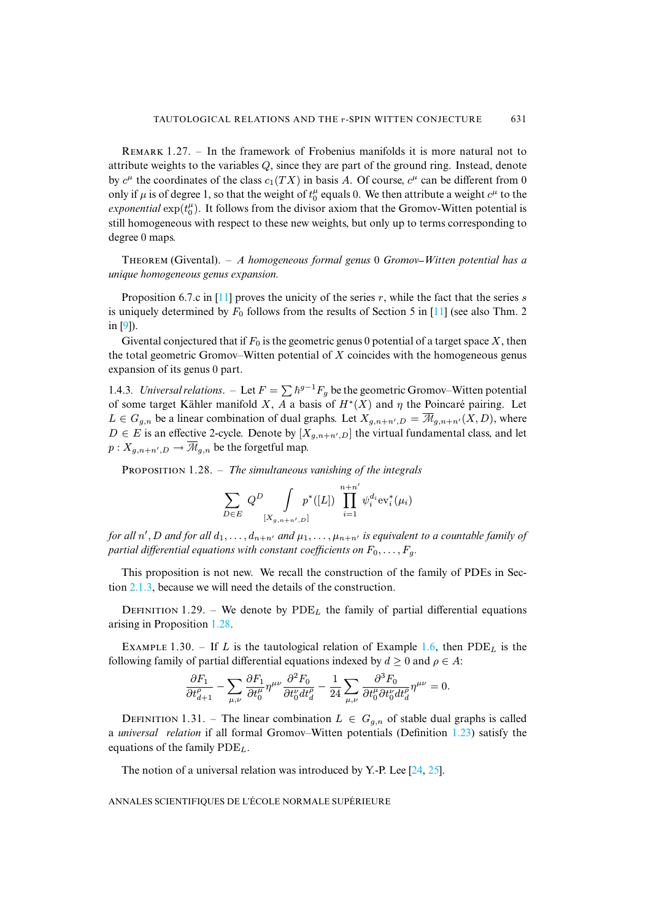Remark 1.27. – In the framework of Frobenius manifolds it is more natural not to attribute weights to the variables $Q$, since they are part of the ground ring. Instead, denote by $c^\mu$ the coordinates of the class $c_1(TX)$ in basis $A$. Of course, $c^\mu$ can be different from 0 only if $\mu$ is of degree 1, so that the weight of $t_0^\mu$ equals 0. We then attribute a weight $c^\mu$ to the *exponential* $\exp(t_0^\mu)$. It follows from the divisor axiom that the Gromov-Witten potential is still homogeneous with respect to these new weights, but only up to terms corresponding to degree 0 maps.

Theorem (Givental). – *A homogeneous formal genus* 0 *Gromov–Witten potential has a unique homogeneous genus expansion.*

Proposition 6.7.c in [11] proves the unicity of the series $r$, while the fact that the series $s$ is uniquely determined by $F_0$ follows from the results of Section 5 in [11] (see also Thm. 2 in [9]).

Givental conjectured that if $F_0$ is the geometric genus 0 potential of a target space $X$, then the total geometric Gromov–Witten potential of $X$ coincides with the homogeneous genus expansion of its genus 0 part.

1.4.3. *Universal relations*. – Let $F = \sum \hbar^{g-1} F_g$ be the geometric Gromov–Witten potential of some target Kähler manifold $X$, $A$ a basis of $H^*(X)$ and $\eta$ the Poincaré pairing. Let $L \in G_{g,n}$ be a linear combination of dual graphs. Let $X_{g,n+n',D} = \overline{\mathcal{M}}_{g,n+n'}(X, D)$, where $D \in E$ is an effective 2-cycle. Denote by $[X_{g,n+n',D}]$ the virtual fundamental class, and let $p : X_{g,n+n',D} \to \overline{\mathcal{M}}_{g,n}$ be the forgetful map.

Proposition 1.28. – *The simultaneous vanishing of the integrals*

$$\sum_{D \in E} Q^D \int\limits_{[X_{g,n+n',D}]} p^*([L]) \prod_{i=1}^{n+n'} \psi_i^{d_i} \mathrm{ev}_i^*(\mu_i)$$

*for all* $n', D$ *and for all* $d_1, \ldots, d_{n+n'}$ *and* $\mu_1, \ldots, \mu_{n+n'}$ *is equivalent to a countable family of partial differential equations with constant coefficients on* $F_0, \ldots, F_g$.

This proposition is not new. We recall the construction of the family of PDEs in Section 2.1.3, because we will need the details of the construction.

Definition 1.29. – We denote by $\mathrm{PDE}_L$ the family of partial differential equations arising in Proposition 1.28.

Example 1.30. – If $L$ is the tautological relation of Example 1.6, then $\mathrm{PDE}_L$ is the following family of partial differential equations indexed by $d \geq 0$ and $\rho \in A$:

$$\frac{\partial F_1}{\partial t^\rho_{d+1}} - \sum_{\mu,\nu} \frac{\partial F_1}{\partial t^\mu_0} \eta^{\mu\nu} \frac{\partial^2 F_0}{\partial t^\nu_0 dt^\rho_d} - \frac{1}{24} \sum_{\mu,\nu} \frac{\partial^3 F_0}{\partial t^\mu_0 \partial t^\nu_0 dt^\rho_d} \eta^{\mu\nu} = 0.$$

Definition 1.31. – The linear combination $L \in G_{g,n}$ of stable dual graphs is called a *universal relation* if all formal Gromov–Witten potentials (Definition 1.23) satisfy the equations of the family $\mathrm{PDE}_L$.

The notion of a universal relation was introduced by Y.-P. Lee [24, 25].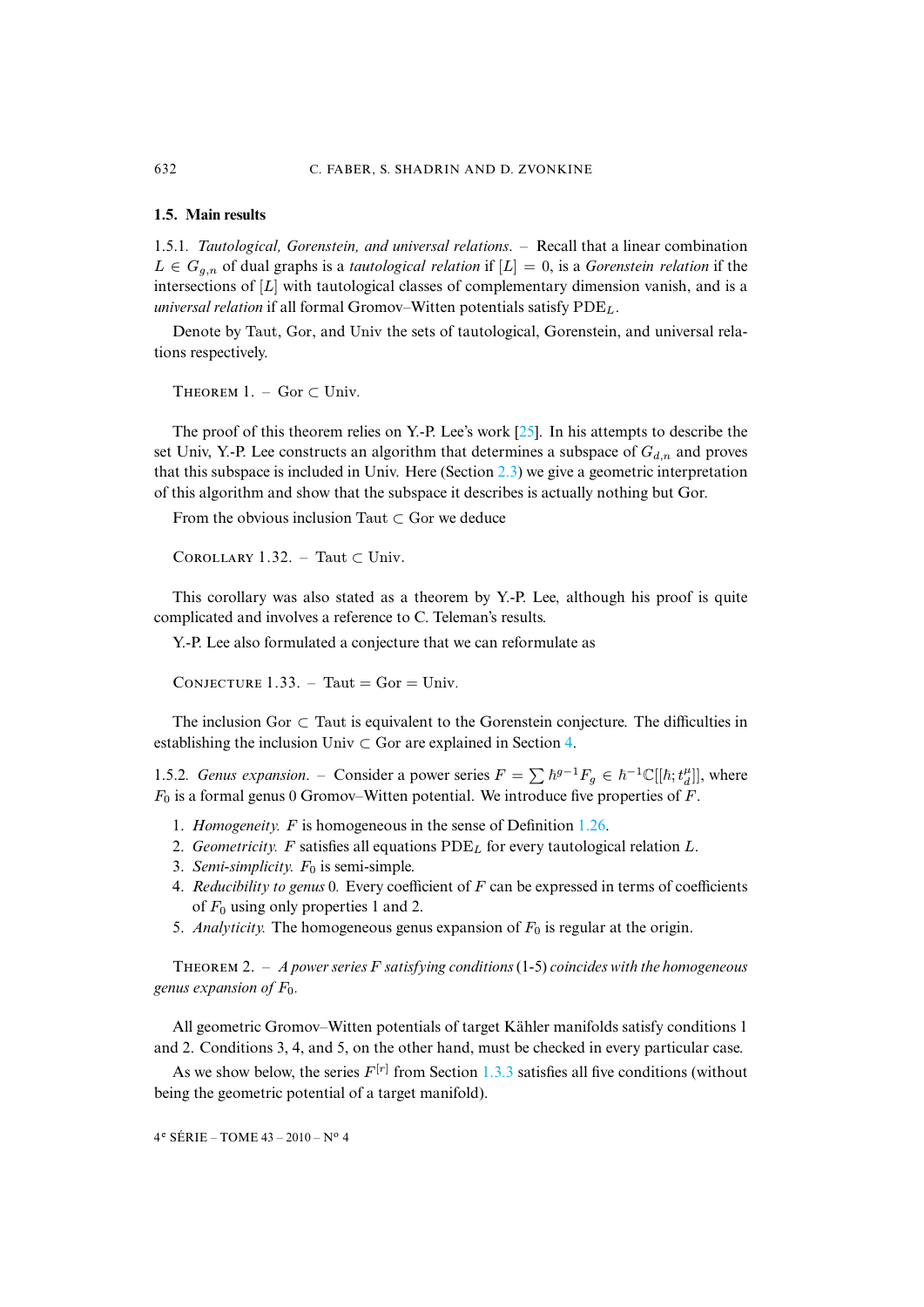### 1.5. Main results

1.5.1. *Tautological, Gorenstein, and universal relations.* – Recall that a linear combination $L \in G_{g,n}$ of dual graphs is a *tautological relation* if $[L] = 0$, is a *Gorenstein relation* if the intersections of $[L]$ with tautological classes of complementary dimension vanish, and is a *universal relation* if all formal Gromov–Witten potentials satisfy $\mathrm{PDE}_L$.

Denote by Taut, Gor, and Univ the sets of tautological, Gorenstein, and universal relations respectively.

THEOREM 1. – Gor $\subset$ Univ.

The proof of this theorem relies on Y.-P. Lee's work [25]. In his attempts to describe the set Univ, Y.-P. Lee constructs an algorithm that determines a subspace of $G_{d,n}$ and proves that this subspace is included in Univ. Here (Section 2.3) we give a geometric interpretation of this algorithm and show that the subspace it describes is actually nothing but Gor.

From the obvious inclusion Taut $\subset$ Gor we deduce

COROLLARY 1.32. – Taut $\subset$ Univ.

This corollary was also stated as a theorem by Y.-P. Lee, although his proof is quite complicated and involves a reference to C. Teleman's results.

Y.-P. Lee also formulated a conjecture that we can reformulate as

CONJECTURE 1.33. – Taut = Gor = Univ.

The inclusion Gor $\subset$ Taut is equivalent to the Gorenstein conjecture. The difficulties in establishing the inclusion Univ $\subset$ Gor are explained in Section 4.

1.5.2. *Genus expansion.* – Consider a power series $F = \sum \hbar^{g-1} F_g \in \hbar^{-1}\mathbb{C}[[\hbar; t_d^\mu]]$, where $F_0$ is a formal genus 0 Gromov–Witten potential. We introduce five properties of $F$.

1. *Homogeneity.* $F$ is homogeneous in the sense of Definition 1.26.
2. *Geometricity.* $F$ satisfies all equations $\mathrm{PDE}_L$ for every tautological relation $L$.
3. *Semi-simplicity.* $F_0$ is semi-simple.
4. *Reducibility to genus* 0*.* Every coefficient of $F$ can be expressed in terms of coefficients of $F_0$ using only properties 1 and 2.
5. *Analyticity.* The homogeneous genus expansion of $F_0$ is regular at the origin.

THEOREM 2. – *A power series $F$ satisfying conditions* (1-5) *coincides with the homogeneous genus expansion of $F_0$.*

All geometric Gromov–Witten potentials of target Kähler manifolds satisfy conditions 1 and 2. Conditions 3, 4, and 5, on the other hand, must be checked in every particular case.

As we show below, the series $F^{[r]}$ from Section 1.3.3 satisfies all five conditions (without being the geometric potential of a target manifold).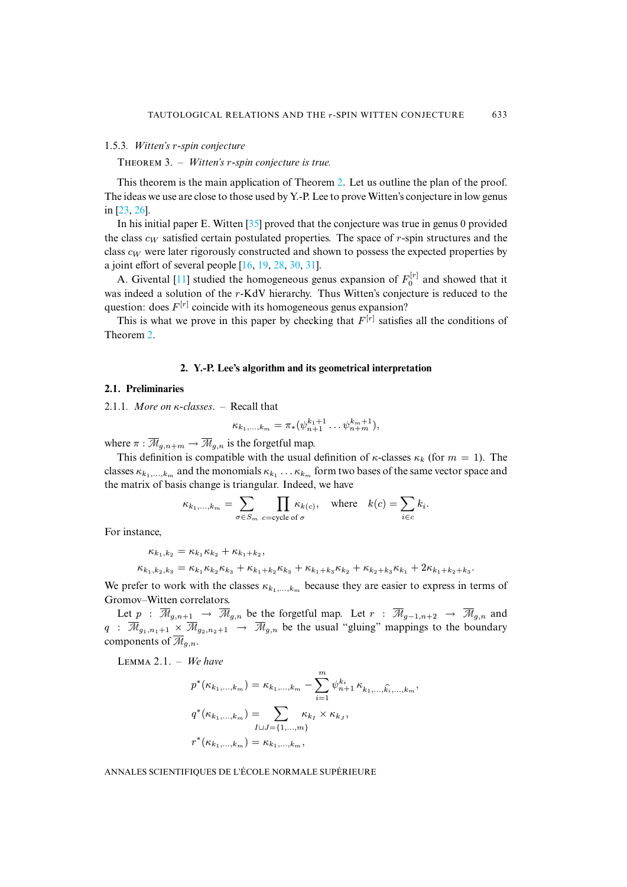1.5.3. *Witten's r-spin conjecture*

Theorem 3. – *Witten's r-spin conjecture is true.*

This theorem is the main application of Theorem 2. Let us outline the plan of the proof. The ideas we use are close to those used by Y.-P. Lee to prove Witten's conjecture in low genus in [23, 26].

In his initial paper E. Witten [35] proved that the conjecture was true in genus 0 provided the class $c_W$ satisfied certain postulated properties. The space of $r$-spin structures and the class $c_W$ were later rigorously constructed and shown to possess the expected properties by a joint effort of several people [16, 19, 28, 30, 31].

A. Givental [11] studied the homogeneous genus expansion of $F_0^{[r]}$ and showed that it was indeed a solution of the $r$-KdV hierarchy. Thus Witten's conjecture is reduced to the question: does $F^{[r]}$ coincide with its homogeneous genus expansion?

This is what we prove in this paper by checking that $F^{[r]}$ satisfies all the conditions of Theorem 2.

## 2. Y.-P. Lee's algorithm and its geometrical interpretation

### 2.1. Preliminaries

2.1.1. *More on κ-classes.* – Recall that

$$\kappa_{k_1,\dots,k_m} = \pi_*(\psi_{n+1}^{k_1+1} \dots \psi_{n+m}^{k_m+1}),$$

where $\pi : \overline{\mathcal{M}}_{g,n+m} \to \overline{\mathcal{M}}_{g,n}$ is the forgetful map.

This definition is compatible with the usual definition of $\kappa$-classes $\kappa_k$ (for $m = 1$). The classes $\kappa_{k_1,\dots,k_m}$ and the monomials $\kappa_{k_1} \dots \kappa_{k_m}$ form two bases of the same vector space and the matrix of basis change is triangular. Indeed, we have

$$\kappa_{k_1,\dots,k_m} = \sum_{\sigma \in S_m} \prod_{c = \text{cycle of } \sigma} \kappa_{k(c)}, \quad \text{where} \quad k(c) = \sum_{i \in c} k_i.$$

For instance,

$$\kappa_{k_1,k_2} = \kappa_{k_1}\kappa_{k_2} + \kappa_{k_1+k_2},$$

$$\kappa_{k_1,k_2,k_3} = \kappa_{k_1}\kappa_{k_2}\kappa_{k_3} + \kappa_{k_1+k_2}\kappa_{k_3} + \kappa_{k_1+k_3}\kappa_{k_2} + \kappa_{k_2+k_3}\kappa_{k_1} + 2\kappa_{k_1+k_2+k_3}.$$

We prefer to work with the classes $\kappa_{k_1,\dots,k_m}$ because they are easier to express in terms of Gromov–Witten correlators.

Let $p : \overline{\mathcal{M}}_{g,n+1} \to \overline{\mathcal{M}}_{g,n}$ be the forgetful map. Let $r : \overline{\mathcal{M}}_{g-1,n+2} \to \overline{\mathcal{M}}_{g,n}$ and $q : \overline{\mathcal{M}}_{g_1,n_1+1} \times \overline{\mathcal{M}}_{g_2,n_2+1} \to \overline{\mathcal{M}}_{g,n}$ be the usual "gluing" mappings to the boundary components of $\overline{\mathcal{M}}_{g,n}$.

Lemma 2.1. – *We have*

$$p^*(\kappa_{k_1,\dots,k_m}) = \kappa_{k_1,\dots,k_m} - \sum_{i=1}^m \psi_{n+1}^{k_i} \kappa_{k_1,\dots,\widehat{k_i},\dots,k_m},$$

$$q^*(\kappa_{k_1,\dots,k_m}) = \sum_{I \sqcup J = \{1,\dots,m\}} \kappa_{k_I} \times \kappa_{k_J},$$

$$r^*(\kappa_{k_1,\dots,k_m}) = \kappa_{k_1,\dots,k_m},$$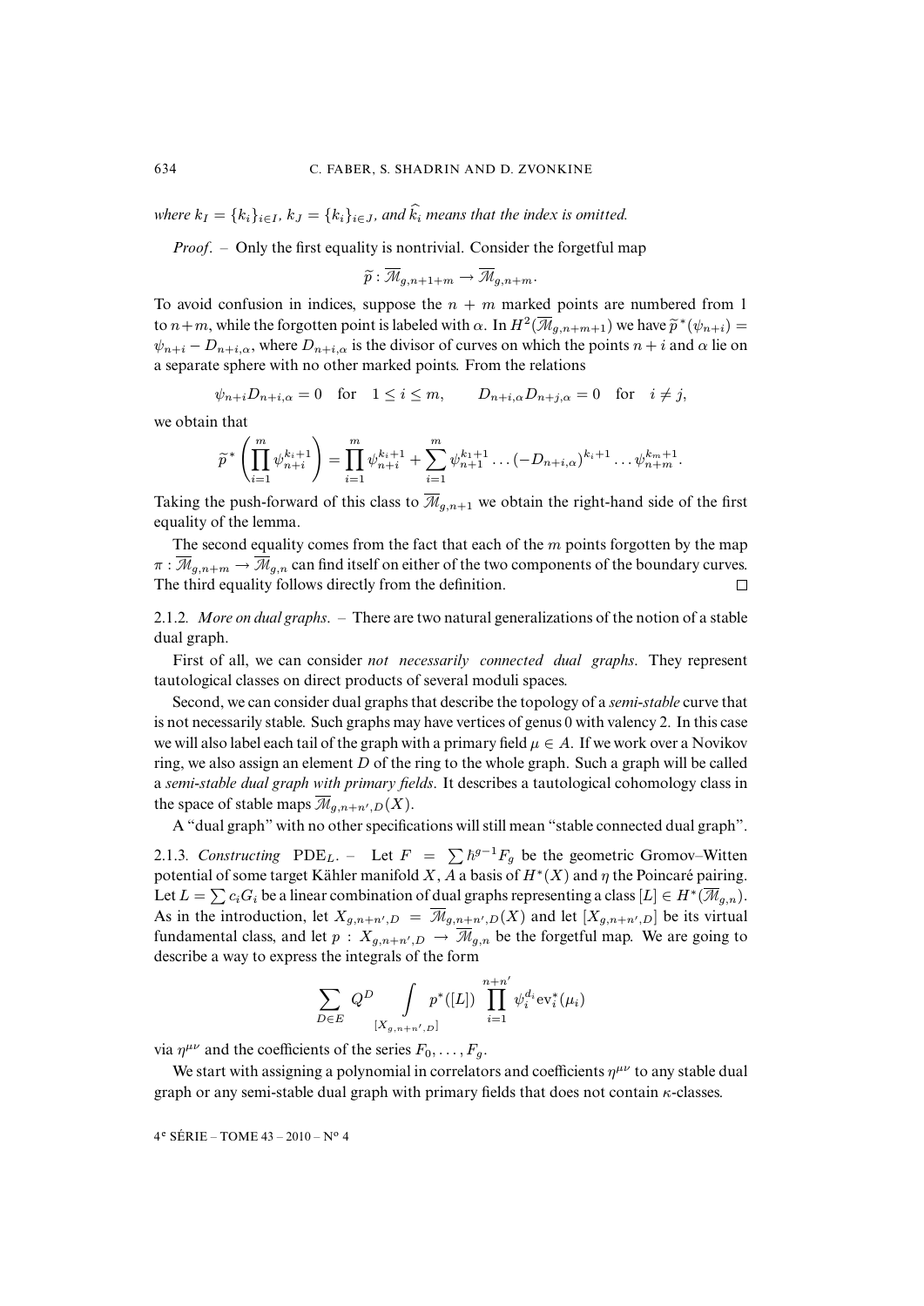*where* $k_I = \{k_i\}_{i\in I}$, $k_J = \{k_i\}_{i\in J}$, *and* $\widehat{k_i}$ *means that the index is omitted.*

*Proof*. – Only the first equality is nontrivial. Consider the forgetful map

$$\widetilde{p} : \overline{\mathcal{M}}_{g,n+1+m} \to \overline{\mathcal{M}}_{g,n+m}.$$

To avoid confusion in indices, suppose the $n + m$ marked points are numbered from 1 to $n+m$, while the forgotten point is labeled with $\alpha$. In $H^2(\overline{\mathcal{M}}_{g,n+m+1})$ we have $\widetilde{p}^*(\psi_{n+i}) = \psi_{n+i} - D_{n+i,\alpha}$, where $D_{n+i,\alpha}$ is the divisor of curves on which the points $n + i$ and $\alpha$ lie on a separate sphere with no other marked points. From the relations

$$\psi_{n+i} D_{n+i,\alpha} = 0 \quad \text{for} \quad 1 \le i \le m, \qquad D_{n+i,\alpha} D_{n+j,\alpha} = 0 \quad \text{for} \quad i \ne j,$$

we obtain that

$$\widetilde{p}^* \left( \prod_{i=1}^m \psi_{n+i}^{k_i+1} \right) = \prod_{i=1}^m \psi_{n+i}^{k_i+1} + \sum_{i=1}^m \psi_{n+1}^{k_1+1} \dots (-D_{n+i,\alpha})^{k_i+1} \dots \psi_{n+m}^{k_m+1}.$$

Taking the push-forward of this class to $\overline{\mathcal{M}}_{g,n+1}$ we obtain the right-hand side of the first equality of the lemma.

The second equality comes from the fact that each of the $m$ points forgotten by the map $\pi : \overline{\mathcal{M}}_{g,n+m} \to \overline{\mathcal{M}}_{g,n}$ can find itself on either of the two components of the boundary curves. The third equality follows directly from the definition. $\square$

2.1.2. *More on dual graphs*. – There are two natural generalizations of the notion of a stable dual graph.

First of all, we can consider *not necessarily connected dual graphs*. They represent tautological classes on direct products of several moduli spaces.

Second, we can consider dual graphs that describe the topology of a *semi-stable* curve that is not necessarily stable. Such graphs may have vertices of genus 0 with valency 2. In this case we will also label each tail of the graph with a primary field $\mu \in A$. If we work over a Novikov ring, we also assign an element $D$ of the ring to the whole graph. Such a graph will be called a *semi-stable dual graph with primary fields*. It describes a tautological cohomology class in the space of stable maps $\overline{\mathcal{M}}_{g,n+n',D}(X)$.

A "dual graph" with no other specifications will still mean "stable connected dual graph".

2.1.3. *Constructing* $\mathrm{PDE}_L$. – Let $F = \sum \hbar^{g-1} F_g$ be the geometric Gromov–Witten potential of some target Kähler manifold $X$, $A$ a basis of $H^*(X)$ and $\eta$ the Poincaré pairing. Let $L = \sum c_i G_i$ be a linear combination of dual graphs representing a class $[L] \in H^*(\overline{\mathcal{M}}_{g,n})$. As in the introduction, let $X_{g,n+n',D} = \overline{\mathcal{M}}_{g,n+n',D}(X)$ and let $[X_{g,n+n',D}]$ be its virtual fundamental class, and let $p : X_{g,n+n',D} \to \overline{\mathcal{M}}_{g,n}$ be the forgetful map. We are going to describe a way to express the integrals of the form

$$\sum_{D \in E} Q^D \int\limits_{[X_{g,n+n',D}]} p^*([L]) \prod_{i=1}^{n+n'} \psi_i^{d_i} \mathrm{ev}_i^*(\mu_i)$$

via $\eta^{\mu\nu}$ and the coefficients of the series $F_0, \dots, F_g$.

We start with assigning a polynomial in correlators and coefficients $\eta^{\mu\nu}$ to any stable dual graph or any semi-stable dual graph with primary fields that does not contain $\kappa$-classes.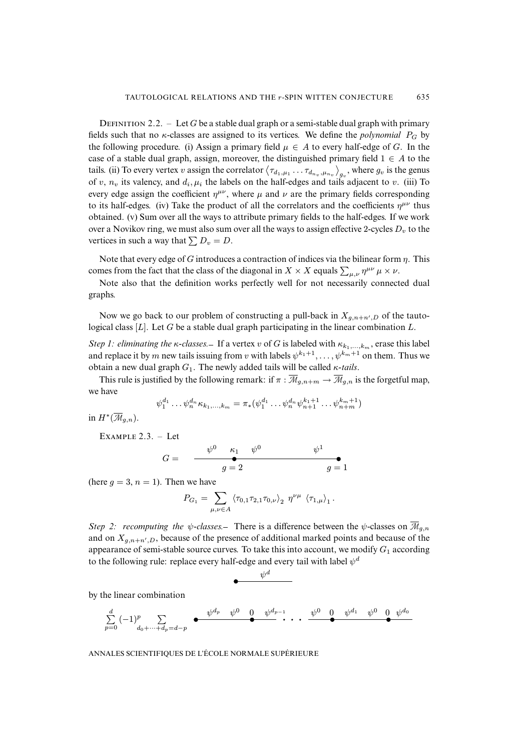Definition 2.2. – Let $G$ be a stable dual graph or a semi-stable dual graph with primary fields such that no $\kappa$-classes are assigned to its vertices. We define the *polynomial* $P_G$ by the following procedure. (i) Assign a primary field $\mu \in A$ to every half-edge of $G$. In the case of a stable dual graph, assign, moreover, the distinguished primary field $1 \in A$ to the tails. (ii) To every vertex $v$ assign the correlator $\left\langle \tau_{d_1,\mu_1} \ldots \tau_{d_{n_v},\mu_{n_v}} \right\rangle_{g_v}$, where $g_v$ is the genus of $v$, $n_v$ its valency, and $d_i, \mu_i$ the labels on the half-edges and tails adjacent to $v$. (iii) To every edge assign the coefficient $\eta^{\mu\nu}$, where $\mu$ and $\nu$ are the primary fields corresponding to its half-edges. (iv) Take the product of all the correlators and the coefficients $\eta^{\mu\nu}$ thus obtained. (v) Sum over all the ways to attribute primary fields to the half-edges. If we work over a Novikov ring, we must also sum over all the ways to assign effective 2-cycles $D_v$ to the vertices in such a way that $\sum D_v = D$.

Note that every edge of $G$ introduces a contraction of indices via the bilinear form $\eta$. This comes from the fact that the class of the diagonal in $X \times X$ equals $\sum_{\mu,\nu} \eta^{\mu\nu}\, \mu \times \nu$.

Note also that the definition works perfectly well for not necessarily connected dual graphs.

Now we go back to our problem of constructing a pull-back in $X_{g,n+n',D}$ of the tautological class $[L]$. Let $G$ be a stable dual graph participating in the linear combination $L$.

*Step 1: eliminating the $\kappa$-classes.*– If a vertex $v$ of $G$ is labeled with $\kappa_{k_1,\ldots,k_m}$, erase this label and replace it by $m$ new tails issuing from $v$ with labels $\psi^{k_1+1}, \ldots, \psi^{k_m+1}$ on them. Thus we obtain a new dual graph $G_1$. The newly added tails will be called *$\kappa$-tails*.

This rule is justified by the following remark: if $\pi : \overline{\mathcal{M}}_{g,n+m} \to \overline{\mathcal{M}}_{g,n}$ is the forgetful map, we have

$$\psi_1^{d_1} \ldots \psi_n^{d_n} \kappa_{k_1,\ldots,k_m} = \pi_*(\psi_1^{d_1} \ldots \psi_n^{d_n} \psi_{n+1}^{k_1+1} \ldots \psi_{n+m}^{k_m+1})$$

in $H^*(\overline{\mathcal{M}}_{g,n})$.

Example 2.3. – Let

$$G = \quad \underset{g=2}{\overset{\psi^0 \quad \kappa_1 \quad \psi^0}{\bullet}} \text{———} \overset{\psi^1}{\underset{g=1}{\bullet}}$$

(here $g = 3$, $n = 1$). Then we have

$$P_{G_1} = \sum_{\mu,\nu \in A} \langle \tau_{0,1} \tau_{2,1} \tau_{0,\nu} \rangle_2 \; \eta^{\nu\mu} \; \langle \tau_{1,\mu} \rangle_1 .$$

*Step 2: recomputing the $\psi$-classes.*– There is a difference between the $\psi$-classes on $\overline{\mathcal{M}}_{g,n}$ and on $X_{g,n+n',D}$, because of the presence of additional marked points and because of the appearance of semi-stable source curves. To take this into account, we modify $G_1$ according to the following rule: replace every half-edge and every tail with label $\psi^d$

$$\bullet\!\!\overset{\psi^d}{\text{———}}$$

by the linear combination

$$\sum_{p=0}^{d} (-1)^p \sum_{d_0+\cdots+d_p=d-p} \quad \bullet\!\!\overset{\psi^{d_p} \quad \psi^0}{\text{———}}\!\!\underset{}{\overset{0}{\bullet}}\!\!\overset{\psi^{d_{p-1}}}{\text{———}} \cdots \overset{\psi^0}{\text{———}}\!\!\overset{0}{\bullet}\!\!\overset{\psi^{d_1} \quad \psi^0}{\text{———}}\!\!\overset{0}{\bullet}\!\!\overset{\psi^{d_0}}{\text{———}}$$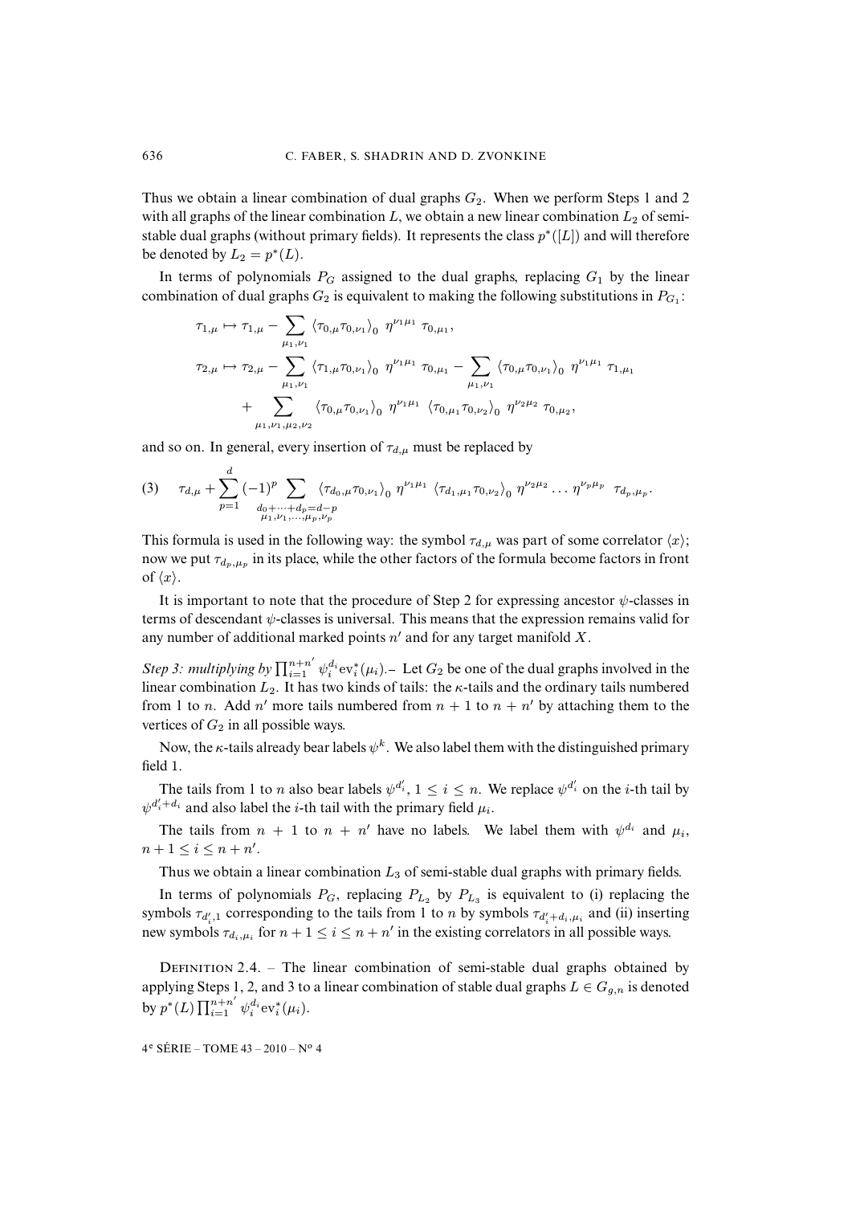Thus we obtain a linear combination of dual graphs $G_2$. When we perform Steps 1 and 2 with all graphs of the linear combination $L$, we obtain a new linear combination $L_2$ of semi-stable dual graphs (without primary fields). It represents the class $p^*([L])$ and will therefore be denoted by $L_2 = p^*(L)$.

In terms of polynomials $P_G$ assigned to the dual graphs, replacing $G_1$ by the linear combination of dual graphs $G_2$ is equivalent to making the following substitutions in $P_{G_1}$:

$$\tau_{1,\mu} \mapsto \tau_{1,\mu} - \sum_{\mu_1,\nu_1} \langle \tau_{0,\mu}\tau_{0,\nu_1}\rangle_0 \; \eta^{\nu_1\mu_1} \; \tau_{0,\mu_1},$$

$$\tau_{2,\mu} \mapsto \tau_{2,\mu} - \sum_{\mu_1,\nu_1} \langle \tau_{1,\mu}\tau_{0,\nu_1}\rangle_0 \; \eta^{\nu_1\mu_1} \; \tau_{0,\mu_1} - \sum_{\mu_1,\nu_1} \langle \tau_{0,\mu}\tau_{0,\nu_1}\rangle_0 \; \eta^{\nu_1\mu_1} \; \tau_{1,\mu_1}$$
$$+ \sum_{\mu_1,\nu_1,\mu_2,\nu_2} \langle \tau_{0,\mu}\tau_{0,\nu_1}\rangle_0 \; \eta^{\nu_1\mu_1} \; \langle \tau_{0,\mu_1}\tau_{0,\nu_2}\rangle_0 \; \eta^{\nu_2\mu_2} \; \tau_{0,\mu_2},$$

and so on. In general, every insertion of $\tau_{d,\mu}$ must be replaced by

$$(3) \quad \tau_{d,\mu} + \sum_{p=1}^{d} (-1)^p \sum_{\substack{d_0+\dots+d_p=d-p \\ \mu_1,\nu_1,\dots,\mu_p,\nu_p}} \langle \tau_{d_0,\mu}\tau_{0,\nu_1}\rangle_0 \; \eta^{\nu_1\mu_1} \; \langle \tau_{d_1,\mu_1}\tau_{0,\nu_2}\rangle_0 \; \eta^{\nu_2\mu_2} \dots \eta^{\nu_p\mu_p} \; \tau_{d_p,\mu_p}.$$

This formula is used in the following way: the symbol $\tau_{d,\mu}$ was part of some correlator $\langle x\rangle$; now we put $\tau_{d_p,\mu_p}$ in its place, while the other factors of the formula become factors in front of $\langle x\rangle$.

It is important to note that the procedure of Step 2 for expressing ancestor $\psi$-classes in terms of descendant $\psi$-classes is universal. This means that the expression remains valid for any number of additional marked points $n'$ and for any target manifold $X$.

*Step 3: multiplying by* $\prod_{i=1}^{n+n'} \psi_i^{d_i} \mathrm{ev}_i^*(\mu_i)$.– Let $G_2$ be one of the dual graphs involved in the linear combination $L_2$. It has two kinds of tails: the $\kappa$-tails and the ordinary tails numbered from 1 to $n$. Add $n'$ more tails numbered from $n+1$ to $n+n'$ by attaching them to the vertices of $G_2$ in all possible ways.

Now, the $\kappa$-tails already bear labels $\psi^k$. We also label them with the distinguished primary field 1.

The tails from 1 to $n$ also bear labels $\psi^{d_i'}$, $1 \le i \le n$. We replace $\psi^{d_i'}$ on the $i$-th tail by $\psi^{d_i'+d_i}$ and also label the $i$-th tail with the primary field $\mu_i$.

The tails from $n+1$ to $n+n'$ have no labels. We label them with $\psi^{d_i}$ and $\mu_i$, $n+1 \le i \le n+n'$.

Thus we obtain a linear combination $L_3$ of semi-stable dual graphs with primary fields.

In terms of polynomials $P_G$, replacing $P_{L_2}$ by $P_{L_3}$ is equivalent to (i) replacing the symbols $\tau_{d_i',1}$ corresponding to the tails from 1 to $n$ by symbols $\tau_{d_i'+d_i,\mu_i}$ and (ii) inserting new symbols $\tau_{d_i,\mu_i}$ for $n+1 \le i \le n+n'$ in the existing correlators in all possible ways.

Definition 2.4. – The linear combination of semi-stable dual graphs obtained by applying Steps 1, 2, and 3 to a linear combination of stable dual graphs $L \in G_{g,n}$ is denoted by $p^*(L)\prod_{i=1}^{n+n'} \psi_i^{d_i} \mathrm{ev}_i^*(\mu_i)$.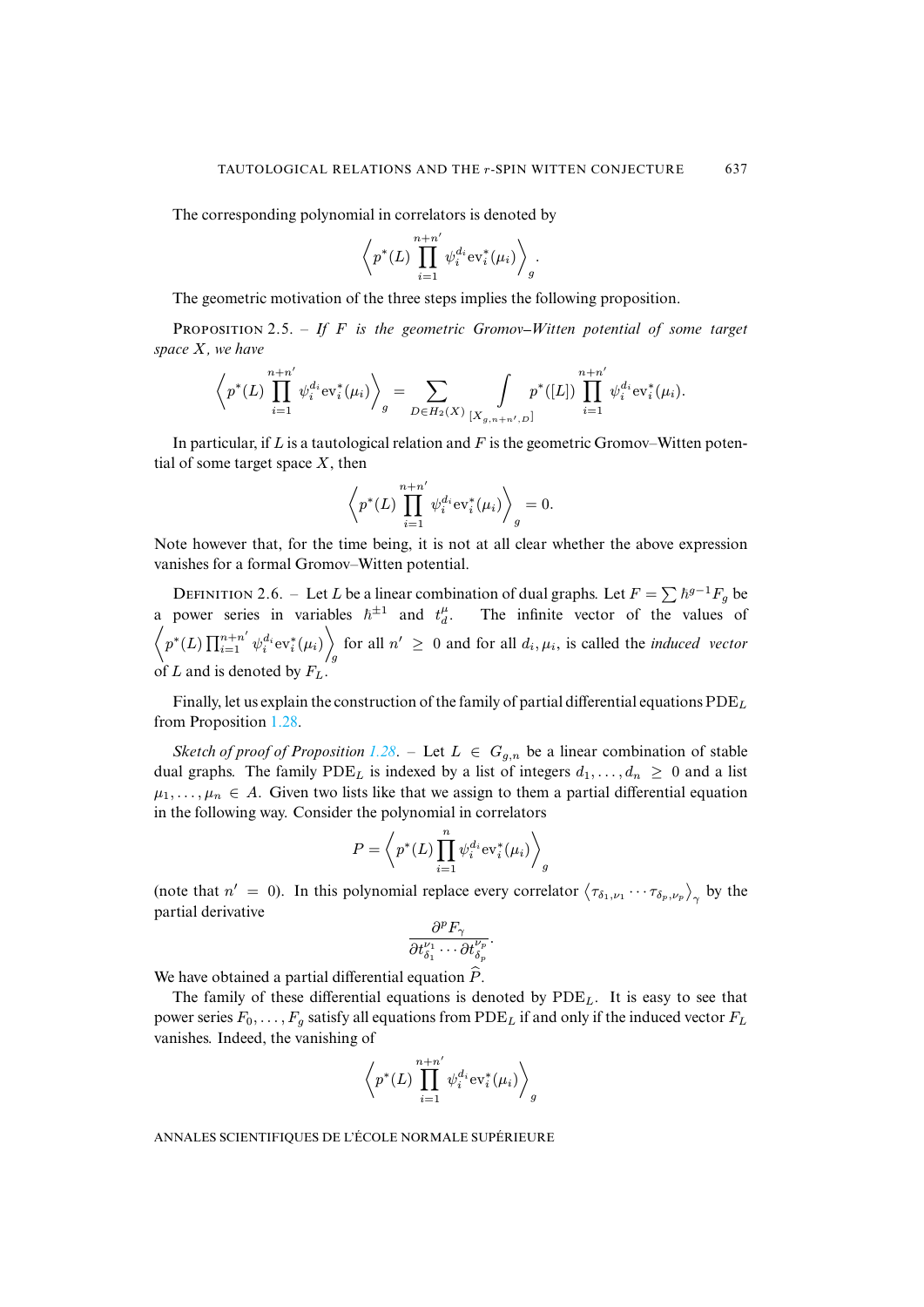The corresponding polynomial in correlators is denoted by

$$\left\langle p^*(L) \prod_{i=1}^{n+n'} \psi_i^{d_i} \mathrm{ev}_i^*(\mu_i) \right\rangle_g .$$

The geometric motivation of the three steps implies the following proposition.

PROPOSITION 2.5. – *If $F$ is the geometric Gromov–Witten potential of some target space $X$, we have*

$$\left\langle p^*(L) \prod_{i=1}^{n+n'} \psi_i^{d_i} \mathrm{ev}_i^*(\mu_i) \right\rangle_g = \sum_{D \in H_2(X)} \int_{[X_{g,n+n',D}]} p^*([L]) \prod_{i=1}^{n+n'} \psi_i^{d_i} \mathrm{ev}_i^*(\mu_i).$$

In particular, if $L$ is a tautological relation and $F$ is the geometric Gromov–Witten potential of some target space $X$, then

$$\left\langle p^*(L) \prod_{i=1}^{n+n'} \psi_i^{d_i} \mathrm{ev}_i^*(\mu_i) \right\rangle_g = 0.$$

Note however that, for the time being, it is not at all clear whether the above expression vanishes for a formal Gromov–Witten potential.

DEFINITION 2.6. – Let $L$ be a linear combination of dual graphs. Let $F = \sum \hbar^{g-1} F_g$ be a power series in variables $\hbar^{\pm 1}$ and $t_d^\mu$. The infinite vector of the values of $\left\langle p^*(L) \prod_{i=1}^{n+n'} \psi_i^{d_i} \mathrm{ev}_i^*(\mu_i) \right\rangle_g$ for all $n' \geq 0$ and for all $d_i, \mu_i$, is called the *induced vector* of $L$ and is denoted by $F_L$.

Finally, let us explain the construction of the family of partial differential equations $\mathrm{PDE}_L$ from Proposition 1.28.

*Sketch of proof of Proposition 1.28*. – Let $L \in G_{g,n}$ be a linear combination of stable dual graphs. The family $\mathrm{PDE}_L$ is indexed by a list of integers $d_1, \ldots, d_n \geq 0$ and a list $\mu_1, \ldots, \mu_n \in A$. Given two lists like that we assign to them a partial differential equation in the following way. Consider the polynomial in correlators

$$P = \left\langle p^*(L) \prod_{i=1}^{n} \psi_i^{d_i} \mathrm{ev}_i^*(\mu_i) \right\rangle_g$$

(note that $n' = 0$). In this polynomial replace every correlator $\left\langle \tau_{\delta_1,\nu_1} \cdots \tau_{\delta_p,\nu_p} \right\rangle_\gamma$ by the partial derivative

$$\frac{\partial^p F_\gamma}{\partial t_{\delta_1}^{\nu_1} \cdots \partial t_{\delta_p}^{\nu_p}}.$$

We have obtained a partial differential equation $\widehat{P}$.

The family of these differential equations is denoted by $\mathrm{PDE}_L$. It is easy to see that power series $F_0, \ldots, F_g$ satisfy all equations from $\mathrm{PDE}_L$ if and only if the induced vector $F_L$ vanishes. Indeed, the vanishing of

$$\left\langle p^*(L) \prod_{i=1}^{n+n'} \psi_i^{d_i} \mathrm{ev}_i^*(\mu_i) \right\rangle_g$$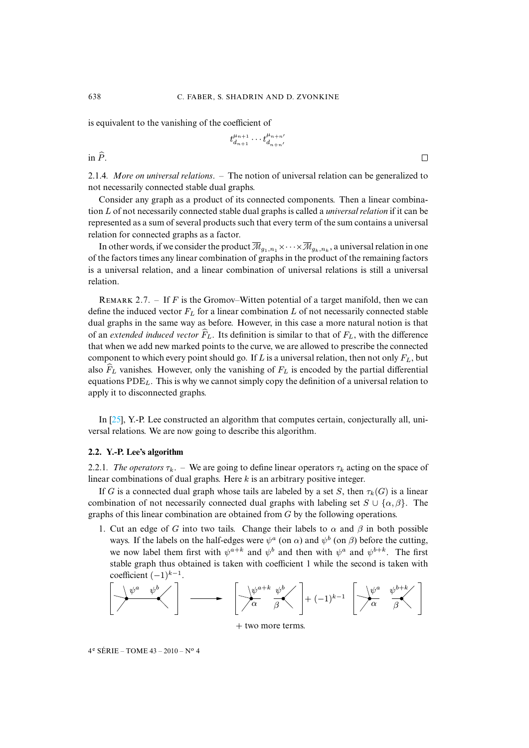is equivalent to the vanishing of the coefficient of

$$t_{d_{n+1}}^{\mu_{n+1}} \cdots t_{d_{n+n'}}^{\mu_{n+n'}}$$

in $\widehat{P}$. □

2.1.4. *More on universal relations*. – The notion of universal relation can be generalized to not necessarily connected stable dual graphs.

Consider any graph as a product of its connected components. Then a linear combination $L$ of not necessarily connected stable dual graphs is called a *universal relation* if it can be represented as a sum of several products such that every term of the sum contains a universal relation for connected graphs as a factor.

In other words, if we consider the product $\overline{\mathcal{M}}_{g_1,n_1} \times \cdots \times \overline{\mathcal{M}}_{g_k,n_k}$, a universal relation in one of the factors times any linear combination of graphs in the product of the remaining factors is a universal relation, and a linear combination of universal relations is still a universal relation.

Remark 2.7. – If $F$ is the Gromov–Witten potential of a target manifold, then we can define the induced vector $F_L$ for a linear combination $L$ of not necessarily connected stable dual graphs in the same way as before. However, in this case a more natural notion is that of an *extended induced vector* $\widehat{F}_L$. Its definition is similar to that of $F_L$, with the difference that when we add new marked points to the curve, we are allowed to prescribe the connected component to which every point should go. If $L$ is a universal relation, then not only $F_L$, but also $\widehat{F}_L$ vanishes. However, only the vanishing of $F_L$ is encoded by the partial differential equations $\mathrm{PDE}_L$. This is why we cannot simply copy the definition of a universal relation to apply it to disconnected graphs.

In [25], Y.-P. Lee constructed an algorithm that computes certain, conjecturally all, universal relations. We are now going to describe this algorithm.

## 2.2. Y.-P. Lee's algorithm

2.2.1. *The operators* $\tau_k$. – We are going to define linear operators $\tau_k$ acting on the space of linear combinations of dual graphs. Here $k$ is an arbitrary positive integer.

If $G$ is a connected dual graph whose tails are labeled by a set $S$, then $\tau_k(G)$ is a linear combination of not necessarily connected dual graphs with labeling set $S \cup \{\alpha, \beta\}$. The graphs of this linear combination are obtained from $G$ by the following operations.

1. Cut an edge of $G$ into two tails. Change their labels to $\alpha$ and $\beta$ in both possible ways. If the labels on the half-edges were $\psi^a$ (on $\alpha$) and $\psi^b$ (on $\beta$) before the cutting, we now label them first with $\psi^{a+k}$ and $\psi^b$ and then with $\psi^a$ and $\psi^{b+k}$. The first stable graph thus obtained is taken with coefficient 1 while the second is taken with coefficient $(-1)^{k-1}$.

$$\left[\ \psi^a \quad \psi^b\ \right] \longrightarrow \left[\ \psi^{a+k}_{\alpha} \quad \psi^b_{\beta}\ \right] + (-1)^{k-1} \left[\ \psi^a_{\alpha} \quad \psi^{b+k}_{\beta}\ \right]$$

+ two more terms.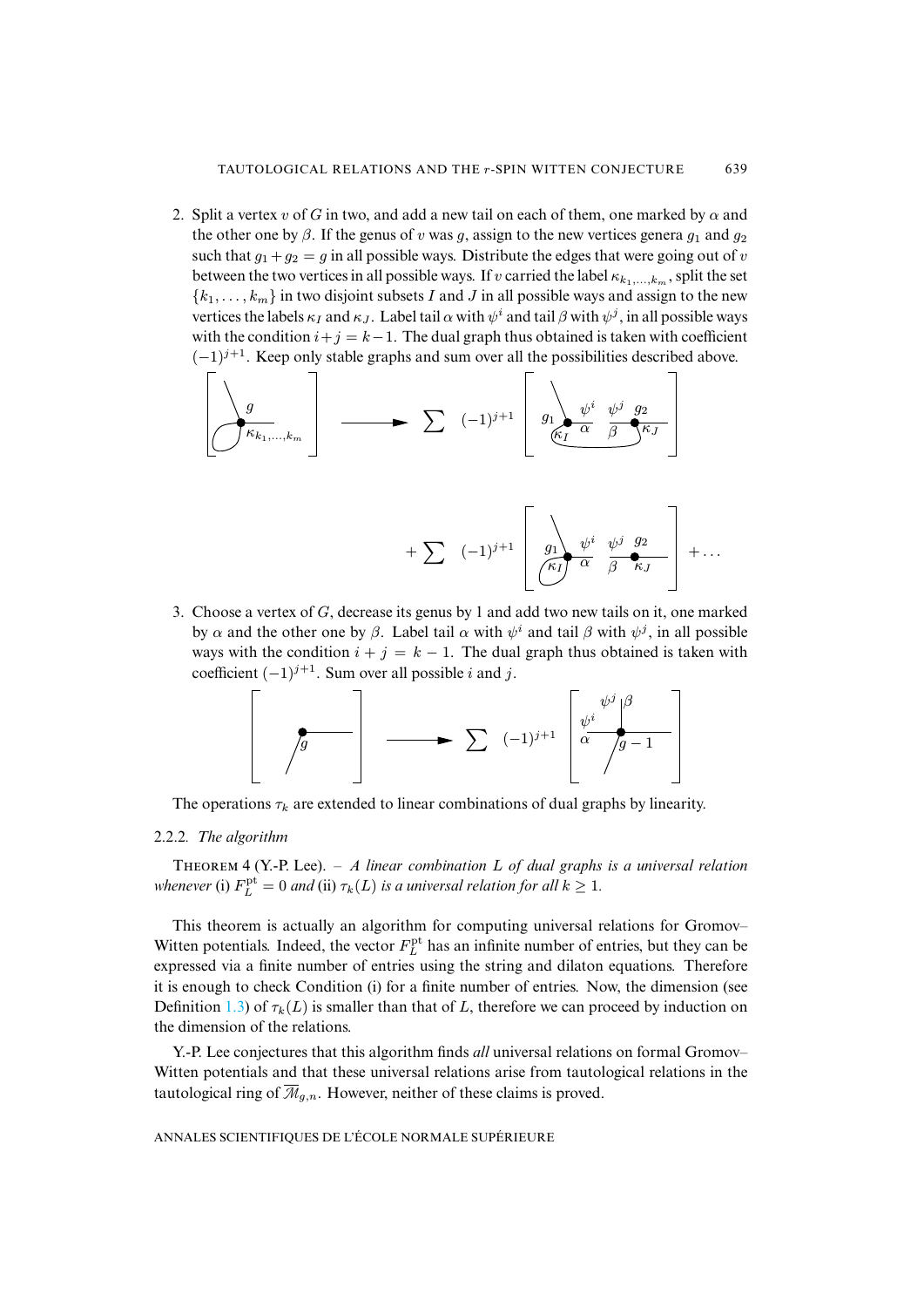2. Split a vertex $v$ of $G$ in two, and add a new tail on each of them, one marked by $\alpha$ and the other one by $\beta$. If the genus of $v$ was $g$, assign to the new vertices genera $g_1$ and $g_2$ such that $g_1 + g_2 = g$ in all possible ways. Distribute the edges that were going out of $v$ between the two vertices in all possible ways. If $v$ carried the label $\kappa_{k_1,\ldots,k_m}$, split the set $\{k_1, \ldots, k_m\}$ in two disjoint subsets $I$ and $J$ in all possible ways and assign to the new vertices the labels $\kappa_I$ and $\kappa_J$. Label tail $\alpha$ with $\psi^i$ and tail $\beta$ with $\psi^j$, in all possible ways with the condition $i+j = k-1$. The dual graph thus obtained is taken with coefficient $(-1)^{j+1}$. Keep only stable graphs and sum over all the possibilities described above.

3. Choose a vertex of $G$, decrease its genus by 1 and add two new tails on it, one marked by $\alpha$ and the other one by $\beta$. Label tail $\alpha$ with $\psi^i$ and tail $\beta$ with $\psi^j$, in all possible ways with the condition $i + j = k - 1$. The dual graph thus obtained is taken with coefficient $(-1)^{j+1}$. Sum over all possible $i$ and $j$.

The operations $\tau_k$ are extended to linear combinations of dual graphs by linearity.

2.2.2. *The algorithm*

THEOREM 4 (Y.-P. Lee). – *A linear combination $L$ of dual graphs is a universal relation whenever* (i) $F_L^{\mathrm{pt}} = 0$ *and* (ii) $\tau_k(L)$ *is a universal relation for all* $k \geq 1$.

This theorem is actually an algorithm for computing universal relations for Gromov–Witten potentials. Indeed, the vector $F_L^{\mathrm{pt}}$ has an infinite number of entries, but they can be expressed via a finite number of entries using the string and dilaton equations. Therefore it is enough to check Condition (i) for a finite number of entries. Now, the dimension (see Definition 1.3) of $\tau_k(L)$ is smaller than that of $L$, therefore we can proceed by induction on the dimension of the relations.

Y.-P. Lee conjectures that this algorithm finds *all* universal relations on formal Gromov–Witten potentials and that these universal relations arise from tautological relations in the tautological ring of $\overline{\mathcal{M}}_{g,n}$. However, neither of these claims is proved.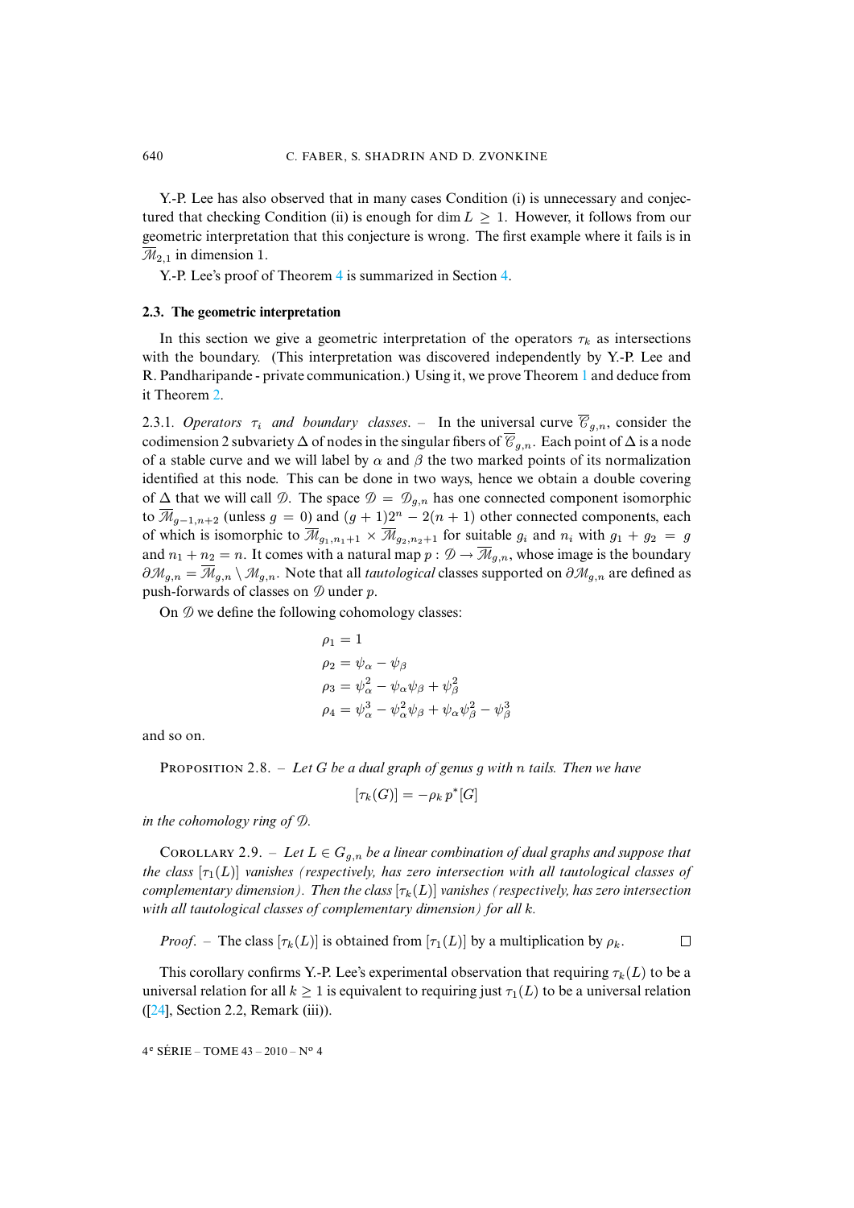Y.-P. Lee has also observed that in many cases Condition (i) is unnecessary and conjectured that checking Condition (ii) is enough for $\dim L \geq 1$. However, it follows from our geometric interpretation that this conjecture is wrong. The first example where it fails is in $\overline{\mathcal{M}}_{2,1}$ in dimension 1.

Y.-P. Lee's proof of Theorem 4 is summarized in Section 4.

### 2.3. The geometric interpretation

In this section we give a geometric interpretation of the operators $\tau_k$ as intersections with the boundary. (This interpretation was discovered independently by Y.-P. Lee and R. Pandharipande - private communication.) Using it, we prove Theorem 1 and deduce from it Theorem 2.

2.3.1. *Operators $\tau_i$ and boundary classes*. – In the universal curve $\overline{\mathcal{C}}_{g,n}$, consider the codimension 2 subvariety $\Delta$ of nodes in the singular fibers of $\overline{\mathcal{C}}_{g,n}$. Each point of $\Delta$ is a node of a stable curve and we will label by $\alpha$ and $\beta$ the two marked points of its normalization identified at this node. This can be done in two ways, hence we obtain a double covering of $\Delta$ that we will call $\mathcal{D}$. The space $\mathcal{D} = \mathcal{D}_{g,n}$ has one connected component isomorphic to $\overline{\mathcal{M}}_{g-1,n+2}$ (unless $g = 0$) and $(g+1)2^n - 2(n+1)$ other connected components, each of which is isomorphic to $\overline{\mathcal{M}}_{g_1,n_1+1} \times \overline{\mathcal{M}}_{g_2,n_2+1}$ for suitable $g_i$ and $n_i$ with $g_1 + g_2 = g$ and $n_1 + n_2 = n$. It comes with a natural map $p : \mathcal{D} \to \overline{\mathcal{M}}_{g,n}$, whose image is the boundary $\partial\mathcal{M}_{g,n} = \overline{\mathcal{M}}_{g,n} \setminus \mathcal{M}_{g,n}$. Note that all *tautological* classes supported on $\partial\mathcal{M}_{g,n}$ are defined as push-forwards of classes on $\mathcal{D}$ under $p$.

On $\mathcal{D}$ we define the following cohomology classes:

$$
\begin{aligned}
\rho_1 &= 1 \\
\rho_2 &= \psi_\alpha - \psi_\beta \\
\rho_3 &= \psi_\alpha^2 - \psi_\alpha\psi_\beta + \psi_\beta^2 \\
\rho_4 &= \psi_\alpha^3 - \psi_\alpha^2\psi_\beta + \psi_\alpha\psi_\beta^2 - \psi_\beta^3
\end{aligned}
$$

and so on.

Proposition 2.8. – *Let $G$ be a dual graph of genus $g$ with $n$ tails. Then we have*

$$[\tau_k(G)] = -\rho_k \, p^*[G]$$

*in the cohomology ring of $\mathcal{D}$.*

Corollary 2.9. – *Let $L \in G_{g,n}$ be a linear combination of dual graphs and suppose that the class $[\tau_1(L)]$ vanishes (respectively, has zero intersection with all tautological classes of complementary dimension). Then the class $[\tau_k(L)]$ vanishes (respectively, has zero intersection with all tautological classes of complementary dimension) for all $k$.*

*Proof*. – The class $[\tau_k(L)]$ is obtained from $[\tau_1(L)]$ by a multiplication by $\rho_k$. □

This corollary confirms Y.-P. Lee's experimental observation that requiring $\tau_k(L)$ to be a universal relation for all $k \geq 1$ is equivalent to requiring just $\tau_1(L)$ to be a universal relation ([24], Section 2.2, Remark (iii)).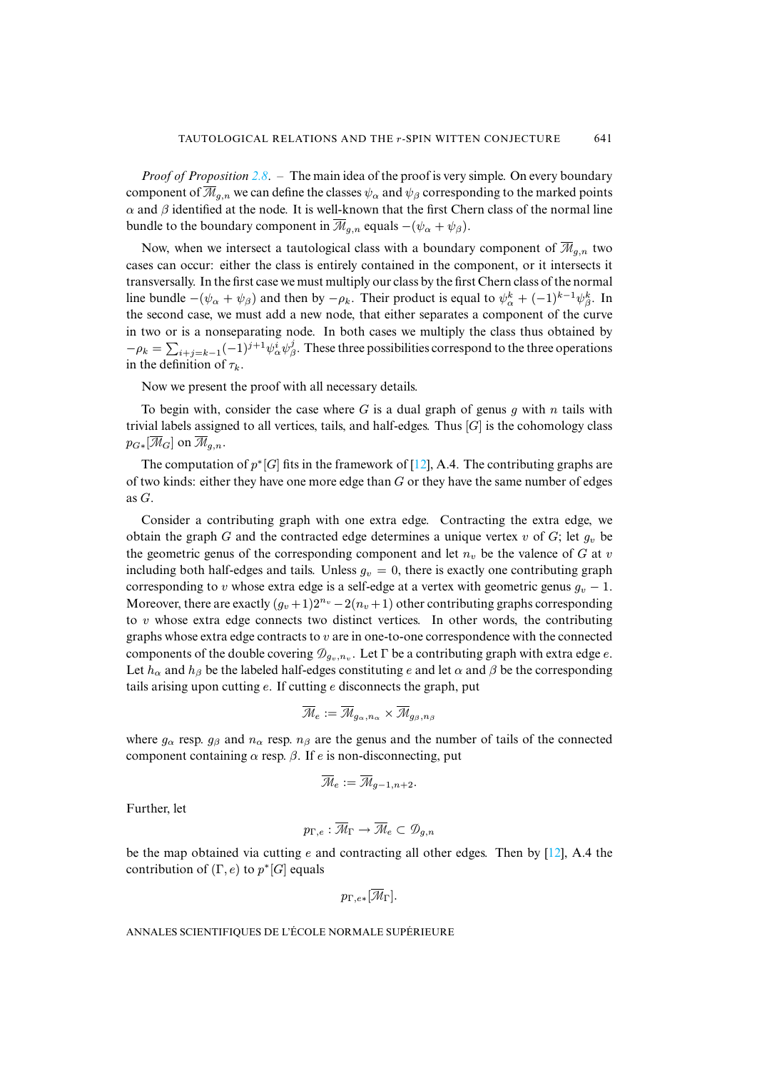*Proof of Proposition 2.8*. – The main idea of the proof is very simple. On every boundary component of $\overline{\mathcal{M}}_{g,n}$ we can define the classes $\psi_\alpha$ and $\psi_\beta$ corresponding to the marked points $\alpha$ and $\beta$ identified at the node. It is well-known that the first Chern class of the normal line bundle to the boundary component in $\overline{\mathcal{M}}_{g,n}$ equals $-(\psi_\alpha + \psi_\beta)$.

Now, when we intersect a tautological class with a boundary component of $\overline{\mathcal{M}}_{g,n}$ two cases can occur: either the class is entirely contained in the component, or it intersects it transversally. In the first case we must multiply our class by the first Chern class of the normal line bundle $-(\psi_\alpha + \psi_\beta)$ and then by $-\rho_k$. Their product is equal to $\psi_\alpha^k + (-1)^{k-1}\psi_\beta^k$. In the second case, we must add a new node, that either separates a component of the curve in two or is a nonseparating node. In both cases we multiply the class thus obtained by $-\rho_k = \sum_{i+j=k-1}(-1)^{j+1}\psi_\alpha^i\psi_\beta^j$. These three possibilities correspond to the three operations in the definition of $\tau_k$.

Now we present the proof with all necessary details.

To begin with, consider the case where $G$ is a dual graph of genus $g$ with $n$ tails with trivial labels assigned to all vertices, tails, and half-edges. Thus $[G]$ is the cohomology class $p_{G*}[\overline{\mathcal{M}}_G]$ on $\overline{\mathcal{M}}_{g,n}$.

The computation of $p^*[G]$ fits in the framework of [12], A.4. The contributing graphs are of two kinds: either they have one more edge than $G$ or they have the same number of edges as $G$.

Consider a contributing graph with one extra edge. Contracting the extra edge, we obtain the graph $G$ and the contracted edge determines a unique vertex $v$ of $G$; let $g_v$ be the geometric genus of the corresponding component and let $n_v$ be the valence of $G$ at $v$ including both half-edges and tails. Unless $g_v = 0$, there is exactly one contributing graph corresponding to $v$ whose extra edge is a self-edge at a vertex with geometric genus $g_v - 1$. Moreover, there are exactly $(g_v+1)2^{n_v} - 2(n_v+1)$ other contributing graphs corresponding to $v$ whose extra edge connects two distinct vertices. In other words, the contributing graphs whose extra edge contracts to $v$ are in one-to-one correspondence with the connected components of the double covering $\mathcal{D}_{g_v,n_v}$. Let $\Gamma$ be a contributing graph with extra edge $e$. Let $h_\alpha$ and $h_\beta$ be the labeled half-edges constituting $e$ and let $\alpha$ and $\beta$ be the corresponding tails arising upon cutting $e$. If cutting $e$ disconnects the graph, put

$$\overline{\mathcal{M}}_e := \overline{\mathcal{M}}_{g_\alpha,n_\alpha} \times \overline{\mathcal{M}}_{g_\beta,n_\beta}$$

where $g_\alpha$ resp. $g_\beta$ and $n_\alpha$ resp. $n_\beta$ are the genus and the number of tails of the connected component containing $\alpha$ resp. $\beta$. If $e$ is non-disconnecting, put

$$\overline{\mathcal{M}}_e := \overline{\mathcal{M}}_{g-1,n+2}.$$

Further, let

$$p_{\Gamma,e} : \overline{\mathcal{M}}_\Gamma \to \overline{\mathcal{M}}_e \subset \mathcal{D}_{g,n}$$

be the map obtained via cutting $e$ and contracting all other edges. Then by [12], A.4 the contribution of $(\Gamma, e)$ to $p^*[G]$ equals

$$p_{\Gamma,e*}[\overline{\mathcal{M}}_\Gamma].$$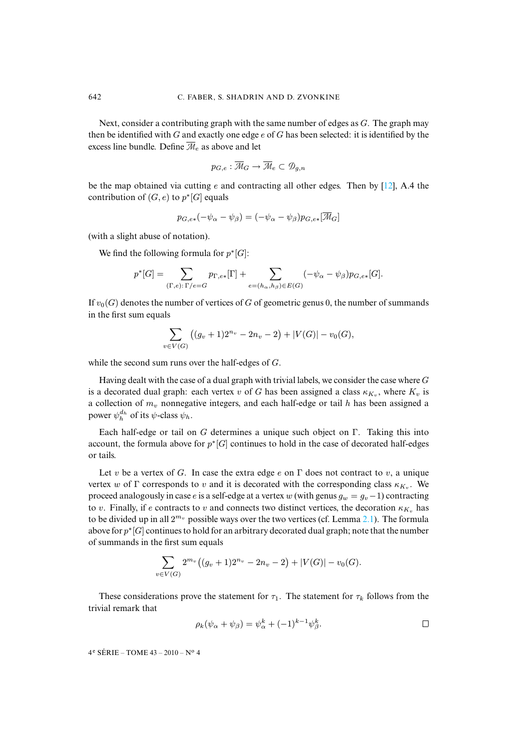Next, consider a contributing graph with the same number of edges as $G$. The graph may then be identified with $G$ and exactly one edge $e$ of $G$ has been selected: it is identified by the excess line bundle. Define $\overline{\mathcal{M}}_e$ as above and let

$$p_{G,e} : \overline{\mathcal{M}}_G \to \overline{\mathcal{M}}_e \subset \mathcal{D}_{g,n}$$

be the map obtained via cutting $e$ and contracting all other edges. Then by [12], A.4 the contribution of $(G, e)$ to $p^*[G]$ equals

$$p_{G,e*}(-\psi_\alpha - \psi_\beta) = (-\psi_\alpha - \psi_\beta) p_{G,e*}[\overline{\mathcal{M}}_G]$$

(with a slight abuse of notation).

We find the following formula for $p^*[G]$:

$$p^*[G] = \sum_{(\Gamma,e)\colon \Gamma/e=G} p_{\Gamma,e*}[\Gamma] + \sum_{e=(h_\alpha,h_\beta)\in E(G)} (-\psi_\alpha - \psi_\beta) p_{G,e*}[G].$$

If $v_0(G)$ denotes the number of vertices of $G$ of geometric genus 0, the number of summands in the first sum equals

$$\sum_{v\in V(G)} \left((g_v + 1)2^{n_v} - 2n_v - 2\right) + |V(G)| - v_0(G),$$

while the second sum runs over the half-edges of $G$.

Having dealt with the case of a dual graph with trivial labels, we consider the case where $G$ is a decorated dual graph: each vertex $v$ of $G$ has been assigned a class $\kappa_{K_v}$, where $K_v$ is a collection of $m_v$ nonnegative integers, and each half-edge or tail $h$ has been assigned a power $\psi_h^{d_h}$ of its $\psi$-class $\psi_h$.

Each half-edge or tail on $G$ determines a unique such object on $\Gamma$. Taking this into account, the formula above for $p^*[G]$ continues to hold in the case of decorated half-edges or tails.

Let $v$ be a vertex of $G$. In case the extra edge $e$ on $\Gamma$ does not contract to $v$, a unique vertex $w$ of $\Gamma$ corresponds to $v$ and it is decorated with the corresponding class $\kappa_{K_v}$. We proceed analogously in case $e$ is a self-edge at a vertex $w$ (with genus $g_w = g_v - 1$) contracting to $v$. Finally, if $e$ contracts to $v$ and connects two distinct vertices, the decoration $\kappa_{K_v}$ has to be divided up in all $2^{m_v}$ possible ways over the two vertices (cf. Lemma 2.1). The formula above for $p^*[G]$ continues to hold for an arbitrary decorated dual graph; note that the number of summands in the first sum equals

$$\sum_{v\in V(G)} 2^{m_v}\left((g_v + 1)2^{n_v} - 2n_v - 2\right) + |V(G)| - v_0(G).$$

These considerations prove the statement for $\tau_1$. The statement for $\tau_k$ follows from the trivial remark that

$$\rho_k(\psi_\alpha + \psi_\beta) = \psi_\alpha^k + (-1)^{k-1}\psi_\beta^k. \qquad \square$$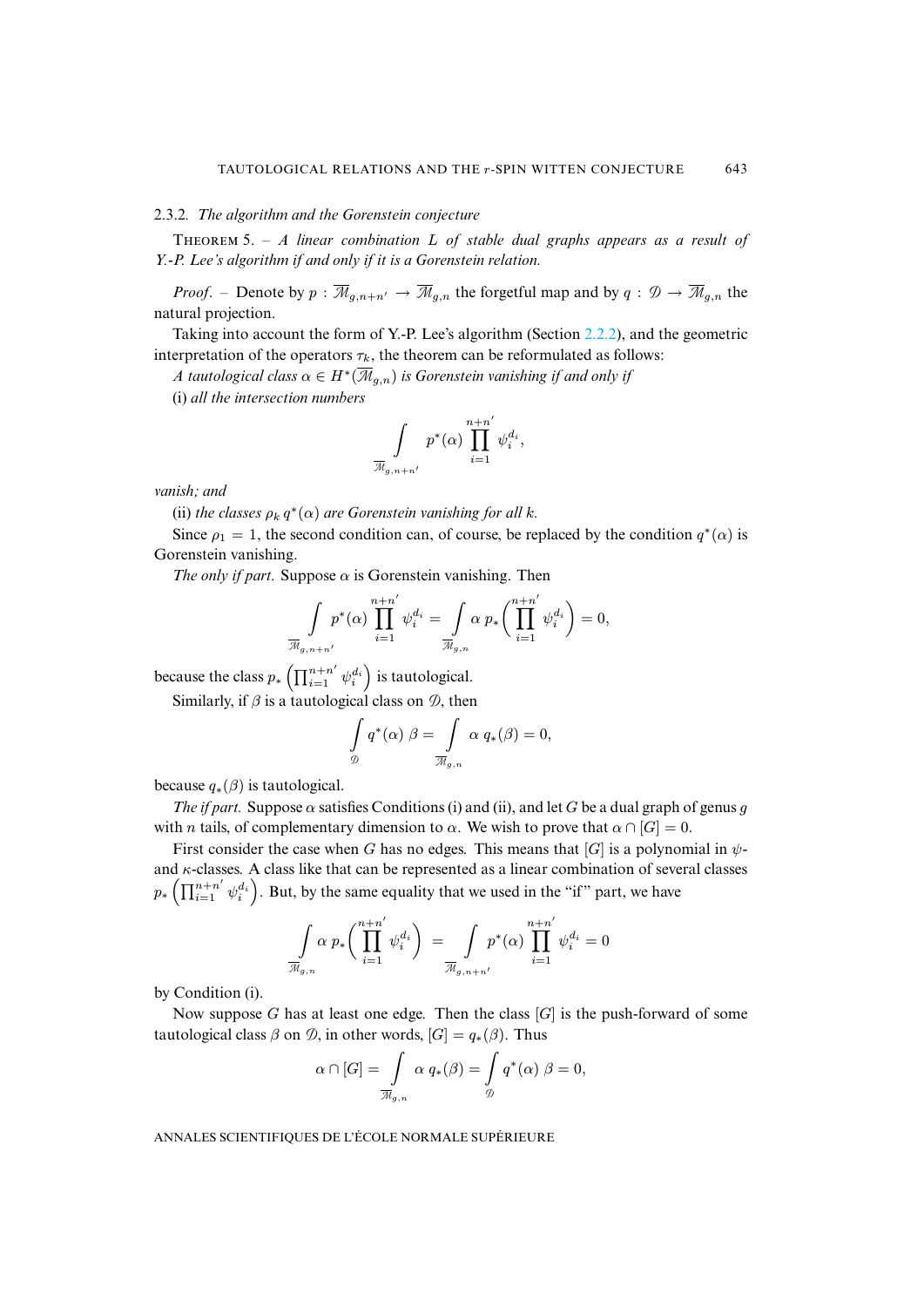### 2.3.2. *The algorithm and the Gorenstein conjecture*

THEOREM 5. – *A linear combination $L$ of stable dual graphs appears as a result of Y.-P. Lee's algorithm if and only if it is a Gorenstein relation.*

*Proof*. – Denote by $p : \overline{\mathcal{M}}_{g,n+n'} \to \overline{\mathcal{M}}_{g,n}$ the forgetful map and by $q : \mathcal{D} \to \overline{\mathcal{M}}_{g,n}$ the natural projection.

Taking into account the form of Y.-P. Lee's algorithm (Section 2.2.2), and the geometric interpretation of the operators $\tau_k$, the theorem can be reformulated as follows:

*A tautological class $\alpha \in H^*(\overline{\mathcal{M}}_{g,n})$ is Gorenstein vanishing if and only if*

(i) *all the intersection numbers*

$$\int_{\overline{\mathcal{M}}_{g,n+n'}} p^*(\alpha) \prod_{i=1}^{n+n'} \psi_i^{d_i},$$

*vanish; and*

(ii) *the classes $\rho_k\, q^*(\alpha)$ are Gorenstein vanishing for all $k$.*

Since $\rho_1 = 1$, the second condition can, of course, be replaced by the condition $q^*(\alpha)$ is Gorenstein vanishing.

*The only if part.* Suppose $\alpha$ is Gorenstein vanishing. Then

$$\int_{\overline{\mathcal{M}}_{g,n+n'}} p^*(\alpha) \prod_{i=1}^{n+n'} \psi_i^{d_i} = \int_{\overline{\mathcal{M}}_{g,n}} \alpha\, p_*\Big(\prod_{i=1}^{n+n'} \psi_i^{d_i}\Big) = 0,$$

because the class $p_*\left(\prod_{i=1}^{n+n'} \psi_i^{d_i}\right)$ is tautological.

Similarly, if $\beta$ is a tautological class on $\mathcal{D}$, then

$$\int_{\mathcal{D}} q^*(\alpha)\, \beta = \int_{\overline{\mathcal{M}}_{g,n}} \alpha\, q_*(\beta) = 0,$$

because $q_*(\beta)$ is tautological.

*The if part.* Suppose $\alpha$ satisfies Conditions (i) and (ii), and let $G$ be a dual graph of genus $g$ with $n$ tails, of complementary dimension to $\alpha$. We wish to prove that $\alpha \cap [G] = 0$.

First consider the case when $G$ has no edges. This means that $[G]$ is a polynomial in $\psi$- and $\kappa$-classes. A class like that can be represented as a linear combination of several classes $p_*\left(\prod_{i=1}^{n+n'} \psi_i^{d_i}\right)$. But, by the same equality that we used in the "if" part, we have

$$\int_{\overline{\mathcal{M}}_{g,n}} \alpha\, p_*\Big(\prod_{i=1}^{n+n'} \psi_i^{d_i}\Big) = \int_{\overline{\mathcal{M}}_{g,n+n'}} p^*(\alpha) \prod_{i=1}^{n+n'} \psi_i^{d_i} = 0$$

by Condition (i).

Now suppose $G$ has at least one edge. Then the class $[G]$ is the push-forward of some tautological class $\beta$ on $\mathcal{D}$, in other words, $[G] = q_*(\beta)$. Thus

$$\alpha \cap [G] = \int_{\overline{\mathcal{M}}_{g,n}} \alpha\, q_*(\beta) = \int_{\mathcal{D}} q^*(\alpha)\, \beta = 0,$$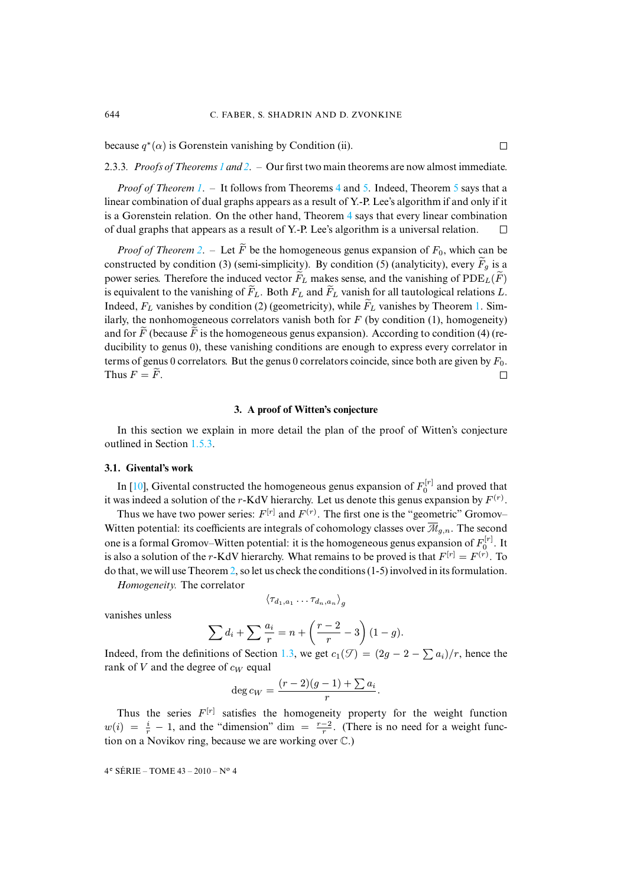because $q^*(\alpha)$ is Gorenstein vanishing by Condition (ii). □

2.3.3. *Proofs of Theorems 1 and 2.* – Our first two main theorems are now almost immediate.

*Proof of Theorem 1.* – It follows from Theorems 4 and 5. Indeed, Theorem 5 says that a linear combination of dual graphs appears as a result of Y.-P. Lee's algorithm if and only if it is a Gorenstein relation. On the other hand, Theorem 4 says that every linear combination of dual graphs that appears as a result of Y.-P. Lee's algorithm is a universal relation. □

*Proof of Theorem 2.* – Let $\widetilde{F}$ be the homogeneous genus expansion of $F_0$, which can be constructed by condition (3) (semi-simplicity). By condition (5) (analyticity), every $\widetilde{F}_g$ is a power series. Therefore the induced vector $\widetilde{F}_L$ makes sense, and the vanishing of $\mathrm{PDE}_L(\widetilde{F})$ is equivalent to the vanishing of $\widetilde{F}_L$. Both $F_L$ and $\widetilde{F}_L$ vanish for all tautological relations $L$. Indeed, $F_L$ vanishes by condition (2) (geometricity), while $\widetilde{F}_L$ vanishes by Theorem 1. Similarly, the nonhomogeneous correlators vanish both for $F$ (by condition (1), homogeneity) and for $\widetilde{F}$ (because $\widetilde{F}$ is the homogeneous genus expansion). According to condition (4) (reducibility to genus 0), these vanishing conditions are enough to express every correlator in terms of genus 0 correlators. But the genus 0 correlators coincide, since both are given by $F_0$. Thus $F = \widetilde{F}$. □

## 3. A proof of Witten's conjecture

In this section we explain in more detail the plan of the proof of Witten's conjecture outlined in Section 1.5.3.

### 3.1. Givental's work

In [10], Givental constructed the homogeneous genus expansion of $F_0^{[r]}$ and proved that it was indeed a solution of the $r$-KdV hierarchy. Let us denote this genus expansion by $F^{(r)}$.

Thus we have two power series: $F^{[r]}$ and $F^{(r)}$. The first one is the "geometric" Gromov–Witten potential: its coefficients are integrals of cohomology classes over $\overline{\mathcal{M}}_{g,n}$. The second one is a formal Gromov–Witten potential: it is the homogeneous genus expansion of $F_0^{[r]}$. It is also a solution of the $r$-KdV hierarchy. What remains to be proved is that $F^{[r]} = F^{(r)}$. To do that, we will use Theorem 2, so let us check the conditions (1-5) involved in its formulation.

*Homogeneity.* The correlator

$$\langle \tau_{d_1,a_1} \dots \tau_{d_n,a_n} \rangle_g$$

vanishes unless

$$\sum d_i + \sum \frac{a_i}{r} = n + \left(\frac{r-2}{r} - 3\right)(1-g).$$

Indeed, from the definitions of Section 1.3, we get $c_1(\mathcal{T}) = (2g - 2 - \sum a_i)/r$, hence the rank of $V$ and the degree of $c_W$ equal

$$\deg c_W = \frac{(r-2)(g-1) + \sum a_i}{r}.$$

Thus the series $F^{[r]}$ satisfies the homogeneity property for the weight function $w(i) = \frac{i}{r} - 1$, and the "dimension" $\dim = \frac{r-2}{r}$. (There is no need for a weight function on a Novikov ring, because we are working over $\mathbb{C}$.)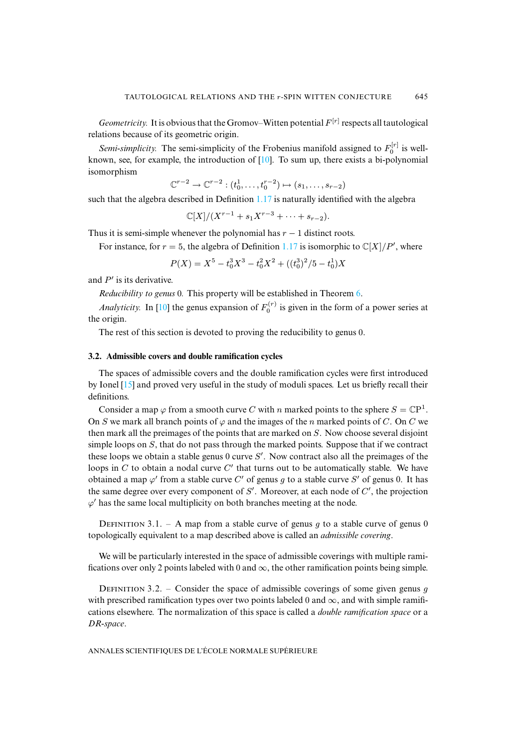*Geometricity.* It is obvious that the Gromov–Witten potential $F^{[r]}$ respects all tautological relations because of its geometric origin.

*Semi-simplicity.* The semi-simplicity of the Frobenius manifold assigned to $F_0^{[r]}$ is well-known, see, for example, the introduction of [10]. To sum up, there exists a bi-polynomial isomorphism

$$\mathbb{C}^{r-2} \to \mathbb{C}^{r-2} : (t_0^1, \ldots, t_0^{r-2}) \mapsto (s_1, \ldots, s_{r-2})$$

such that the algebra described in Definition 1.17 is naturally identified with the algebra

$$\mathbb{C}[X]/(X^{r-1} + s_1 X^{r-3} + \cdots + s_{r-2}).$$

Thus it is semi-simple whenever the polynomial has $r-1$ distinct roots.

For instance, for $r=5$, the algebra of Definition 1.17 is isomorphic to $\mathbb{C}[X]/P'$, where

$$P(X) = X^5 - t_0^3 X^3 - t_0^2 X^2 + ((t_0^3)^2/5 - t_0^1)X$$

and $P'$ is its derivative.

*Reducibility to genus* 0. This property will be established in Theorem 6.

*Analyticity.* In [10] the genus expansion of $F_0^{(r)}$ is given in the form of a power series at the origin.

The rest of this section is devoted to proving the reducibility to genus 0.

### 3.2. Admissible covers and double ramification cycles

The spaces of admissible covers and the double ramification cycles were first introduced by Ionel [15] and proved very useful in the study of moduli spaces. Let us briefly recall their definitions.

Consider a map $\varphi$ from a smooth curve $C$ with $n$ marked points to the sphere $S = \mathbb{CP}^1$. On $S$ we mark all branch points of $\varphi$ and the images of the $n$ marked points of $C$. On $C$ we then mark all the preimages of the points that are marked on $S$. Now choose several disjoint simple loops on $S$, that do not pass through the marked points. Suppose that if we contract these loops we obtain a stable genus 0 curve $S'$. Now contract also all the preimages of the loops in $C$ to obtain a nodal curve $C'$ that turns out to be automatically stable. We have obtained a map $\varphi'$ from a stable curve $C'$ of genus $g$ to a stable curve $S'$ of genus 0. It has the same degree over every component of $S'$. Moreover, at each node of $C'$, the projection $\varphi'$ has the same local multiplicity on both branches meeting at the node.

Definition 3.1. – A map from a stable curve of genus $g$ to a stable curve of genus 0 topologically equivalent to a map described above is called an *admissible covering*.

We will be particularly interested in the space of admissible coverings with multiple ramifications over only 2 points labeled with 0 and $\infty$, the other ramification points being simple.

Definition 3.2. – Consider the space of admissible coverings of some given genus $g$ with prescribed ramification types over two points labeled 0 and $\infty$, and with simple ramifications elsewhere. The normalization of this space is called a *double ramification space* or a *DR-space*.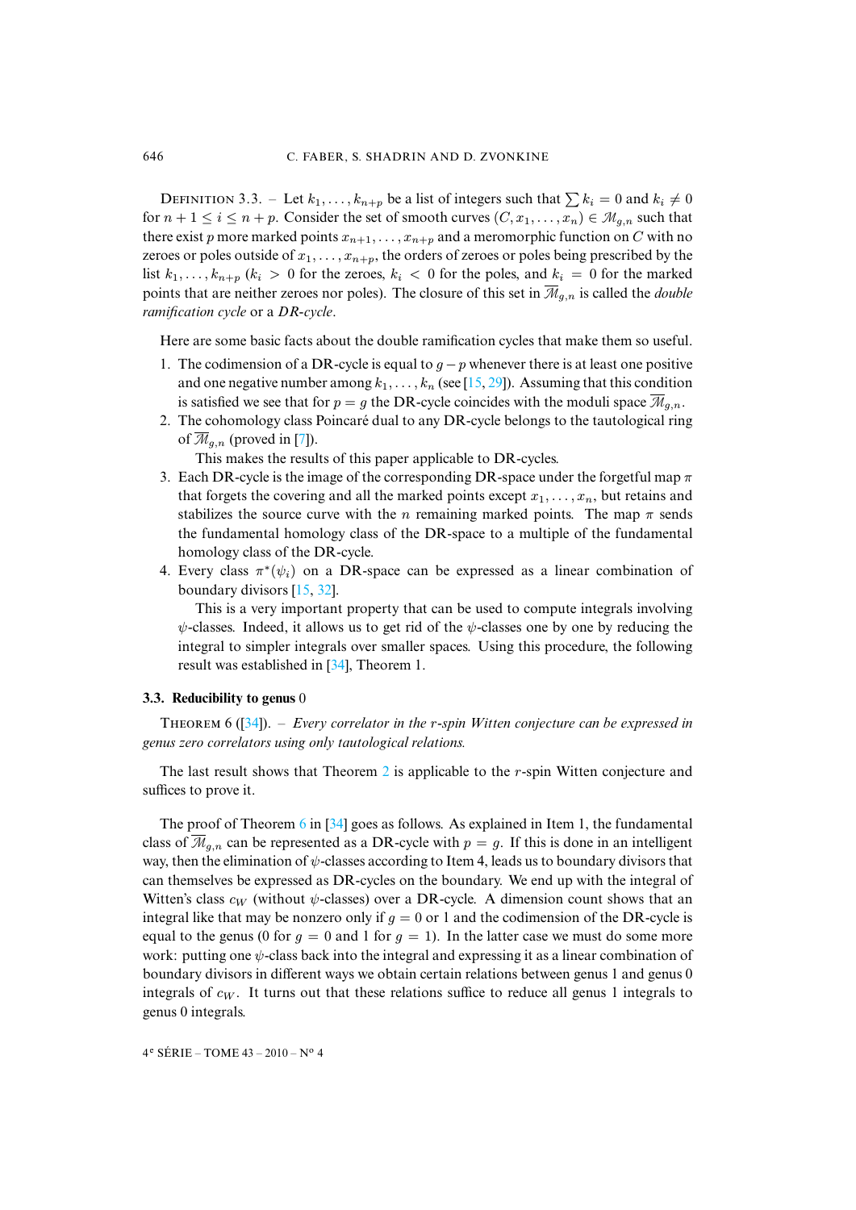Definition 3.3. – Let $k_1, \dots, k_{n+p}$ be a list of integers such that $\sum k_i = 0$ and $k_i \neq 0$ for $n+1 \leq i \leq n+p$. Consider the set of smooth curves $(C, x_1, \dots, x_n) \in \mathcal{M}_{g,n}$ such that there exist $p$ more marked points $x_{n+1}, \dots, x_{n+p}$ and a meromorphic function on $C$ with no zeroes or poles outside of $x_1, \dots, x_{n+p}$, the orders of zeroes or poles being prescribed by the list $k_1, \dots, k_{n+p}$ ($k_i > 0$ for the zeroes, $k_i < 0$ for the poles, and $k_i = 0$ for the marked points that are neither zeroes nor poles). The closure of this set in $\overline{\mathcal{M}}_{g,n}$ is called the *double ramification cycle* or a *DR-cycle*.

Here are some basic facts about the double ramification cycles that make them so useful.

1. The codimension of a DR-cycle is equal to $g - p$ whenever there is at least one positive and one negative number among $k_1, \dots, k_n$ (see [15, 29]). Assuming that this condition is satisfied we see that for $p = g$ the DR-cycle coincides with the moduli space $\overline{\mathcal{M}}_{g,n}$.
2. The cohomology class Poincaré dual to any DR-cycle belongs to the tautological ring of $\overline{\mathcal{M}}_{g,n}$ (proved in [7]).

   This makes the results of this paper applicable to DR-cycles.
3. Each DR-cycle is the image of the corresponding DR-space under the forgetful map $\pi$ that forgets the covering and all the marked points except $x_1, \dots, x_n$, but retains and stabilizes the source curve with the $n$ remaining marked points. The map $\pi$ sends the fundamental homology class of the DR-space to a multiple of the fundamental homology class of the DR-cycle.
4. Every class $\pi^*(\psi_i)$ on a DR-space can be expressed as a linear combination of boundary divisors [15, 32].

   This is a very important property that can be used to compute integrals involving $\psi$-classes. Indeed, it allows us to get rid of the $\psi$-classes one by one by reducing the integral to simpler integrals over smaller spaces. Using this procedure, the following result was established in [34], Theorem 1.

### 3.3. Reducibility to genus 0

Theorem 6 ([34]). – *Every correlator in the $r$-spin Witten conjecture can be expressed in genus zero correlators using only tautological relations.*

The last result shows that Theorem 2 is applicable to the $r$-spin Witten conjecture and suffices to prove it.

The proof of Theorem 6 in [34] goes as follows. As explained in Item 1, the fundamental class of $\overline{\mathcal{M}}_{g,n}$ can be represented as a DR-cycle with $p = g$. If this is done in an intelligent way, then the elimination of $\psi$-classes according to Item 4, leads us to boundary divisors that can themselves be expressed as DR-cycles on the boundary. We end up with the integral of Witten's class $c_W$ (without $\psi$-classes) over a DR-cycle. A dimension count shows that an integral like that may be nonzero only if $g = 0$ or 1 and the codimension of the DR-cycle is equal to the genus (0 for $g = 0$ and 1 for $g = 1$). In the latter case we must do some more work: putting one $\psi$-class back into the integral and expressing it as a linear combination of boundary divisors in different ways we obtain certain relations between genus 1 and genus 0 integrals of $c_W$. It turns out that these relations suffice to reduce all genus 1 integrals to genus 0 integrals.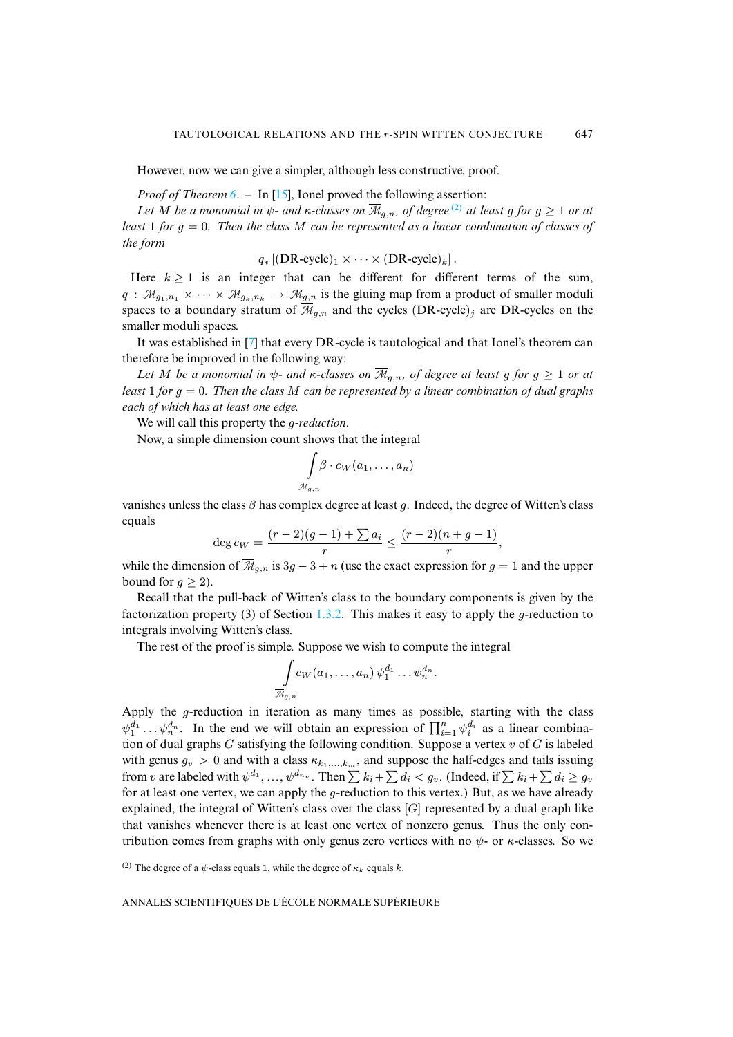However, now we can give a simpler, although less constructive, proof.

*Proof of Theorem 6*. – In [15], Ionel proved the following assertion:

*Let $M$ be a monomial in $\psi$- and $\kappa$-classes on $\overline{\mathcal{M}}_{g,n}$, of degree* [(2)] *at least $g$ for $g \geq 1$ or at least 1 for $g = 0$. Then the class $M$ can be represented as a linear combination of classes of the form*

$$q_* \left[ (\text{DR-cycle})_1 \times \cdots \times (\text{DR-cycle})_k \right].$$

Here $k \geq 1$ is an integer that can be different for different terms of the sum, $q : \overline{\mathcal{M}}_{g_1,n_1} \times \cdots \times \overline{\mathcal{M}}_{g_k,n_k} \to \overline{\mathcal{M}}_{g,n}$ is the gluing map from a product of smaller moduli spaces to a boundary stratum of $\overline{\mathcal{M}}_{g,n}$ and the cycles $(\text{DR-cycle})_j$ are DR-cycles on the smaller moduli spaces.

It was established in [7] that every DR-cycle is tautological and that Ionel's theorem can therefore be improved in the following way:

*Let $M$ be a monomial in $\psi$- and $\kappa$-classes on $\overline{\mathcal{M}}_{g,n}$, of degree at least $g$ for $g \geq 1$ or at least 1 for $g = 0$. Then the class $M$ can be represented by a linear combination of dual graphs each of which has at least one edge.*

We will call this property the *$g$-reduction*.

Now, a simple dimension count shows that the integral

$$\int_{\overline{\mathcal{M}}_{g,n}} \beta \cdot c_W(a_1, \ldots, a_n)$$

vanishes unless the class $\beta$ has complex degree at least $g$. Indeed, the degree of Witten's class equals

$$\deg c_W = \frac{(r-2)(g-1) + \sum a_i}{r} \leq \frac{(r-2)(n+g-1)}{r},$$

while the dimension of $\overline{\mathcal{M}}_{g,n}$ is $3g - 3 + n$ (use the exact expression for $g = 1$ and the upper bound for $g \geq 2$).

Recall that the pull-back of Witten's class to the boundary components is given by the factorization property (3) of Section 1.3.2. This makes it easy to apply the $g$-reduction to integrals involving Witten's class.

The rest of the proof is simple. Suppose we wish to compute the integral

$$\int_{\overline{\mathcal{M}}_{g,n}} c_W(a_1, \ldots, a_n) \, \psi_1^{d_1} \ldots \psi_n^{d_n}.$$

Apply the $g$-reduction in iteration as many times as possible, starting with the class $\psi_1^{d_1} \ldots \psi_n^{d_n}$. In the end we will obtain an expression of $\prod_{i=1}^n \psi_i^{d_i}$ as a linear combination of dual graphs $G$ satisfying the following condition. Suppose a vertex $v$ of $G$ is labeled with genus $g_v > 0$ and with a class $\kappa_{k_1,\ldots,k_m}$, and suppose the half-edges and tails issuing from $v$ are labeled with $\psi^{d_1}, \ldots, \psi^{d_{n_v}}$. Then $\sum k_i + \sum d_i < g_v$. (Indeed, if $\sum k_i + \sum d_i \geq g_v$ for at least one vertex, we can apply the $g$-reduction to this vertex.) But, as we have already explained, the integral of Witten's class over the class $[G]$ represented by a dual graph like that vanishes whenever there is at least one vertex of nonzero genus. Thus the only contribution comes from graphs with only genus zero vertices with no $\psi$- or $\kappa$-classes. So we

[(2)] The degree of a $\psi$-class equals 1, while the degree of $\kappa_k$ equals $k$.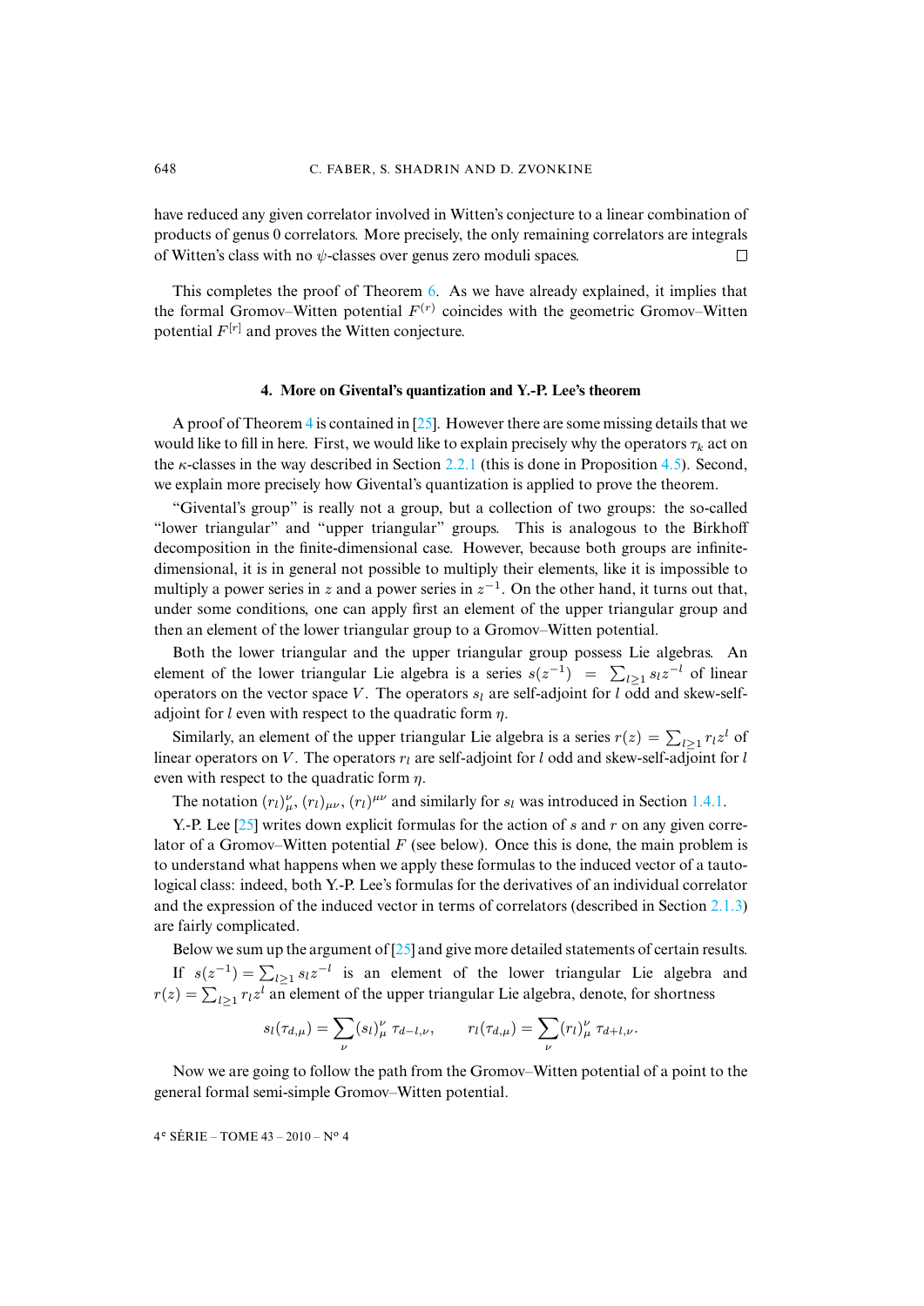have reduced any given correlator involved in Witten's conjecture to a linear combination of products of genus 0 correlators. More precisely, the only remaining correlators are integrals of Witten's class with no $\psi$-classes over genus zero moduli spaces. $\square$

This completes the proof of Theorem 6. As we have already explained, it implies that the formal Gromov–Witten potential $F^{(r)}$ coincides with the geometric Gromov–Witten potential $F^{[r]}$ and proves the Witten conjecture.

## 4. More on Givental's quantization and Y.-P. Lee's theorem

A proof of Theorem 4 is contained in [25]. However there are some missing details that we would like to fill in here. First, we would like to explain precisely why the operators $\tau_k$ act on the $\kappa$-classes in the way described in Section 2.2.1 (this is done in Proposition 4.5). Second, we explain more precisely how Givental's quantization is applied to prove the theorem.

"Givental's group" is really not a group, but a collection of two groups: the so-called "lower triangular" and "upper triangular" groups. This is analogous to the Birkhoff decomposition in the finite-dimensional case. However, because both groups are infinite-dimensional, it is in general not possible to multiply their elements, like it is impossible to multiply a power series in $z$ and a power series in $z^{-1}$. On the other hand, it turns out that, under some conditions, one can apply first an element of the upper triangular group and then an element of the lower triangular group to a Gromov–Witten potential.

Both the lower triangular and the upper triangular group possess Lie algebras. An element of the lower triangular Lie algebra is a series $s(z^{-1}) = \sum_{l\geq 1} s_l z^{-l}$ of linear operators on the vector space $V$. The operators $s_l$ are self-adjoint for $l$ odd and skew-self-adjoint for $l$ even with respect to the quadratic form $\eta$.

Similarly, an element of the upper triangular Lie algebra is a series $r(z) = \sum_{l\geq 1} r_l z^l$ of linear operators on $V$. The operators $r_l$ are self-adjoint for $l$ odd and skew-self-adjoint for $l$ even with respect to the quadratic form $\eta$.

The notation $(r_l)_\mu^\nu$, $(r_l)_{\mu\nu}$, $(r_l)^{\mu\nu}$ and similarly for $s_l$ was introduced in Section 1.4.1.

Y.-P. Lee [25] writes down explicit formulas for the action of $s$ and $r$ on any given correlator of a Gromov–Witten potential $F$ (see below). Once this is done, the main problem is to understand what happens when we apply these formulas to the induced vector of a tautological class: indeed, both Y.-P. Lee's formulas for the derivatives of an individual correlator and the expression of the induced vector in terms of correlators (described in Section 2.1.3) are fairly complicated.

Below we sum up the argument of [25] and give more detailed statements of certain results.

If $s(z^{-1}) = \sum_{l\geq 1} s_l z^{-l}$ is an element of the lower triangular Lie algebra and $r(z) = \sum_{l\geq 1} r_l z^l$ an element of the upper triangular Lie algebra, denote, for shortness

$$s_l(\tau_{d,\mu}) = \sum_\nu (s_l)_\mu^\nu \, \tau_{d-l,\nu}, \qquad r_l(\tau_{d,\mu}) = \sum_\nu (r_l)_\mu^\nu \, \tau_{d+l,\nu}.$$

Now we are going to follow the path from the Gromov–Witten potential of a point to the general formal semi-simple Gromov–Witten potential.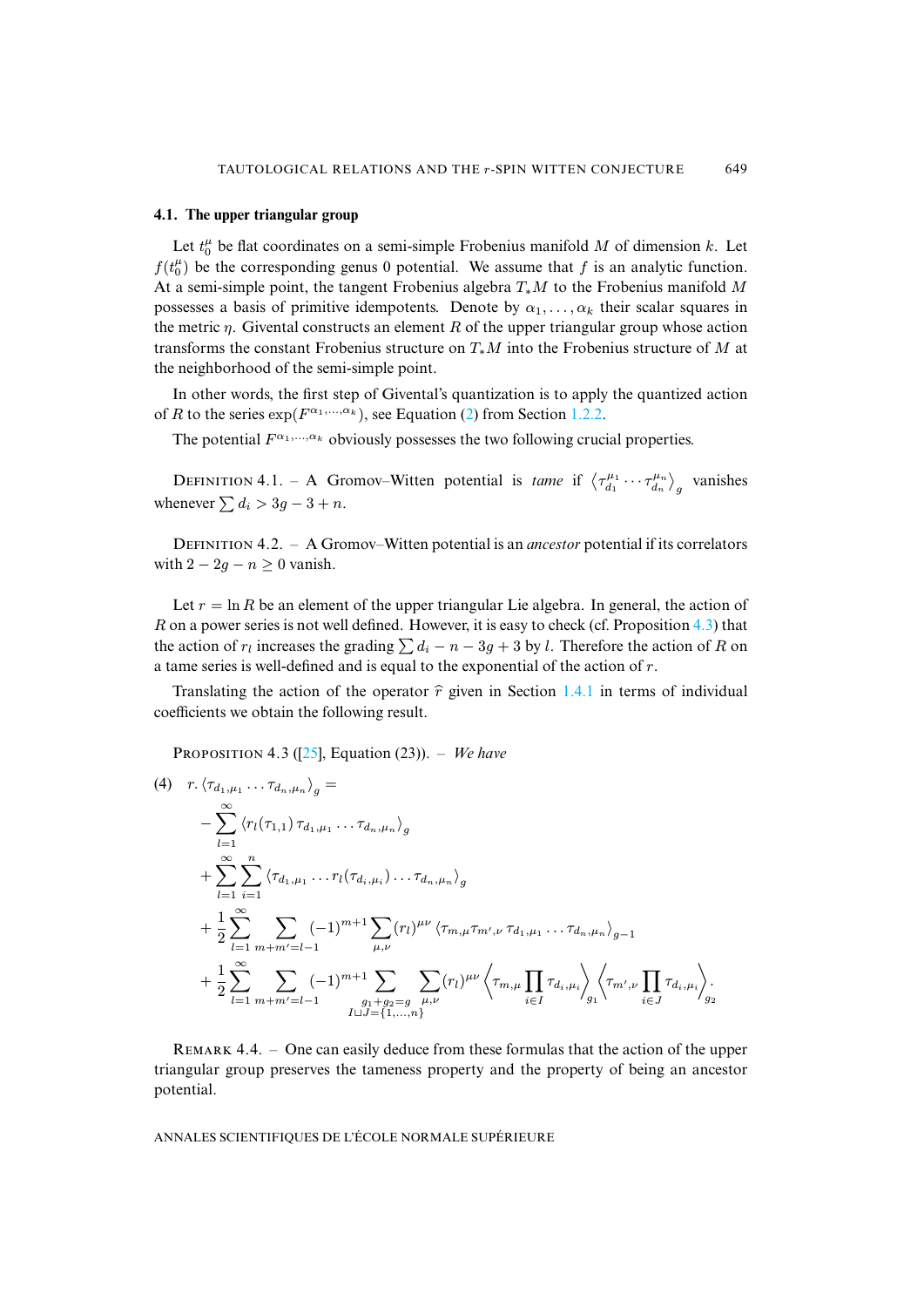### 4.1. The upper triangular group

Let $t_0^\mu$ be flat coordinates on a semi-simple Frobenius manifold $M$ of dimension $k$. Let $f(t_0^\mu)$ be the corresponding genus 0 potential. We assume that $f$ is an analytic function. At a semi-simple point, the tangent Frobenius algebra $T_*M$ to the Frobenius manifold $M$ possesses a basis of primitive idempotents. Denote by $\alpha_1, \dots, \alpha_k$ their scalar squares in the metric $\eta$. Givental constructs an element $R$ of the upper triangular group whose action transforms the constant Frobenius structure on $T_*M$ into the Frobenius structure of $M$ at the neighborhood of the semi-simple point.

In other words, the first step of Givental's quantization is to apply the quantized action of $R$ to the series $\exp(F^{\alpha_1,\dots,\alpha_k})$, see Equation (2) from Section 1.2.2.

The potential $F^{\alpha_1,\dots,\alpha_k}$ obviously possesses the two following crucial properties.

Definition 4.1. – A Gromov–Witten potential is *tame* if $\left\langle \tau_{d_1}^{\mu_1} \cdots \tau_{d_n}^{\mu_n} \right\rangle_g$ vanishes whenever $\sum d_i > 3g - 3 + n$.

Definition 4.2. – A Gromov–Witten potential is an *ancestor* potential if its correlators with $2 - 2g - n \geq 0$ vanish.

Let $r = \ln R$ be an element of the upper triangular Lie algebra. In general, the action of $R$ on a power series is not well defined. However, it is easy to check (cf. Proposition 4.3) that the action of $r_l$ increases the grading $\sum d_i - n - 3g + 3$ by $l$. Therefore the action of $R$ on a tame series is well-defined and is equal to the exponential of the action of $r$.

Translating the action of the operator $\widehat{r}$ given in Section 1.4.1 in terms of individual coefficients we obtain the following result.

Proposition 4.3 ([25], Equation (23)). – *We have*

$$
\begin{aligned}
(4)\quad & r.\left\langle \tau_{d_1,\mu_1} \cdots \tau_{d_n,\mu_n} \right\rangle_g = \\
& - \sum_{l=1}^{\infty} \left\langle r_l(\tau_{1,1})\, \tau_{d_1,\mu_1} \cdots \tau_{d_n,\mu_n} \right\rangle_g \\
& + \sum_{l=1}^{\infty} \sum_{i=1}^{n} \left\langle \tau_{d_1,\mu_1} \cdots r_l(\tau_{d_i,\mu_i}) \cdots \tau_{d_n,\mu_n} \right\rangle_g \\
& + \frac{1}{2} \sum_{l=1}^{\infty} \sum_{m+m'=l-1} (-1)^{m+1} \sum_{\mu,\nu} (r_l)^{\mu\nu} \left\langle \tau_{m,\mu} \tau_{m',\nu}\, \tau_{d_1,\mu_1} \cdots \tau_{d_n,\mu_n} \right\rangle_{g-1} \\
& + \frac{1}{2} \sum_{l=1}^{\infty} \sum_{m+m'=l-1} (-1)^{m+1} \sum_{\substack{g_1+g_2=g \\ I \sqcup J = \{1,\dots,n\}}} \sum_{\mu,\nu} (r_l)^{\mu\nu} \left\langle \tau_{m,\mu} \prod_{i \in I} \tau_{d_i,\mu_i} \right\rangle_{g_1} \left\langle \tau_{m',\nu} \prod_{i \in J} \tau_{d_i,\mu_i} \right\rangle_{g_2}.
\end{aligned}
$$

Remark 4.4. – One can easily deduce from these formulas that the action of the upper triangular group preserves the tameness property and the property of being an ancestor potential.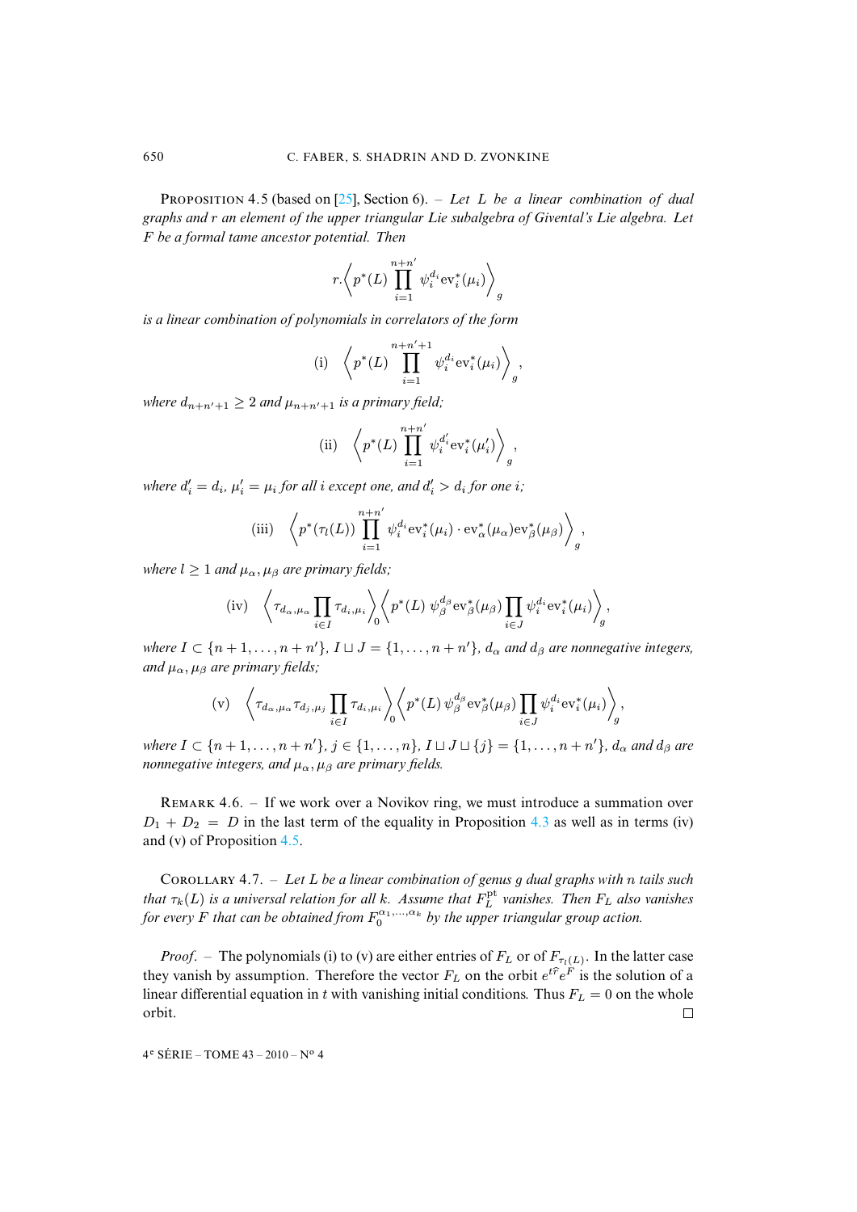Proposition 4.5 (based on [25], Section 6). – *Let $L$ be a linear combination of dual graphs and $r$ an element of the upper triangular Lie subalgebra of Givental's Lie algebra. Let $F$ be a formal tame ancestor potential. Then*

$$r.\left\langle p^*(L)\prod_{i=1}^{n+n'}\psi_i^{d_i}\mathrm{ev}_i^*(\mu_i)\right\rangle_g$$

*is a linear combination of polynomials in correlators of the form*

$$\text{(i)}\quad \left\langle p^*(L)\prod_{i=1}^{n+n'+1}\psi_i^{d_i}\mathrm{ev}_i^*(\mu_i)\right\rangle_g,$$

*where $d_{n+n'+1}\geq 2$ and $\mu_{n+n'+1}$ is a primary field;*

$$\text{(ii)}\quad \left\langle p^*(L)\prod_{i=1}^{n+n'}\psi_i^{d'_i}\mathrm{ev}_i^*(\mu'_i)\right\rangle_g,$$

*where $d'_i=d_i$, $\mu'_i=\mu_i$ for all $i$ except one, and $d'_i>d_i$ for one $i$;*

$$\text{(iii)}\quad \left\langle p^*(\tau_l(L))\prod_{i=1}^{n+n'}\psi_i^{d_i}\mathrm{ev}_i^*(\mu_i)\cdot\mathrm{ev}_\alpha^*(\mu_\alpha)\mathrm{ev}_\beta^*(\mu_\beta)\right\rangle_g,$$

*where $l\geq 1$ and $\mu_\alpha,\mu_\beta$ are primary fields;*

$$\text{(iv)}\quad \left\langle \tau_{d_\alpha,\mu_\alpha}\prod_{i\in I}\tau_{d_i,\mu_i}\right\rangle_0\left\langle p^*(L)\,\psi_\beta^{d_\beta}\mathrm{ev}_\beta^*(\mu_\beta)\prod_{i\in J}\psi_i^{d_i}\mathrm{ev}_i^*(\mu_i)\right\rangle_g,$$

*where $I\subset\{n+1,\dots,n+n'\}$, $I\sqcup J=\{1,\dots,n+n'\}$, $d_\alpha$ and $d_\beta$ are nonnegative integers, and $\mu_\alpha,\mu_\beta$ are primary fields;*

$$\text{(v)}\quad \left\langle \tau_{d_\alpha,\mu_\alpha}\tau_{d_j,\mu_j}\prod_{i\in I}\tau_{d_i,\mu_i}\right\rangle_0\left\langle p^*(L)\,\psi_\beta^{d_\beta}\mathrm{ev}_\beta^*(\mu_\beta)\prod_{i\in J}\psi_i^{d_i}\mathrm{ev}_i^*(\mu_i)\right\rangle_g,$$

*where $I\subset\{n+1,\dots,n+n'\}$, $j\in\{1,\dots,n\}$, $I\sqcup J\sqcup\{j\}=\{1,\dots,n+n'\}$, $d_\alpha$ and $d_\beta$ are nonnegative integers, and $\mu_\alpha,\mu_\beta$ are primary fields.*

Remark 4.6. – If we work over a Novikov ring, we must introduce a summation over $D_1+D_2=D$ in the last term of the equality in Proposition 4.3 as well as in terms (iv) and (v) of Proposition 4.5.

Corollary 4.7. – *Let $L$ be a linear combination of genus $g$ dual graphs with $n$ tails such that $\tau_k(L)$ is a universal relation for all $k$. Assume that $F_L^{\mathrm{pt}}$ vanishes. Then $F_L$ also vanishes for every $F$ that can be obtained from $F_0^{\alpha_1,\dots,\alpha_k}$ by the upper triangular group action.*

*Proof*. – The polynomials (i) to (v) are either entries of $F_L$ or of $F_{\tau_l(L)}$. In the latter case they vanish by assumption. Therefore the vector $F_L$ on the orbit $e^{t\hat{r}}e^F$ is the solution of a linear differential equation in $t$ with vanishing initial conditions. Thus $F_L=0$ on the whole orbit. □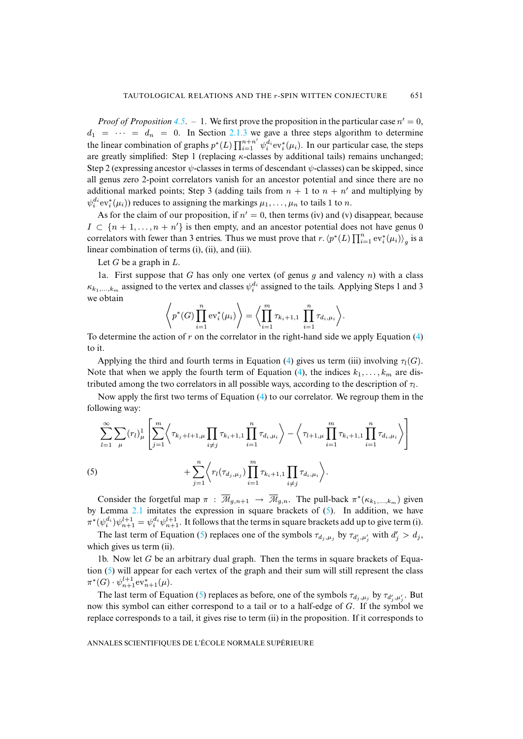*Proof of Proposition 4.5*. – 1. We first prove the proposition in the particular case $n' = 0$, $d_1 = \cdots = d_n = 0$. In Section 2.1.3 we gave a three steps algorithm to determine the linear combination of graphs $p^*(L) \prod_{i=1}^{n+n'} \psi_i^{d_i} \mathrm{ev}_i^*(\mu_i)$. In our particular case, the steps are greatly simplified: Step 1 (replacing $\kappa$-classes by additional tails) remains unchanged; Step 2 (expressing ancestor $\psi$-classes in terms of descendant $\psi$-classes) can be skipped, since all genus zero 2-point correlators vanish for an ancestor potential and since there are no additional marked points; Step 3 (adding tails from $n+1$ to $n+n'$ and multiplying by $\psi_i^{d_i} \mathrm{ev}_i^*(\mu_i)$) reduces to assigning the markings $\mu_1, \ldots, \mu_n$ to tails 1 to $n$.

As for the claim of our proposition, if $n' = 0$, then terms (iv) and (v) disappear, because $I \subset \{n+1, \ldots, n+n'\}$ is then empty, and an ancestor potential does not have genus 0 correlators with fewer than 3 entries. Thus we must prove that $r.\left\langle p^*(L) \prod_{i=1}^n \mathrm{ev}_i^*(\mu_i) \right\rangle_g$ is a linear combination of terms (i), (ii), and (iii).

Let $G$ be a graph in $L$.

1a. First suppose that $G$ has only one vertex (of genus $g$ and valency $n$) with a class $\kappa_{k_1,\ldots,k_m}$ assigned to the vertex and classes $\psi_i^{d_i}$ assigned to the tails. Applying Steps 1 and 3 we obtain

$$\left\langle p^*(G) \prod_{i=1}^n \mathrm{ev}_i^*(\mu_i) \right\rangle = \left\langle \prod_{i=1}^m \tau_{k_i+1,1} \prod_{i=1}^n \tau_{d_i,\mu_i} \right\rangle.$$

To determine the action of $r$ on the correlator in the right-hand side we apply Equation (4) to it.

Applying the third and fourth terms in Equation (4) gives us term (iii) involving $\tau_l(G)$. Note that when we apply the fourth term of Equation (4), the indices $k_1, \ldots, k_m$ are distributed among the two correlators in all possible ways, according to the description of $\tau_l$.

Now apply the first two terms of Equation (4) to our correlator. We regroup them in the following way:

$$\sum_{l=1}^{\infty} \sum_{\mu} (r_l)^1_\mu \left[ \sum_{j=1}^m \left\langle \tau_{k_j+l+1,\mu} \prod_{i \neq j} \tau_{k_i+1,1} \prod_{i=1}^n \tau_{d_i,\mu_i} \right\rangle - \left\langle \tau_{l+1,\mu} \prod_{i=1}^m \tau_{k_i+1,1} \prod_{i=1}^n \tau_{d_i,\mu_i} \right\rangle \right]$$

$$(5) \qquad + \sum_{j=1}^n \left\langle r_l(\tau_{d_j,\mu_j}) \prod_{i=1}^m \tau_{k_i+1,1} \prod_{i \neq j} \tau_{d_i,\mu_i} \right\rangle.$$

Consider the forgetful map $\pi : \overline{\mathcal{M}}_{g,n+1} \to \overline{\mathcal{M}}_{g,n}$. The pull-back $\pi^*(\kappa_{k_1,\ldots,k_m})$ given by Lemma 2.1 imitates the expression in square brackets of (5). In addition, we have $\pi^*(\psi_i^{d_i})\psi_{n+1}^{l+1} = \psi_i^{d_i}\psi_{n+1}^{l+1}$. It follows that the terms in square brackets add up to give term (i).

The last term of Equation (5) replaces one of the symbols $\tau_{d_j,\mu_j}$ by $\tau_{d'_j,\mu'_j}$ with $d'_j > d_j$, which gives us term (ii).

1b. Now let $G$ be an arbitrary dual graph. Then the terms in square brackets of Equation (5) will appear for each vertex of the graph and their sum will still represent the class $\pi^*(G) \cdot \psi_{n+1}^{l+1} \mathrm{ev}_{n+1}^*(\mu)$.

The last term of Equation (5) replaces as before, one of the symbols $\tau_{d_j,\mu_j}$ by $\tau_{d'_j,\mu'_j}$. But now this symbol can either correspond to a tail or to a half-edge of $G$. If the symbol we replace corresponds to a tail, it gives rise to term (ii) in the proposition. If it corresponds to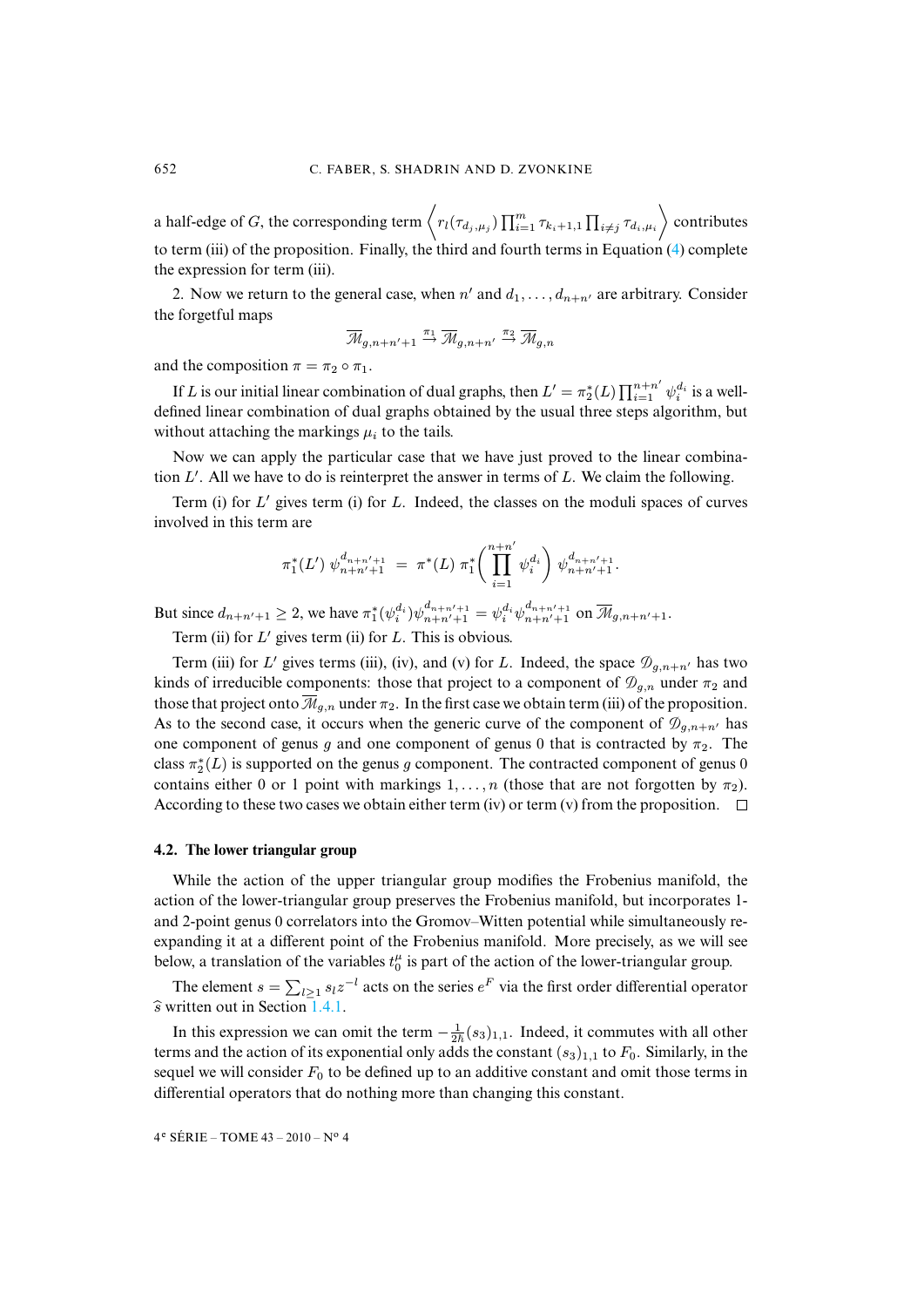a half-edge of $G$, the corresponding term $\left\langle r_l(\tau_{d_j,\mu_j}) \prod_{i=1}^m \tau_{k_i+1,1} \prod_{i\neq j} \tau_{d_i,\mu_i} \right\rangle$ contributes to term (iii) of the proposition. Finally, the third and fourth terms in Equation (4) complete the expression for term (iii).

2. Now we return to the general case, when $n'$ and $d_1, \ldots, d_{n+n'}$ are arbitrary. Consider the forgetful maps

$$\overline{\mathcal{M}}_{g,n+n'+1} \xrightarrow{\pi_1} \overline{\mathcal{M}}_{g,n+n'} \xrightarrow{\pi_2} \overline{\mathcal{M}}_{g,n}$$

and the composition $\pi = \pi_2 \circ \pi_1$.

If $L$ is our initial linear combination of dual graphs, then $L' = \pi_2^*(L) \prod_{i=1}^{n+n'} \psi_i^{d_i}$ is a well-defined linear combination of dual graphs obtained by the usual three steps algorithm, but without attaching the markings $\mu_i$ to the tails.

Now we can apply the particular case that we have just proved to the linear combination $L'$. All we have to do is reinterpret the answer in terms of $L$. We claim the following.

Term (i) for $L'$ gives term (i) for $L$. Indeed, the classes on the moduli spaces of curves involved in this term are

$$\pi_1^*(L')\, \psi_{n+n'+1}^{d_{n+n'+1}} \;=\; \pi^*(L)\; \pi_1^*\!\left(\prod_{i=1}^{n+n'} \psi_i^{d_i}\right) \psi_{n+n'+1}^{d_{n+n'+1}}.$$

But since $d_{n+n'+1} \geq 2$, we have $\pi_1^*(\psi_i^{d_i})\psi_{n+n'+1}^{d_{n+n'+1}} = \psi_i^{d_i}\psi_{n+n'+1}^{d_{n+n'+1}}$ on $\overline{\mathcal{M}}_{g,n+n'+1}$.

Term (ii) for $L'$ gives term (ii) for $L$. This is obvious.

Term (iii) for $L'$ gives terms (iii), (iv), and (v) for $L$. Indeed, the space $\mathcal{D}_{g,n+n'}$ has two kinds of irreducible components: those that project to a component of $\mathcal{D}_{g,n}$ under $\pi_2$ and those that project onto $\overline{\mathcal{M}}_{g,n}$ under $\pi_2$. In the first case we obtain term (iii) of the proposition. As to the second case, it occurs when the generic curve of the component of $\mathcal{D}_{g,n+n'}$ has one component of genus $g$ and one component of genus 0 that is contracted by $\pi_2$. The class $\pi_2^*(L)$ is supported on the genus $g$ component. The contracted component of genus 0 contains either 0 or 1 point with markings $1, \ldots, n$ (those that are not forgotten by $\pi_2$). According to these two cases we obtain either term (iv) or term (v) from the proposition. □

### 4.2. The lower triangular group

While the action of the upper triangular group modifies the Frobenius manifold, the action of the lower-triangular group preserves the Frobenius manifold, but incorporates 1- and 2-point genus 0 correlators into the Gromov–Witten potential while simultaneously re-expanding it at a different point of the Frobenius manifold. More precisely, as we will see below, a translation of the variables $t_0^\mu$ is part of the action of the lower-triangular group.

The element $s = \sum_{l\geq 1} s_l z^{-l}$ acts on the series $e^F$ via the first order differential operator $\widehat{s}$ written out in Section 1.4.1.

In this expression we can omit the term $-\frac{1}{2\hbar}(s_3)_{1,1}$. Indeed, it commutes with all other terms and the action of its exponential only adds the constant $(s_3)_{1,1}$ to $F_0$. Similarly, in the sequel we will consider $F_0$ to be defined up to an additive constant and omit those terms in differential operators that do nothing more than changing this constant.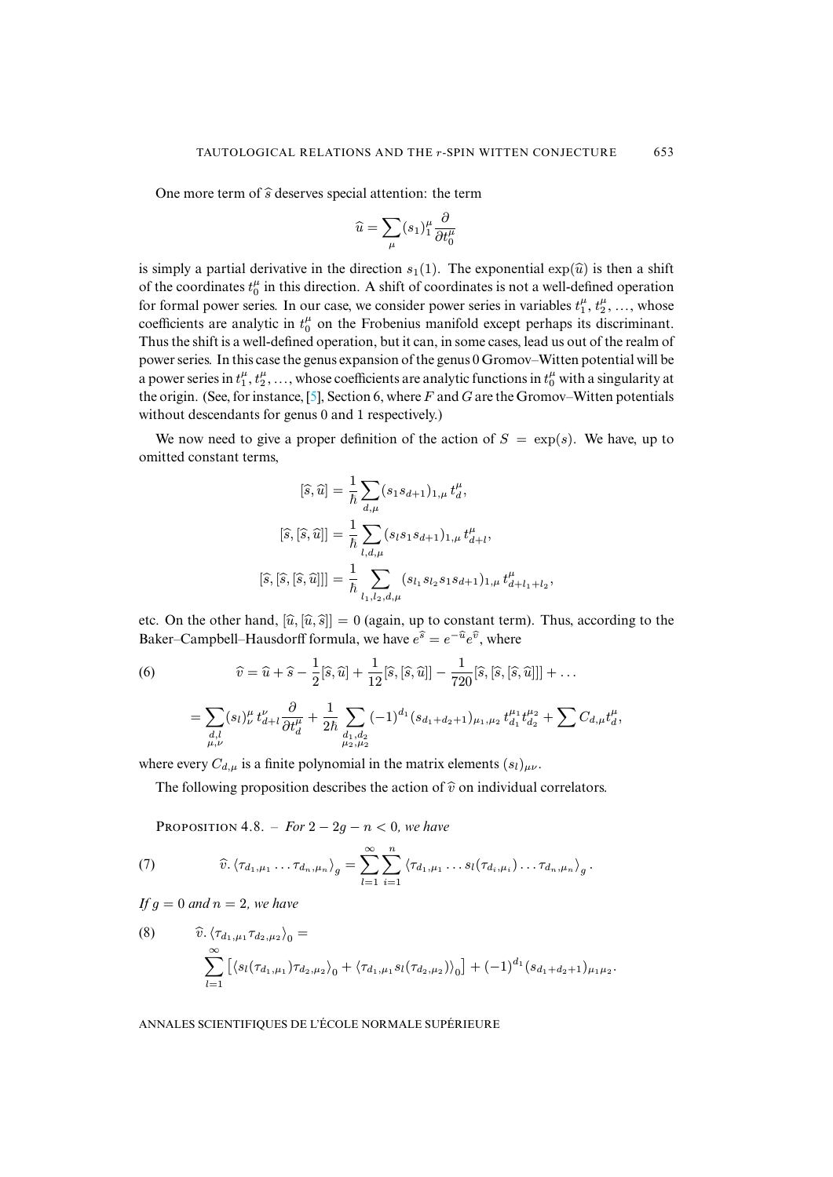One more term of $\widehat{s}$ deserves special attention: the term

$$\widehat{u} = \sum_{\mu} (s_1)_1^{\mu} \frac{\partial}{\partial t_0^{\mu}}$$

is simply a partial derivative in the direction $s_1(1)$. The exponential $\exp(\widehat{u})$ is then a shift of the coordinates $t_0^{\mu}$ in this direction. A shift of coordinates is not a well-defined operation for formal power series. In our case, we consider power series in variables $t_1^{\mu}$, $t_2^{\mu}$, ..., whose coefficients are analytic in $t_0^{\mu}$ on the Frobenius manifold except perhaps its discriminant. Thus the shift is a well-defined operation, but it can, in some cases, lead us out of the realm of power series. In this case the genus expansion of the genus 0 Gromov–Witten potential will be a power series in $t_1^{\mu}$, $t_2^{\mu}$, ..., whose coefficients are analytic functions in $t_0^{\mu}$ with a singularity at the origin. (See, for instance, [5], Section 6, where $F$ and $G$ are the Gromov–Witten potentials without descendants for genus 0 and 1 respectively.)

We now need to give a proper definition of the action of $S = \exp(s)$. We have, up to omitted constant terms,

$$[\widehat{s}, \widehat{u}] = \frac{1}{\hbar} \sum_{d,\mu} (s_1 s_{d+1})_{1,\mu}\, t_d^{\mu},$$

$$[\widehat{s}, [\widehat{s}, \widehat{u}]] = \frac{1}{\hbar} \sum_{l,d,\mu} (s_l s_1 s_{d+1})_{1,\mu}\, t_{d+l}^{\mu},$$

$$[\widehat{s}, [\widehat{s}, [\widehat{s}, \widehat{u}]]] = \frac{1}{\hbar} \sum_{l_1,l_2,d,\mu} (s_{l_1} s_{l_2} s_1 s_{d+1})_{1,\mu}\, t_{d+l_1+l_2}^{\mu},$$

etc. On the other hand, $[\widehat{u}, [\widehat{u}, \widehat{s}]] = 0$ (again, up to constant term). Thus, according to the Baker–Campbell–Hausdorff formula, we have $e^{\widehat{s}} = e^{-\widehat{u}} e^{\widehat{v}}$, where

$$\widehat{v} = \widehat{u} + \widehat{s} - \frac{1}{2}[\widehat{s}, \widehat{u}] + \frac{1}{12}[\widehat{s}, [\widehat{s}, \widehat{u}]] - \frac{1}{720}[\widehat{s}, [\widehat{s}, [\widehat{s}, \widehat{u}]]] + \ldots \tag{6}$$

$$= \sum_{\substack{d,l \\ \mu,\nu}} (s_l)_{\nu}^{\mu}\, t_{d+l}^{\nu} \frac{\partial}{\partial t_d^{\mu}} + \frac{1}{2\hbar} \sum_{\substack{d_1,d_2 \\ \mu_2,\mu_2}} (-1)^{d_1} (s_{d_1+d_2+1})_{\mu_1,\mu_2}\, t_{d_1}^{\mu_1} t_{d_2}^{\mu_2} + \sum C_{d,\mu} t_d^{\mu},$$

where every $C_{d,\mu}$ is a finite polynomial in the matrix elements $(s_l)_{\mu\nu}$.

The following proposition describes the action of $\widehat{v}$ on individual correlators.

Proposition 4.8. – *For $2 - 2g - n < 0$, we have*

$$\widehat{v}.\left\langle \tau_{d_1,\mu_1} \ldots \tau_{d_n,\mu_n} \right\rangle_g = \sum_{l=1}^{\infty} \sum_{i=1}^{n} \left\langle \tau_{d_1,\mu_1} \ldots s_l(\tau_{d_i,\mu_i}) \ldots \tau_{d_n,\mu_n} \right\rangle_g. \tag{7}$$

*If $g = 0$ and $n = 2$, we have*

$$\widehat{v}.\left\langle \tau_{d_1,\mu_1} \tau_{d_2,\mu_2} \right\rangle_0 = \sum_{l=1}^{\infty} \left[ \left\langle s_l(\tau_{d_1,\mu_1}) \tau_{d_2,\mu_2} \right\rangle_0 + \left\langle \tau_{d_1,\mu_1} s_l(\tau_{d_2,\mu_2}) \right\rangle_0 \right] + (-1)^{d_1} (s_{d_1+d_2+1})_{\mu_1\mu_2}. \tag{8}$$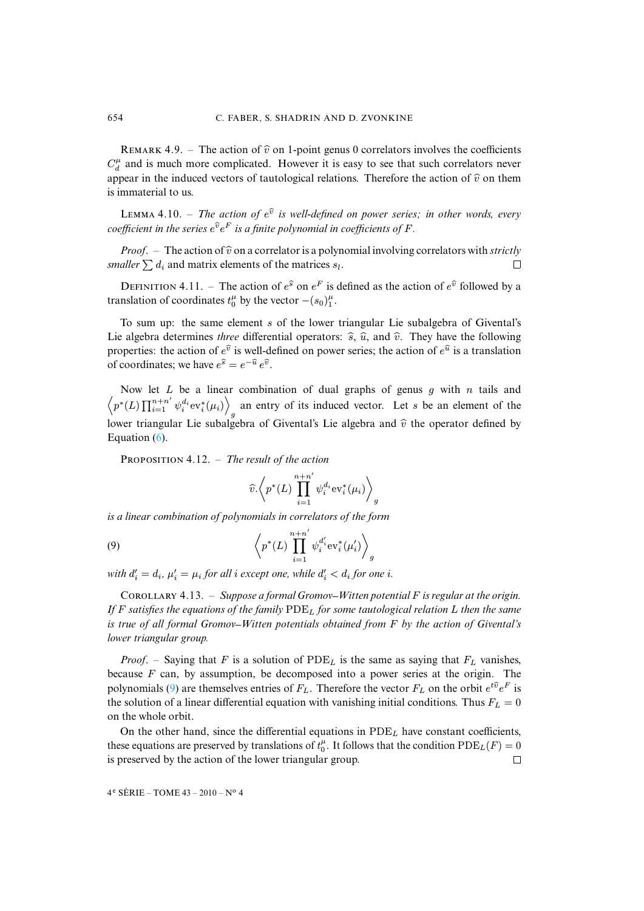REMARK 4.9. – The action of $\widehat{v}$ on 1-point genus 0 correlators involves the coefficients $C_d^\mu$ and is much more complicated. However it is easy to see that such correlators never appear in the induced vectors of tautological relations. Therefore the action of $\widehat{v}$ on them is immaterial to us.

LEMMA 4.10. – *The action of $e^{\widehat{v}}$ is well-defined on power series; in other words, every coefficient in the series $e^{\widehat{v}}e^F$ is a finite polynomial in coefficients of $F$.*

*Proof*. – The action of $\widehat{v}$ on a correlator is a polynomial involving correlators with *strictly smaller* $\sum d_i$ and matrix elements of the matrices $s_l$. □

DEFINITION 4.11. – The action of $e^{\widehat{s}}$ on $e^F$ is defined as the action of $e^{\widehat{v}}$ followed by a translation of coordinates $t_0^\mu$ by the vector $-(s_0)_1^\mu$.

To sum up: the same element $s$ of the lower triangular Lie subalgebra of Givental's Lie algebra determines *three* differential operators: $\widehat{s}$, $\widehat{u}$, and $\widehat{v}$. They have the following properties: the action of $e^{\widehat{v}}$ is well-defined on power series; the action of $e^{\widehat{u}}$ is a translation of coordinates; we have $e^{\widehat{s}} = e^{-\widehat{u}}\, e^{\widehat{v}}$.

Now let $L$ be a linear combination of dual graphs of genus $g$ with $n$ tails and $\left\langle p^*(L) \prod_{i=1}^{n+n'} \psi_i^{d_i} \mathrm{ev}_i^*(\mu_i) \right\rangle_g$ an entry of its induced vector. Let $s$ be an element of the lower triangular Lie subalgebra of Givental's Lie algebra and $\widehat{v}$ the operator defined by Equation (6).

PROPOSITION 4.12. – *The result of the action*

$$\widehat{v}. \left\langle p^*(L) \prod_{i=1}^{n+n'} \psi_i^{d_i} \mathrm{ev}_i^*(\mu_i) \right\rangle_g$$

*is a linear combination of polynomials in correlators of the form*

$$\left\langle p^*(L) \prod_{i=1}^{n+n'} \psi_i^{d'_i} \mathrm{ev}_i^*(\mu'_i) \right\rangle_g \tag{9}$$

*with $d'_i = d_i$, $\mu'_i = \mu_i$ for all $i$ except one, while $d'_i < d_i$ for one $i$.*

COROLLARY 4.13. – *Suppose a formal Gromov–Witten potential $F$ is regular at the origin. If $F$ satisfies the equations of the family $\mathrm{PDE}_L$ for some tautological relation $L$ then the same is true of all formal Gromov–Witten potentials obtained from $F$ by the action of Givental's lower triangular group.*

*Proof*. – Saying that $F$ is a solution of $\mathrm{PDE}_L$ is the same as saying that $F_L$ vanishes, because $F$ can, by assumption, be decomposed into a power series at the origin. The polynomials (9) are themselves entries of $F_L$. Therefore the vector $F_L$ on the orbit $e^{t\widehat{v}}e^F$ is the solution of a linear differential equation with vanishing initial conditions. Thus $F_L = 0$ on the whole orbit.

On the other hand, since the differential equations in $\mathrm{PDE}_L$ have constant coefficients, these equations are preserved by translations of $t_0^\mu$. It follows that the condition $\mathrm{PDE}_L(F) = 0$ is preserved by the action of the lower triangular group. □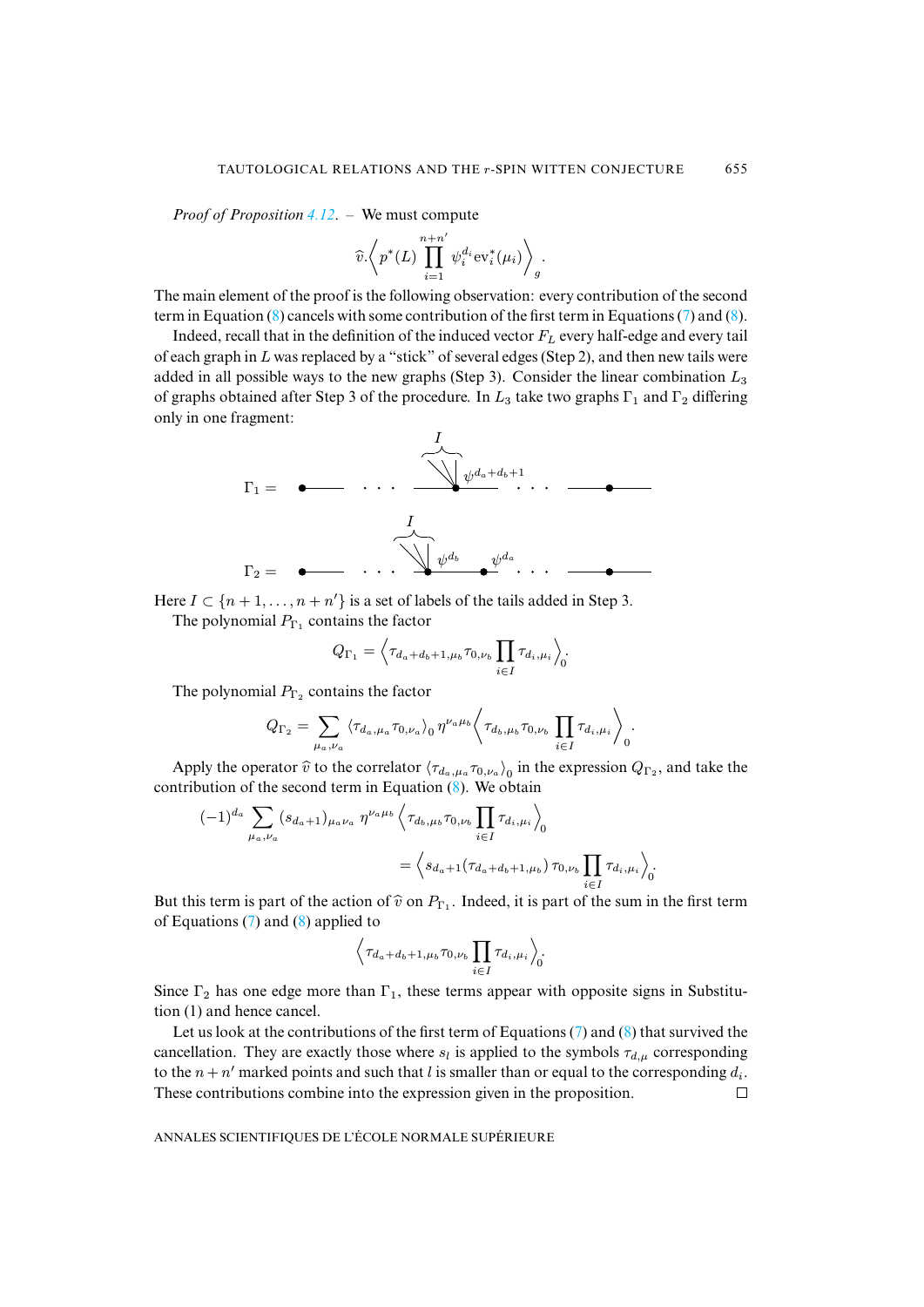*Proof of Proposition 4.12*. – We must compute

$$\widehat{v}.\left\langle p^*(L) \prod_{i=1}^{n+n'} \psi_i^{d_i} \mathrm{ev}_i^*(\mu_i) \right\rangle_g .$$

The main element of the proof is the following observation: every contribution of the second term in Equation (8) cancels with some contribution of the first term in Equations (7) and (8).

Indeed, recall that in the definition of the induced vector $F_L$ every half-edge and every tail of each graph in $L$ was replaced by a "stick" of several edges (Step 2), and then new tails were added in all possible ways to the new graphs (Step 3). Consider the linear combination $L_3$ of graphs obtained after Step 3 of the procedure. In $L_3$ take two graphs $\Gamma_1$ and $\Gamma_2$ differing only in one fragment:

$\Gamma_1 =$ [graph with a vertex carrying tails $I$ and $\psi^{d_a+d_b+1}$]

$\Gamma_2 =$ [graph with two vertices joined by an edge, tails $I$, $\psi^{d_b}$ and $\psi^{d_a}$]

Here $I \subset \{n+1, \ldots, n+n'\}$ is a set of labels of the tails added in Step 3.

The polynomial $P_{\Gamma_1}$ contains the factor

$$Q_{\Gamma_1} = \left\langle \tau_{d_a+d_b+1,\mu_b} \tau_{0,\nu_b} \prod_{i \in I} \tau_{d_i,\mu_i} \right\rangle_0 .$$

The polynomial $P_{\Gamma_2}$ contains the factor

$$Q_{\Gamma_2} = \sum_{\mu_a,\nu_a} \langle \tau_{d_a,\mu_a} \tau_{0,\nu_a} \rangle_0 \, \eta^{\nu_a \mu_b} \left\langle \tau_{d_b,\mu_b} \tau_{0,\nu_b} \prod_{i \in I} \tau_{d_i,\mu_i} \right\rangle_0 .$$

Apply the operator $\widehat{v}$ to the correlator $\langle \tau_{d_a,\mu_a} \tau_{0,\nu_a} \rangle_0$ in the expression $Q_{\Gamma_2}$, and take the contribution of the second term in Equation (8). We obtain

$$(-1)^{d_a} \sum_{\mu_a,\nu_a} (s_{d_a+1})_{\mu_a \nu_a} \, \eta^{\nu_a \mu_b} \left\langle \tau_{d_b,\mu_b} \tau_{0,\nu_b} \prod_{i \in I} \tau_{d_i,\mu_i} \right\rangle_0$$
$$= \left\langle s_{d_a+1}(\tau_{d_a+d_b+1,\mu_b}) \, \tau_{0,\nu_b} \prod_{i \in I} \tau_{d_i,\mu_i} \right\rangle_0 .$$

But this term is part of the action of $\widehat{v}$ on $P_{\Gamma_1}$. Indeed, it is part of the sum in the first term of Equations (7) and (8) applied to

$$\left\langle \tau_{d_a+d_b+1,\mu_b} \tau_{0,\nu_b} \prod_{i \in I} \tau_{d_i,\mu_i} \right\rangle_0 .$$

Since $\Gamma_2$ has one edge more than $\Gamma_1$, these terms appear with opposite signs in Substitution (1) and hence cancel.

Let us look at the contributions of the first term of Equations (7) and (8) that survived the cancellation. They are exactly those where $s_l$ is applied to the symbols $\tau_{d,\mu}$ corresponding to the $n+n'$ marked points and such that $l$ is smaller than or equal to the corresponding $d_i$. These contributions combine into the expression given in the proposition. □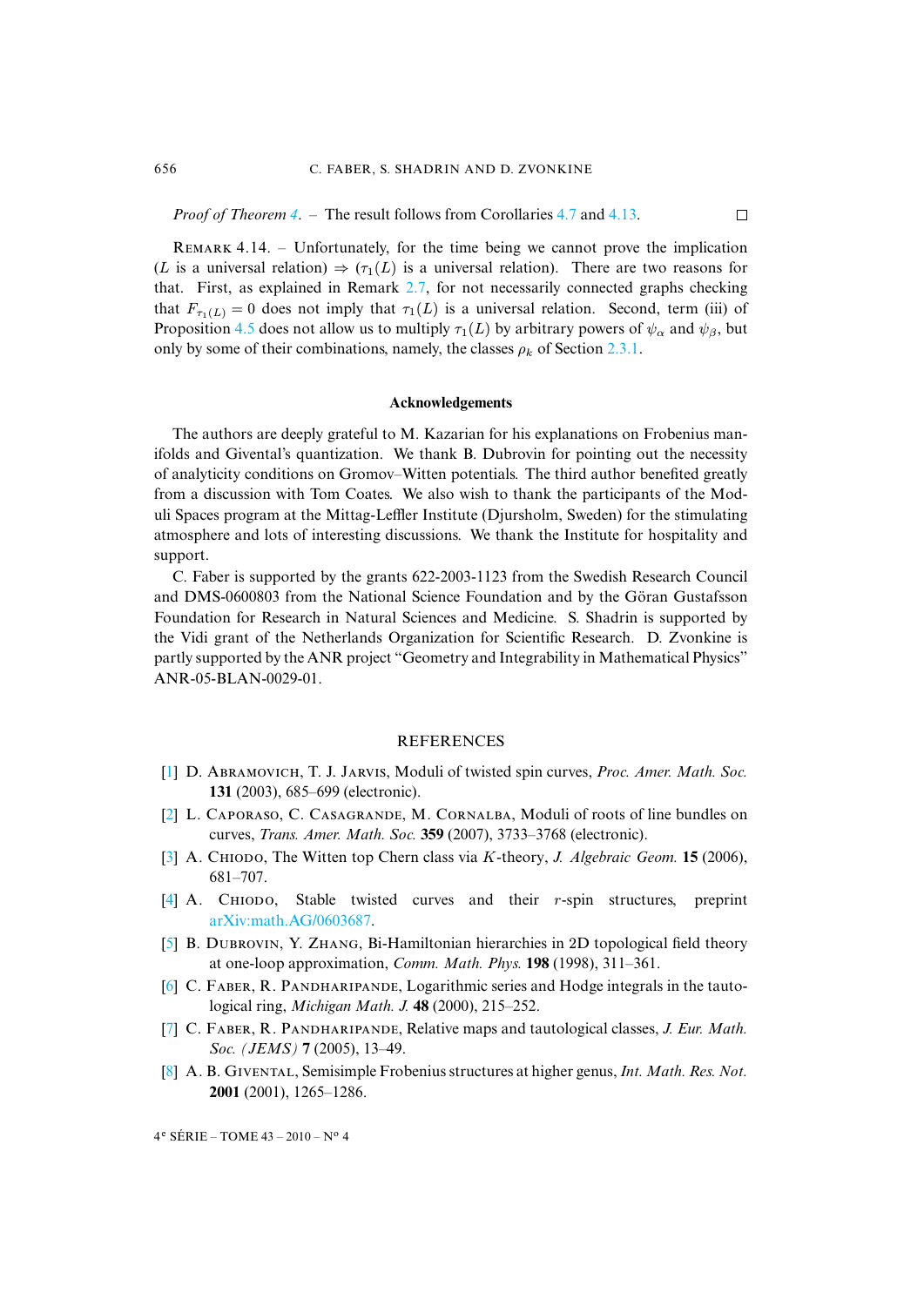*Proof of Theorem 4*. – The result follows from Corollaries 4.7 and 4.13. □

REMARK 4.14. – Unfortunately, for the time being we cannot prove the implication ($L$ is a universal relation) $\Rightarrow$ ($\tau_1(L)$ is a universal relation). There are two reasons for that. First, as explained in Remark 2.7, for not necessarily connected graphs checking that $F_{\tau_1(L)} = 0$ does not imply that $\tau_1(L)$ is a universal relation. Second, term (iii) of Proposition 4.5 does not allow us to multiply $\tau_1(L)$ by arbitrary powers of $\psi_\alpha$ and $\psi_\beta$, but only by some of their combinations, namely, the classes $\rho_k$ of Section 2.3.1.

### Acknowledgements

The authors are deeply grateful to M. Kazarian for his explanations on Frobenius manifolds and Givental's quantization. We thank B. Dubrovin for pointing out the necessity of analyticity conditions on Gromov–Witten potentials. The third author benefited greatly from a discussion with Tom Coates. We also wish to thank the participants of the Moduli Spaces program at the Mittag-Leffler Institute (Djursholm, Sweden) for the stimulating atmosphere and lots of interesting discussions. We thank the Institute for hospitality and support.

C. Faber is supported by the grants 622-2003-1123 from the Swedish Research Council and DMS-0600803 from the National Science Foundation and by the Göran Gustafsson Foundation for Research in Natural Sciences and Medicine. S. Shadrin is supported by the Vidi grant of the Netherlands Organization for Scientific Research. D. Zvonkine is partly supported by the ANR project "Geometry and Integrability in Mathematical Physics" ANR-05-BLAN-0029-01.

## REFERENCES

[1] D. ABRAMOVICH, T. J. JARVIS, Moduli of twisted spin curves, *Proc. Amer. Math. Soc.* **131** (2003), 685–699 (electronic).

[2] L. CAPORASO, C. CASAGRANDE, M. CORNALBA, Moduli of roots of line bundles on curves, *Trans. Amer. Math. Soc.* **359** (2007), 3733–3768 (electronic).

[3] A. CHIODO, The Witten top Chern class via $K$-theory, *J. Algebraic Geom.* **15** (2006), 681–707.

[4] A. CHIODO, Stable twisted curves and their $r$-spin structures, preprint arXiv:math.AG/0603687.

[5] B. DUBROVIN, Y. ZHANG, Bi-Hamiltonian hierarchies in 2D topological field theory at one-loop approximation, *Comm. Math. Phys.* **198** (1998), 311–361.

[6] C. FABER, R. PANDHARIPANDE, Logarithmic series and Hodge integrals in the tautological ring, *Michigan Math. J.* **48** (2000), 215–252.

[7] C. FABER, R. PANDHARIPANDE, Relative maps and tautological classes, *J. Eur. Math. Soc. (JEMS)* **7** (2005), 13–49.

[8] A. B. GIVENTAL, Semisimple Frobenius structures at higher genus, *Int. Math. Res. Not.* **2001** (2001), 1265–1286.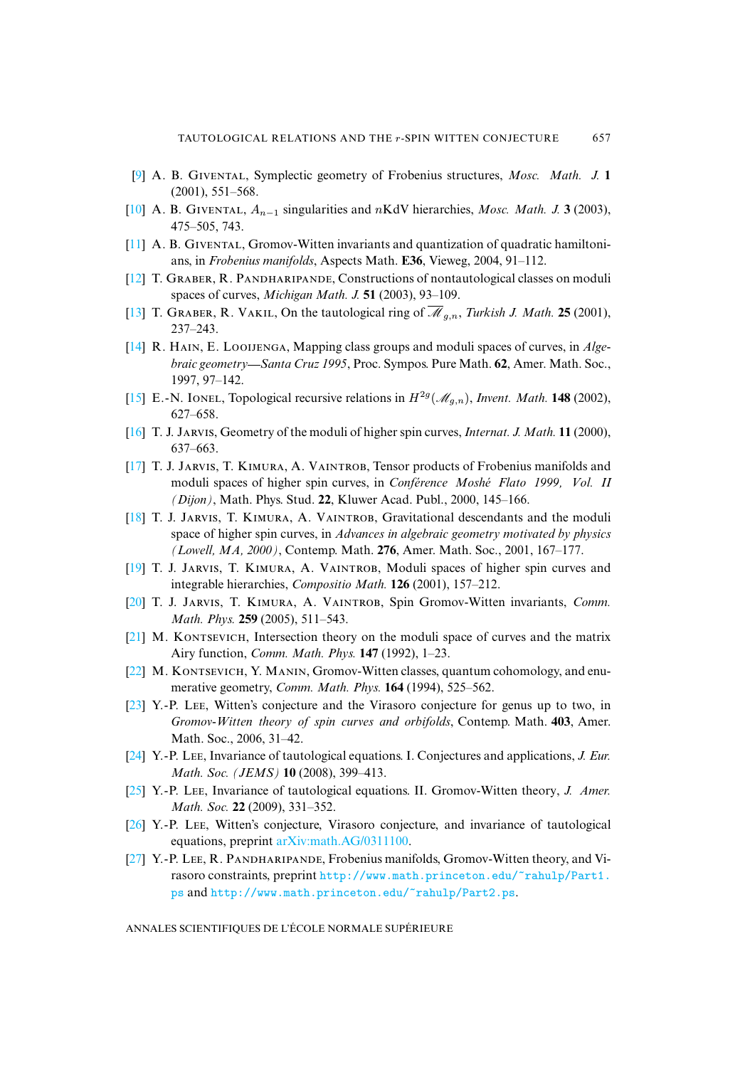[9] A. B. Givental, Symplectic geometry of Frobenius structures, *Mosc. Math. J.* **1** (2001), 551–568.

[10] A. B. Givental, $A_{n-1}$ singularities and $n$KdV hierarchies, *Mosc. Math. J.* **3** (2003), 475–505, 743.

[11] A. B. Givental, Gromov-Witten invariants and quantization of quadratic hamiltonians, in *Frobenius manifolds*, Aspects Math. **E36**, Vieweg, 2004, 91–112.

[12] T. Graber, R. Pandharipande, Constructions of nontautological classes on moduli spaces of curves, *Michigan Math. J.* **51** (2003), 93–109.

[13] T. Graber, R. Vakil, On the tautological ring of $\overline{\mathscr{M}}_{g,n}$, *Turkish J. Math.* **25** (2001), 237–243.

[14] R. Hain, E. Looijenga, Mapping class groups and moduli spaces of curves, in *Algebraic geometry—Santa Cruz 1995*, Proc. Sympos. Pure Math. **62**, Amer. Math. Soc., 1997, 97–142.

[15] E.-N. Ionel, Topological recursive relations in $H^{2g}(\mathscr{M}_{g,n})$, *Invent. Math.* **148** (2002), 627–658.

[16] T. J. Jarvis, Geometry of the moduli of higher spin curves, *Internat. J. Math.* **11** (2000), 637–663.

[17] T. J. Jarvis, T. Kimura, A. Vaintrob, Tensor products of Frobenius manifolds and moduli spaces of higher spin curves, in *Conférence Moshé Flato 1999, Vol. II (Dijon)*, Math. Phys. Stud. **22**, Kluwer Acad. Publ., 2000, 145–166.

[18] T. J. Jarvis, T. Kimura, A. Vaintrob, Gravitational descendants and the moduli space of higher spin curves, in *Advances in algebraic geometry motivated by physics (Lowell, MA, 2000)*, Contemp. Math. **276**, Amer. Math. Soc., 2001, 167–177.

[19] T. J. Jarvis, T. Kimura, A. Vaintrob, Moduli spaces of higher spin curves and integrable hierarchies, *Compositio Math.* **126** (2001), 157–212.

[20] T. J. Jarvis, T. Kimura, A. Vaintrob, Spin Gromov-Witten invariants, *Comm. Math. Phys.* **259** (2005), 511–543.

[21] M. Kontsevich, Intersection theory on the moduli space of curves and the matrix Airy function, *Comm. Math. Phys.* **147** (1992), 1–23.

[22] M. Kontsevich, Y. Manin, Gromov-Witten classes, quantum cohomology, and enumerative geometry, *Comm. Math. Phys.* **164** (1994), 525–562.

[23] Y.-P. Lee, Witten's conjecture and the Virasoro conjecture for genus up to two, in *Gromov-Witten theory of spin curves and orbifolds*, Contemp. Math. **403**, Amer. Math. Soc., 2006, 31–42.

[24] Y.-P. Lee, Invariance of tautological equations. I. Conjectures and applications, *J. Eur. Math. Soc. (JEMS)* **10** (2008), 399–413.

[25] Y.-P. Lee, Invariance of tautological equations. II. Gromov-Witten theory, *J. Amer. Math. Soc.* **22** (2009), 331–352.

[26] Y.-P. Lee, Witten's conjecture, Virasoro conjecture, and invariance of tautological equations, preprint arXiv:math.AG/0311100.

[27] Y.-P. Lee, R. Pandharipande, Frobenius manifolds, Gromov-Witten theory, and Virasoro constraints, preprint `http://www.math.princeton.edu/~rahulp/Part1.ps` and `http://www.math.princeton.edu/~rahulp/Part2.ps`.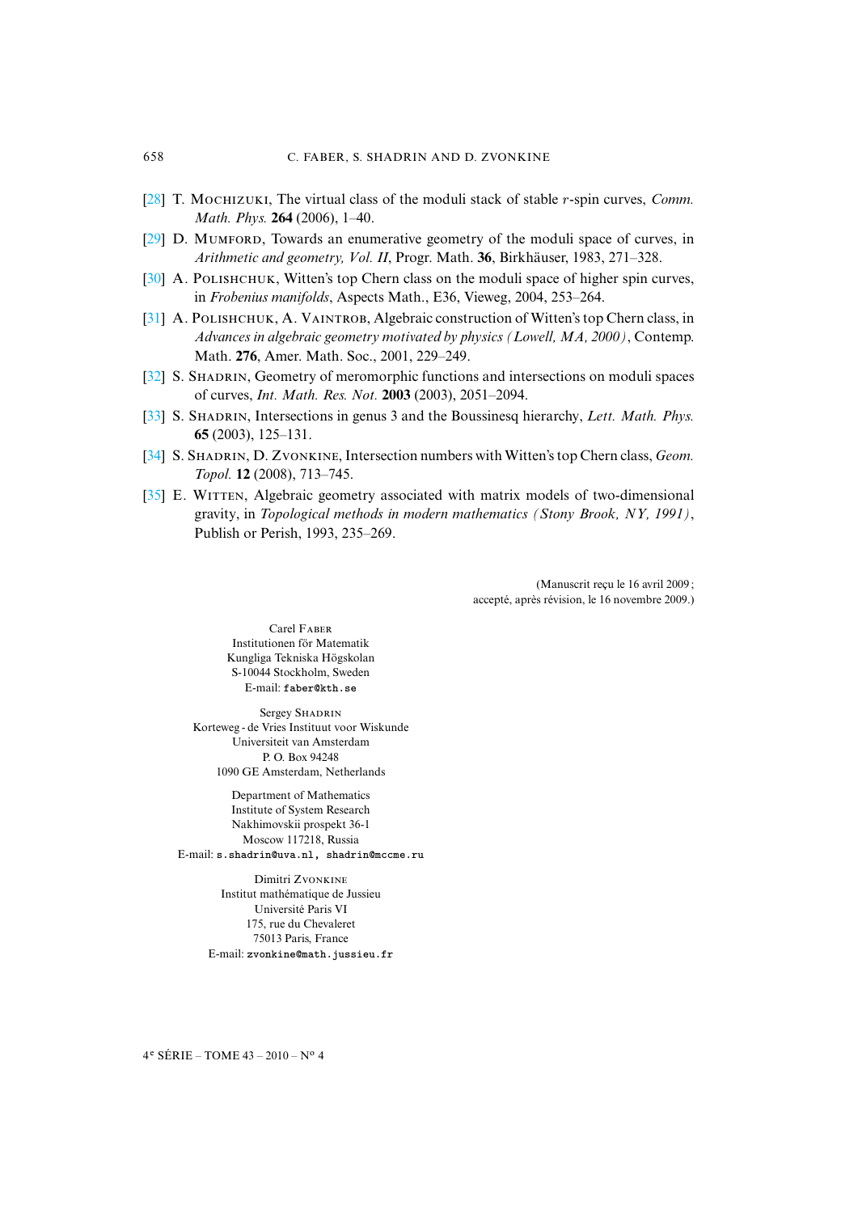[28] T. Mochizuki, The virtual class of the moduli stack of stable $r$-spin curves, *Comm. Math. Phys.* **264** (2006), 1–40.

[29] D. Mumford, Towards an enumerative geometry of the moduli space of curves, in *Arithmetic and geometry, Vol. II*, Progr. Math. **36**, Birkhäuser, 1983, 271–328.

[30] A. Polishchuk, Witten's top Chern class on the moduli space of higher spin curves, in *Frobenius manifolds*, Aspects Math., E36, Vieweg, 2004, 253–264.

[31] A. Polishchuk, A. Vaintrob, Algebraic construction of Witten's top Chern class, in *Advances in algebraic geometry motivated by physics (Lowell, MA, 2000)*, Contemp. Math. **276**, Amer. Math. Soc., 2001, 229–249.

[32] S. Shadrin, Geometry of meromorphic functions and intersections on moduli spaces of curves, *Int. Math. Res. Not.* **2003** (2003), 2051–2094.

[33] S. Shadrin, Intersections in genus 3 and the Boussinesq hierarchy, *Lett. Math. Phys.* **65** (2003), 125–131.

[34] S. Shadrin, D. Zvonkine, Intersection numbers with Witten's top Chern class, *Geom. Topol.* **12** (2008), 713–745.

[35] E. Witten, Algebraic geometry associated with matrix models of two-dimensional gravity, in *Topological methods in modern mathematics (Stony Brook, NY, 1991)*, Publish or Perish, 1993, 235–269.

(Manuscrit reçu le 16 avril 2009 ;
accepté, après révision, le 16 novembre 2009.)

Carel Faber
Institutionen för Matematik
Kungliga Tekniska Högskolan
S-10044 Stockholm, Sweden
E-mail: faber@kth.se

Sergey Shadrin
Korteweg - de Vries Instituut voor Wiskunde
Universiteit van Amsterdam
P. O. Box 94248
1090 GE Amsterdam, Netherlands

Department of Mathematics
Institute of System Research
Nakhimovskii prospekt 36-1
Moscow 117218, Russia
E-mail: s.shadrin@uva.nl, shadrin@mccme.ru

Dimitri Zvonkine
Institut mathématique de Jussieu
Université Paris VI
175, rue du Chevaleret
75013 Paris, France
E-mail: zvonkine@math.jussieu.fr